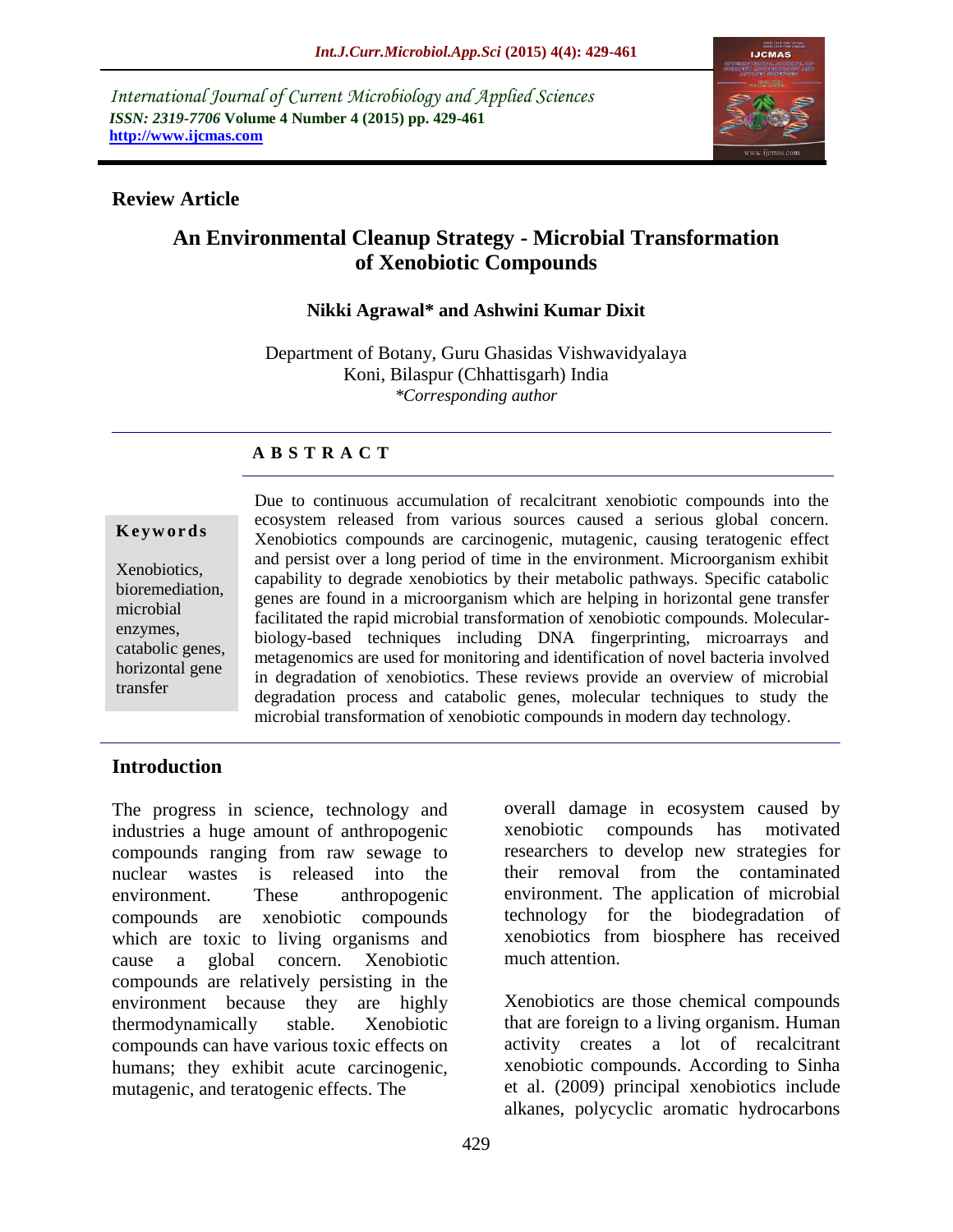International Journal of Current Microbiology and Applied Sciences
*ISSN: 2319-7706* **Volume 4 Number 4 (2015) pp. 429-461**
**http://www.ijcmas.com**

**Review Article**

# An Environmental Cleanup Strategy - Microbial Transformation of Xenobiotic Compounds

**Nikki Agrawal\* and Ashwini Kumar Dixit**

Department of Botany, Guru Ghasidas Vishwavidyalaya
Koni, Bilaspur (Chhattisgarh) India
*\*Corresponding author*

**A B S T R A C T**

**Keywords**

Xenobiotics, bioremediation, microbial enzymes, catabolic genes, horizontal gene transfer

Due to continuous accumulation of recalcitrant xenobiotic compounds into the ecosystem released from various sources caused a serious global concern. Xenobiotics compounds are carcinogenic, mutagenic, causing teratogenic effect and persist over a long period of time in the environment. Microorganism exhibit capability to degrade xenobiotics by their metabolic pathways. Specific catabolic genes are found in a microorganism which are helping in horizontal gene transfer facilitated the rapid microbial transformation of xenobiotic compounds. Molecular-biology-based techniques including DNA fingerprinting, microarrays and metagenomics are used for monitoring and identification of novel bacteria involved in degradation of xenobiotics. These reviews provide an overview of microbial degradation process and catabolic genes, molecular techniques to study the microbial transformation of xenobiotic compounds in modern day technology.

## Introduction

The progress in science, technology and industries a huge amount of anthropogenic compounds ranging from raw sewage to nuclear wastes is released into the environment. These anthropogenic compounds are xenobiotic compounds which are toxic to living organisms and cause a global concern. Xenobiotic compounds are relatively persisting in the environment because they are highly thermodynamically stable. Xenobiotic compounds can have various toxic effects on humans; they exhibit acute carcinogenic, mutagenic, and teratogenic effects. The overall damage in ecosystem caused by xenobiotic compounds has motivated researchers to develop new strategies for their removal from the contaminated environment. The application of microbial technology for the biodegradation of xenobiotics from biosphere has received much attention.

Xenobiotics are those chemical compounds that are foreign to a living organism. Human activity creates a lot of recalcitrant xenobiotic compounds. According to Sinha et al. (2009) principal xenobiotics include alkanes, polycyclic aromatic hydrocarbons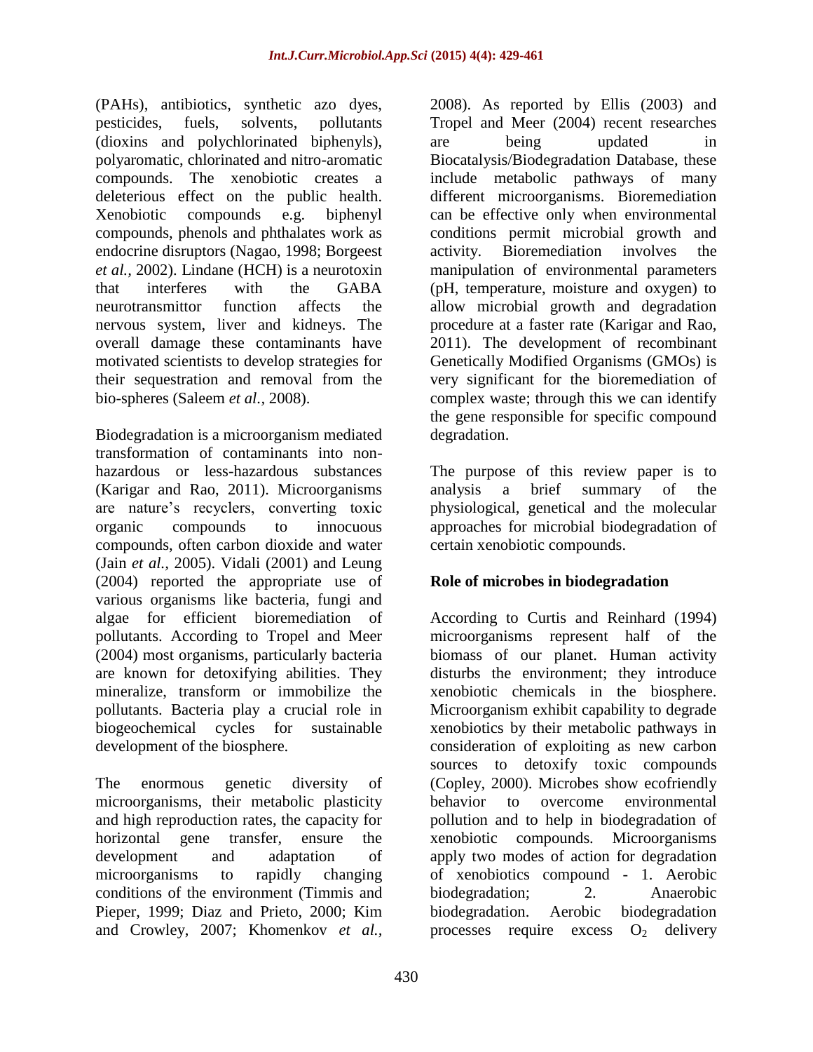(PAHs), antibiotics, synthetic azo dyes, pesticides, fuels, solvents, pollutants (dioxins and polychlorinated biphenyls), polyaromatic, chlorinated and nitro-aromatic compounds. The xenobiotic creates a deleterious effect on the public health. Xenobiotic compounds e.g. biphenyl compounds, phenols and phthalates work as endocrine disruptors (Nagao, 1998; Borgeest *et al.,* 2002). Lindane (HCH) is a neurotoxin that interferes with the GABA neurotransmittor function affects the nervous system, liver and kidneys. The overall damage these contaminants have motivated scientists to develop strategies for their sequestration and removal from the bio-spheres (Saleem *et al.,* 2008).

Biodegradation is a microorganism mediated transformation of contaminants into non-hazardous or less-hazardous substances (Karigar and Rao, 2011). Microorganisms are nature's recyclers, converting toxic organic compounds to innocuous compounds, often carbon dioxide and water (Jain *et al.,* 2005). Vidali (2001) and Leung (2004) reported the appropriate use of various organisms like bacteria, fungi and algae for efficient bioremediation of pollutants. According to Tropel and Meer (2004) most organisms, particularly bacteria are known for detoxifying abilities. They mineralize, transform or immobilize the pollutants. Bacteria play a crucial role in biogeochemical cycles for sustainable development of the biosphere.

The enormous genetic diversity of microorganisms, their metabolic plasticity and high reproduction rates, the capacity for horizontal gene transfer, ensure the development and adaptation of microorganisms to rapidly changing conditions of the environment (Timmis and Pieper, 1999; Diaz and Prieto, 2000; Kim and Crowley, 2007; Khomenkov *et al.,* 2008). As reported by Ellis (2003) and Tropel and Meer (2004) recent researches are being updated in Biocatalysis/Biodegradation Database, these include metabolic pathways of many different microorganisms. Bioremediation can be effective only when environmental conditions permit microbial growth and activity. Bioremediation involves the manipulation of environmental parameters (pH, temperature, moisture and oxygen) to allow microbial growth and degradation procedure at a faster rate (Karigar and Rao, 2011). The development of recombinant Genetically Modified Organisms (GMOs) is very significant for the bioremediation of complex waste; through this we can identify the gene responsible for specific compound degradation.

The purpose of this review paper is to analysis a brief summary of the physiological, genetical and the molecular approaches for microbial biodegradation of certain xenobiotic compounds.

## Role of microbes in biodegradation

According to Curtis and Reinhard (1994) microorganisms represent half of the biomass of our planet. Human activity disturbs the environment; they introduce xenobiotic chemicals in the biosphere. Microorganism exhibit capability to degrade xenobiotics by their metabolic pathways in consideration of exploiting as new carbon sources to detoxify toxic compounds (Copley, 2000). Microbes show ecofriendly behavior to overcome environmental pollution and to help in biodegradation of xenobiotic compounds. Microorganisms apply two modes of action for degradation of xenobiotics compound - 1. Aerobic biodegradation; 2. Anaerobic biodegradation. Aerobic biodegradation processes require excess $O_2$ delivery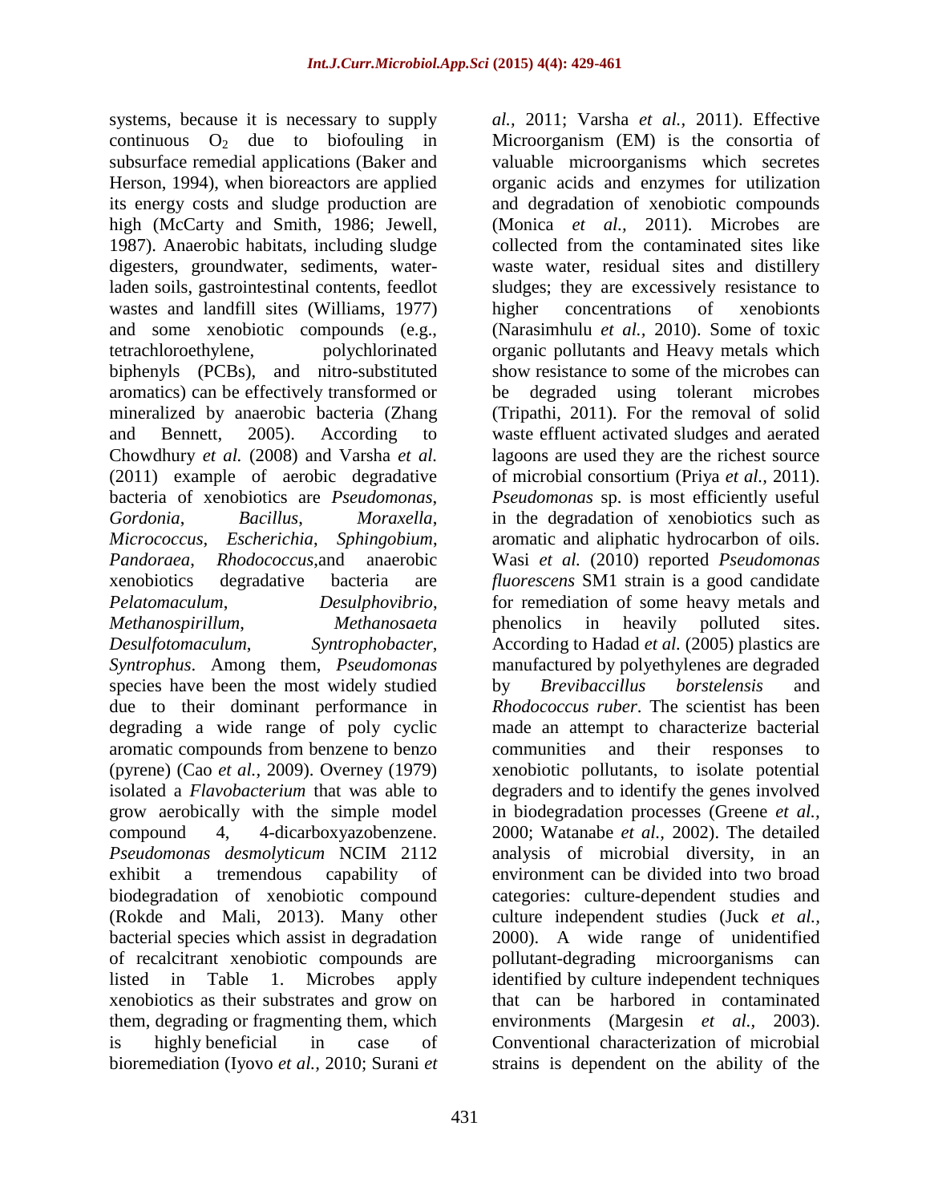systems, because it is necessary to supply continuous $O_2$ due to biofouling in subsurface remedial applications (Baker and Herson, 1994), when bioreactors are applied its energy costs and sludge production are high (McCarty and Smith, 1986; Jewell, 1987). Anaerobic habitats, including sludge digesters, groundwater, sediments, water-laden soils, gastrointestinal contents, feedlot wastes and landfill sites (Williams, 1977) and some xenobiotic compounds (e.g., tetrachloroethylene, polychlorinated biphenyls (PCBs), and nitro-substituted aromatics) can be effectively transformed or mineralized by anaerobic bacteria (Zhang and Bennett, 2005). According to Chowdhury *et al.* (2008) and Varsha *et al.* (2011) example of aerobic degradative bacteria of xenobiotics are *Pseudomonas*, *Gordonia*, *Bacillus*, *Moraxella*, *Micrococcus*, *Escherichia*, *Sphingobium*, *Pandoraea*, *Rhodococcus*,and anaerobic xenobiotics degradative bacteria are *Pelatomaculum*, *Desulphovibrio*, *Methanospirillum*, *Methanosaeta* *Desulfotomaculum*, *Syntrophobacter*, *Syntrophus*. Among them, *Pseudomonas* species have been the most widely studied due to their dominant performance in degrading a wide range of poly cyclic aromatic compounds from benzene to benzo (pyrene) (Cao *et al.*, 2009). Overney (1979) isolated a *Flavobacterium* that was able to grow aerobically with the simple model compound 4, 4-dicarboxyazobenzene. *Pseudomonas desmolyticum* NCIM 2112 exhibit a tremendous capability of biodegradation of xenobiotic compound (Rokde and Mali, 2013). Many other bacterial species which assist in degradation of recalcitrant xenobiotic compounds are listed in Table 1. Microbes apply xenobiotics as their substrates and grow on them, degrading or fragmenting them, which is highly beneficial in case of bioremediation (Iyovo *et al.*, 2010; Surani *et al.*, 2011; Varsha *et al.*, 2011). Effective Microorganism (EM) is the consortia of valuable microorganisms which secretes organic acids and enzymes for utilization and degradation of xenobiotic compounds (Monica *et al.*, 2011). Microbes are collected from the contaminated sites like waste water, residual sites and distillery sludges; they are excessively resistance to higher concentrations of xenobionts (Narasimhulu *et al.*, 2010). Some of toxic organic pollutants and Heavy metals which show resistance to some of the microbes can be degraded using tolerant microbes (Tripathi, 2011). For the removal of solid waste effluent activated sludges and aerated lagoons are used they are the richest source of microbial consortium (Priya *et al.*, 2011). *Pseudomonas* sp. is most efficiently useful in the degradation of xenobiotics such as aromatic and aliphatic hydrocarbon of oils. Wasi *et al.* (2010) reported *Pseudomonas fluorescens* SM1 strain is a good candidate for remediation of some heavy metals and phenolics in heavily polluted sites. According to Hadad *et al.* (2005) plastics are manufactured by polyethylenes are degraded by *Brevibaccillus borstelensis* and *Rhodococcus ruber*. The scientist has been made an attempt to characterize bacterial communities and their responses to xenobiotic pollutants, to isolate potential degraders and to identify the genes involved in biodegradation processes (Greene *et al.*, 2000; Watanabe *et al.*, 2002). The detailed analysis of microbial diversity, in an environment can be divided into two broad categories: culture-dependent studies and culture independent studies (Juck *et al.*, 2000). A wide range of unidentified pollutant-degrading microorganisms can identified by culture independent techniques that can be harbored in contaminated environments (Margesin *et al.*, 2003). Conventional characterization of microbial strains is dependent on the ability of the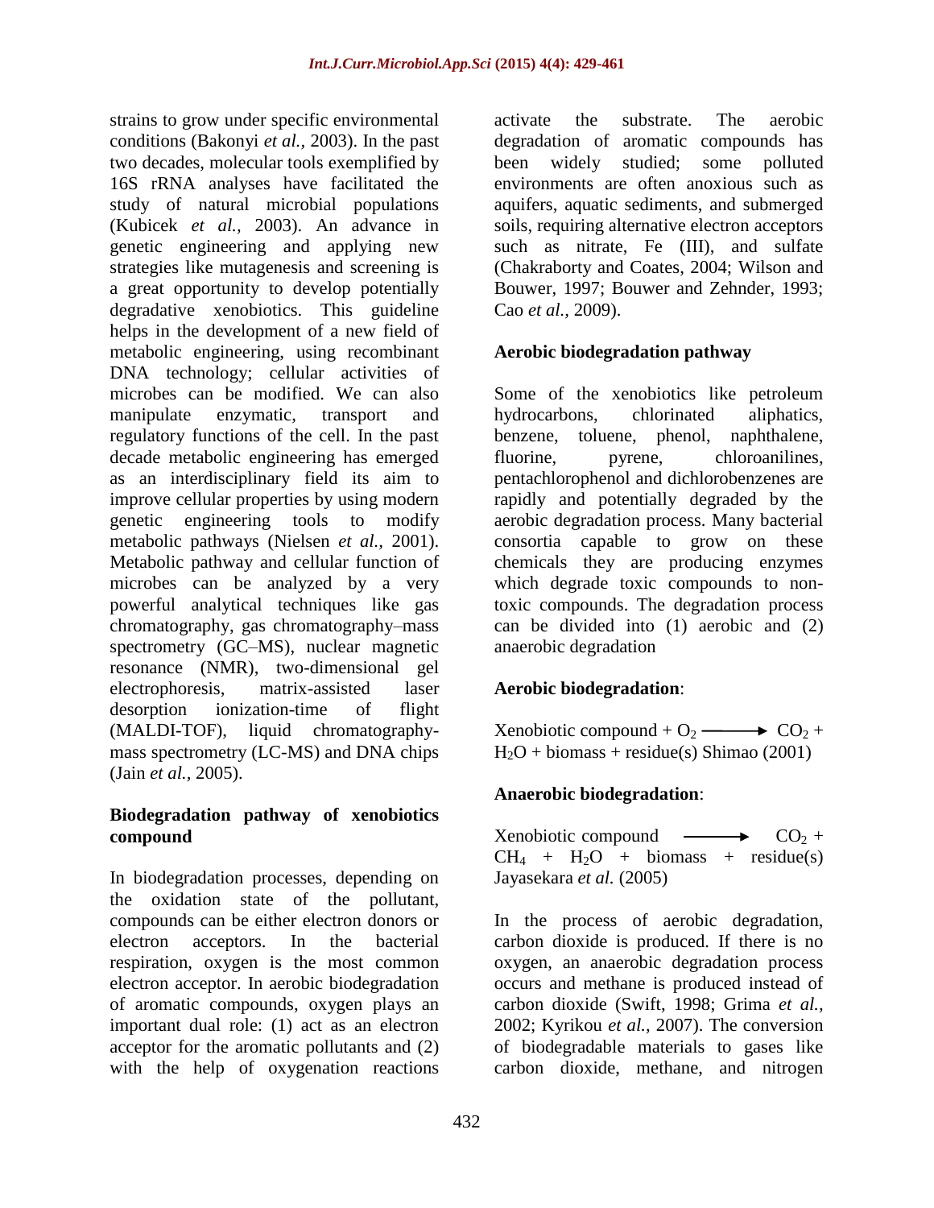strains to grow under specific environmental conditions (Bakonyi *et al.,* 2003). In the past two decades, molecular tools exemplified by 16S rRNA analyses have facilitated the study of natural microbial populations (Kubicek *et al.,* 2003). An advance in genetic engineering and applying new strategies like mutagenesis and screening is a great opportunity to develop potentially degradative xenobiotics. This guideline helps in the development of a new field of metabolic engineering, using recombinant DNA technology; cellular activities of microbes can be modified. We can also manipulate enzymatic, transport and regulatory functions of the cell. In the past decade metabolic engineering has emerged as an interdisciplinary field its aim to improve cellular properties by using modern genetic engineering tools to modify metabolic pathways (Nielsen *et al.,* 2001). Metabolic pathway and cellular function of microbes can be analyzed by a very powerful analytical techniques like gas chromatography, gas chromatography–mass spectrometry (GC–MS), nuclear magnetic resonance (NMR), two-dimensional gel electrophoresis, matrix-assisted laser desorption ionization-time of flight (MALDI-TOF), liquid chromatography-mass spectrometry (LC-MS) and DNA chips (Jain *et al.,* 2005).

## Biodegradation pathway of xenobiotics compound

In biodegradation processes, depending on the oxidation state of the pollutant, compounds can be either electron donors or electron acceptors. In the bacterial respiration, oxygen is the most common electron acceptor. In aerobic biodegradation of aromatic compounds, oxygen plays an important dual role: (1) act as an electron acceptor for the aromatic pollutants and (2) with the help of oxygenation reactions activate the substrate. The aerobic degradation of aromatic compounds has been widely studied; some polluted environments are often anoxious such as aquifers, aquatic sediments, and submerged soils, requiring alternative electron acceptors such as nitrate, Fe (III), and sulfate (Chakraborty and Coates, 2004; Wilson and Bouwer, 1997; Bouwer and Zehnder, 1993; Cao *et al.,* 2009).

## Aerobic biodegradation pathway

Some of the xenobiotics like petroleum hydrocarbons, chlorinated aliphatics, benzene, toluene, phenol, naphthalene, fluorine, pyrene, chloroanilines, pentachlorophenol and dichlorobenzenes are rapidly and potentially degraded by the aerobic degradation process. Many bacterial consortia capable to grow on these chemicals they are producing enzymes which degrade toxic compounds to non-toxic compounds. The degradation process can be divided into (1) aerobic and (2) anaerobic degradation

**Aerobic biodegradation**:

Xenobiotic compound + $O_2$ $\longrightarrow$ $CO_2$ + $H_2O$ + biomass + residue(s) Shimao (2001)

**Anaerobic biodegradation**:

Xenobiotic compound $\longrightarrow$ $CO_2$ + $CH_4$ + $H_2O$ + biomass + residue(s) Jayasekara *et al.* (2005)

In the process of aerobic degradation, carbon dioxide is produced. If there is no oxygen, an anaerobic degradation process occurs and methane is produced instead of carbon dioxide (Swift, 1998; Grima *et al.,* 2002; Kyrikou *et al.,* 2007). The conversion of biodegradable materials to gases like carbon dioxide, methane, and nitrogen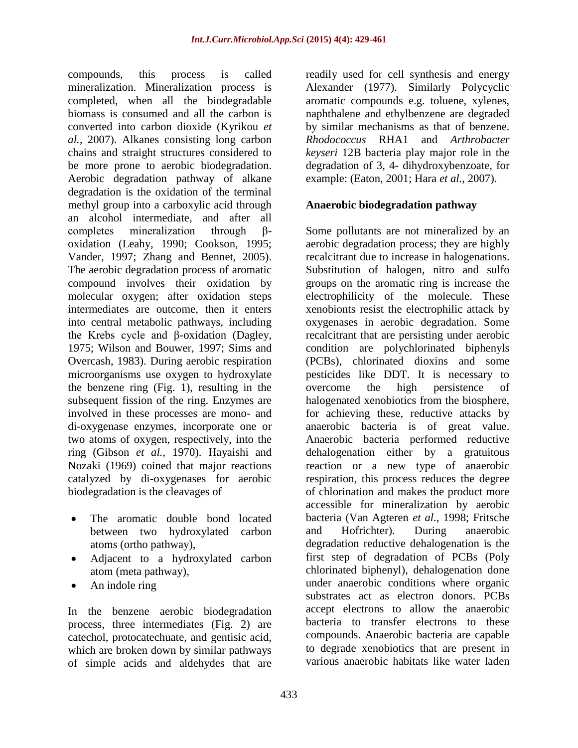compounds, this process is called mineralization. Mineralization process is completed, when all the biodegradable biomass is consumed and all the carbon is converted into carbon dioxide (Kyrikou *et al.,* 2007). Alkanes consisting long carbon chains and straight structures considered to be more prone to aerobic biodegradation. Aerobic degradation pathway of alkane degradation is the oxidation of the terminal methyl group into a carboxylic acid through an alcohol intermediate, and after all completes mineralization through β-oxidation (Leahy, 1990; Cookson, 1995; Vander, 1997; Zhang and Bennet, 2005). The aerobic degradation process of aromatic compound involves their oxidation by molecular oxygen; after oxidation steps intermediates are outcome, then it enters into central metabolic pathways, including the Krebs cycle and β-oxidation (Dagley, 1975; Wilson and Bouwer, 1997; Sims and Overcash, 1983). During aerobic respiration microorganisms use oxygen to hydroxylate the benzene ring (Fig. 1), resulting in the subsequent fission of the ring. Enzymes are involved in these processes are mono- and di-oxygenase enzymes, incorporate one or two atoms of oxygen, respectively, into the ring (Gibson *et al.,* 1970). Hayaishi and Nozaki (1969) coined that major reactions catalyzed by di-oxygenases for aerobic biodegradation is the cleavages of

- The aromatic double bond located between two hydroxylated carbon atoms (ortho pathway),
- Adjacent to a hydroxylated carbon atom (meta pathway),
- An indole ring

In the benzene aerobic biodegradation process, three intermediates (Fig. 2) are catechol, protocatechuate, and gentisic acid, which are broken down by similar pathways of simple acids and aldehydes that are readily used for cell synthesis and energy Alexander (1977). Similarly Polycyclic aromatic compounds e.g. toluene, xylenes, naphthalene and ethylbenzene are degraded by similar mechanisms as that of benzene. *Rhodococcus* RHA1 and *Arthrobacter keyseri* 12B bacteria play major role in the degradation of 3, 4- dihydroxybenzoate, for example: (Eaton, 2001; Hara *et al.,* 2007).

### Anaerobic biodegradation pathway

Some pollutants are not mineralized by an aerobic degradation process; they are highly recalcitrant due to increase in halogenations. Substitution of halogen, nitro and sulfo groups on the aromatic ring is increase the electrophilicity of the molecule. These xenobionts resist the electrophilic attack by oxygenases in aerobic degradation. Some recalcitrant that are persisting under aerobic condition are polychlorinated biphenyls (PCBs), chlorinated dioxins and some pesticides like DDT. It is necessary to overcome the high persistence of halogenated xenobiotics from the biosphere, for achieving these, reductive attacks by anaerobic bacteria is of great value. Anaerobic bacteria performed reductive dehalogenation either by a gratuitous reaction or a new type of anaerobic respiration, this process reduces the degree of chlorination and makes the product more accessible for mineralization by aerobic bacteria (Van Agteren *et al.,* 1998; Fritsche and Hofrichter). During anaerobic degradation reductive dehalogenation is the first step of degradation of PCBs (Poly chlorinated biphenyl), dehalogenation done under anaerobic conditions where organic substrates act as electron donors. PCBs accept electrons to allow the anaerobic bacteria to transfer electrons to these compounds. Anaerobic bacteria are capable to degrade xenobiotics that are present in various anaerobic habitats like water laden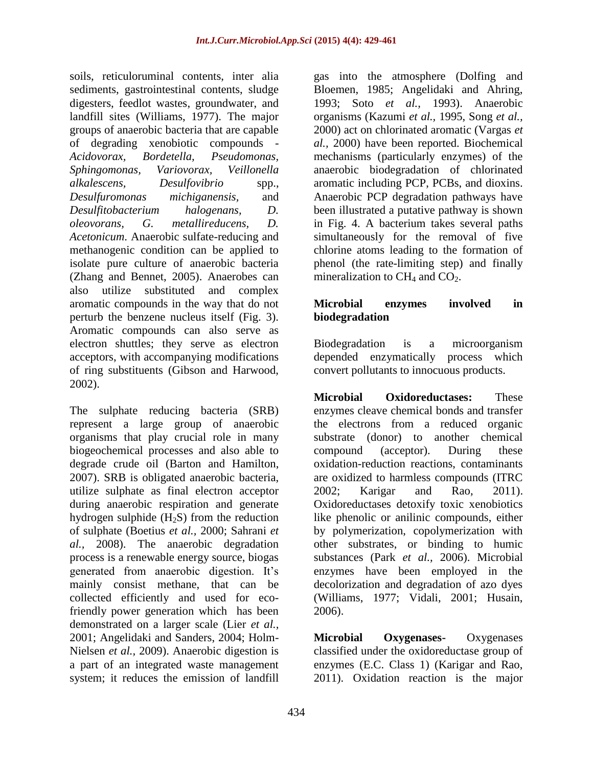soils, reticuloruminal contents, inter alia sediments, gastrointestinal contents, sludge digesters, feedlot wastes, groundwater, and landfill sites (Williams, 1977). The major groups of anaerobic bacteria that are capable of degrading xenobiotic compounds - *Acidovorax, Bordetella, Pseudomonas, Sphingomonas, Variovorax, Veillonella alkalescens, Desulfovibrio* spp., *Desulfuromonas michiganensis,* and *Desulfitobacterium halogenans, D. oleovorans, G. metallireducens, D. Acetonicum*. Anaerobic sulfate-reducing and methanogenic condition can be applied to isolate pure culture of anaerobic bacteria (Zhang and Bennet, 2005). Anaerobes can also utilize substituted and complex aromatic compounds in the way that do not perturb the benzene nucleus itself (Fig. 3). Aromatic compounds can also serve as electron shuttles; they serve as electron acceptors, with accompanying modifications of ring substituents (Gibson and Harwood, 2002).

The sulphate reducing bacteria (SRB) represent a large group of anaerobic organisms that play crucial role in many biogeochemical processes and also able to degrade crude oil (Barton and Hamilton, 2007). SRB is obligated anaerobic bacteria, utilize sulphate as final electron acceptor during anaerobic respiration and generate hydrogen sulphide ($H_2S$) from the reduction of sulphate (Boetius *et al.,* 2000; Sahrani *et al.,* 2008). The anaerobic degradation process is a renewable energy source, biogas generated from anaerobic digestion. It's mainly consist methane, that can be collected efficiently and used for eco-friendly power generation which has been demonstrated on a larger scale (Lier *et al.,* 2001; Angelidaki and Sanders, 2004; Holm-Nielsen *et al.,* 2009). Anaerobic digestion is a part of an integrated waste management system; it reduces the emission of landfill gas into the atmosphere (Dolfing and Bloemen, 1985; Angelidaki and Ahring, 1993; Soto *et al.,* 1993). Anaerobic organisms (Kazumi *et al.,* 1995, Song *et al.,* 2000) act on chlorinated aromatic (Vargas *et al.,* 2000) have been reported. Biochemical mechanisms (particularly enzymes) of the anaerobic biodegradation of chlorinated aromatic including PCP, PCBs, and dioxins. Anaerobic PCP degradation pathways have been illustrated a putative pathway is shown in Fig. 4. A bacterium takes several paths simultaneously for the removal of five chlorine atoms leading to the formation of phenol (the rate-limiting step) and finally mineralization to $CH_4$ and $CO_2$.

**Microbial enzymes involved in biodegradation**

Biodegradation is a microorganism depended enzymatically process which convert pollutants to innocuous products.

**Microbial Oxidoreductases:** These enzymes cleave chemical bonds and transfer the electrons from a reduced organic substrate (donor) to another chemical compound (acceptor). During these oxidation-reduction reactions, contaminants are oxidized to harmless compounds (ITRC 2002; Karigar and Rao, 2011). Oxidoreductases detoxify toxic xenobiotics like phenolic or anilinic compounds, either by polymerization, copolymerization with other substrates, or binding to humic substances (Park *et al.,* 2006). Microbial enzymes have been employed in the decolorization and degradation of azo dyes (Williams, 1977; Vidali, 2001; Husain, 2006).

**Microbial Oxygenases-** Oxygenases classified under the oxidoreductase group of enzymes (E.C. Class 1) (Karigar and Rao, 2011). Oxidation reaction is the major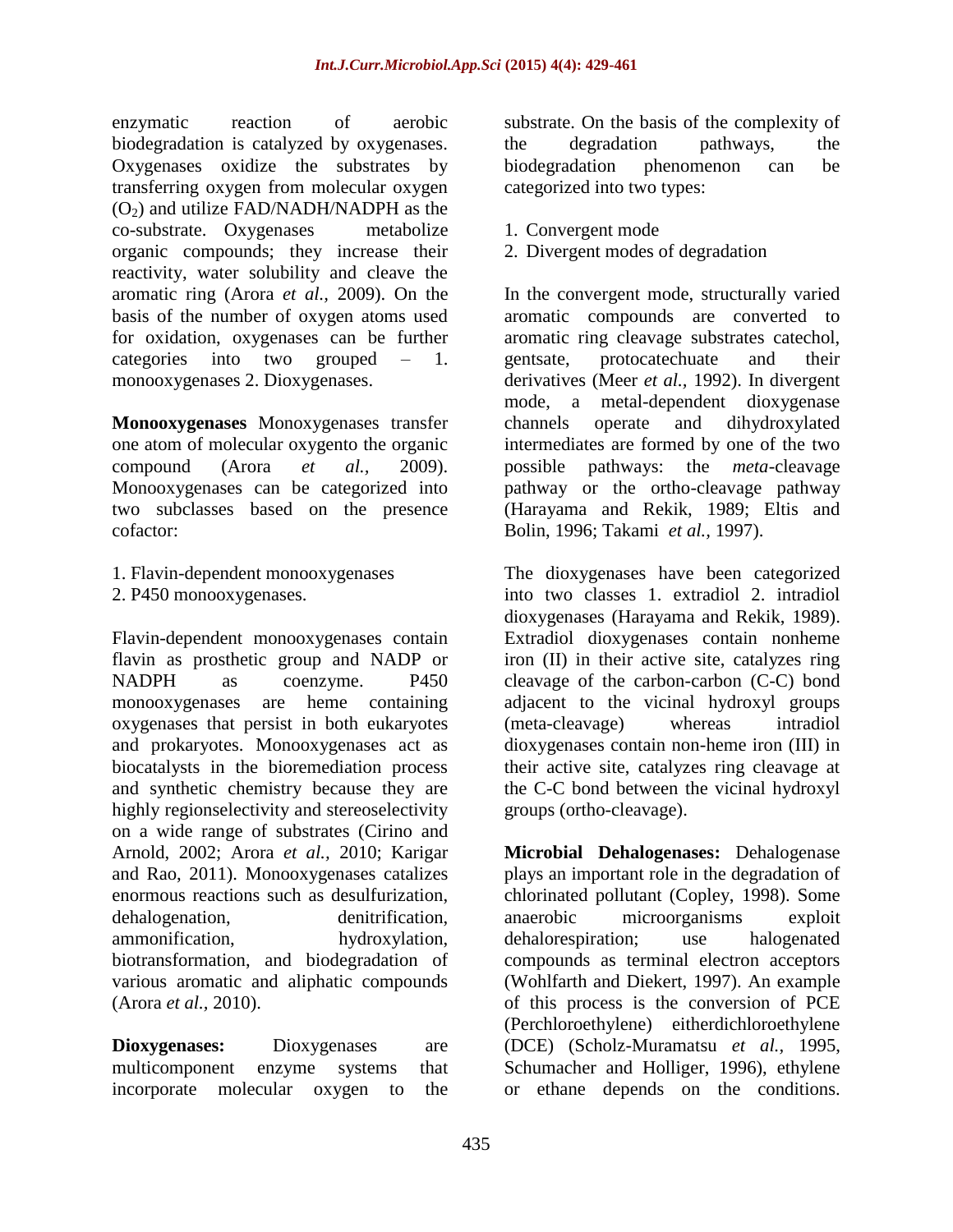enzymatic reaction of aerobic biodegradation is catalyzed by oxygenases. Oxygenases oxidize the substrates by transferring oxygen from molecular oxygen ($O_2$) and utilize FAD/NADH/NADPH as the co-substrate. Oxygenases metabolize organic compounds; they increase their reactivity, water solubility and cleave the aromatic ring (Arora *et al.,* 2009). On the basis of the number of oxygen atoms used for oxidation, oxygenases can be further categories into two grouped – 1. monooxygenases 2. Dioxygenases.

**Monooxygenases** Monoxygenases transfer one atom of molecular oxygento the organic compound (Arora *et al.,* 2009). Monooxygenases can be categorized into two subclasses based on the presence cofactor:

1. Flavin-dependent monooxygenases
2. P450 monooxygenases.

Flavin-dependent monooxygenases contain flavin as prosthetic group and NADP or NADPH as coenzyme. P450 monooxygenases are heme containing oxygenases that persist in both eukaryotes and prokaryotes. Monooxygenases act as biocatalysts in the bioremediation process and synthetic chemistry because they are highly regionselectivity and stereoselectivity on a wide range of substrates (Cirino and Arnold, 2002; Arora *et al.,* 2010; Karigar and Rao, 2011). Monooxygenases catalizes enormous reactions such as desulfurization, dehalogenation, denitrification, ammonification, hydroxylation, biotransformation, and biodegradation of various aromatic and aliphatic compounds (Arora *et al.,* 2010).

**Dioxygenases:** Dioxygenases are multicomponent enzyme systems that incorporate molecular oxygen to the substrate. On the basis of the complexity of the degradation pathways, the biodegradation phenomenon can be categorized into two types:

1. Convergent mode
2. Divergent modes of degradation

In the convergent mode, structurally varied aromatic compounds are converted to aromatic ring cleavage substrates catechol, gentsate, protocatechuate and their derivatives (Meer *et al.,* 1992). In divergent mode, a metal-dependent dioxygenase channels operate and dihydroxylated intermediates are formed by one of the two possible pathways: the *meta*-cleavage pathway or the ortho-cleavage pathway (Harayama and Rekik, 1989; Eltis and Bolin, 1996; Takami *et al.,* 1997).

The dioxygenases have been categorized into two classes 1. extradiol 2. intradiol dioxygenases (Harayama and Rekik, 1989). Extradiol dioxygenases contain nonheme iron (II) in their active site, catalyzes ring cleavage of the carbon-carbon (C-C) bond adjacent to the vicinal hydroxyl groups (meta-cleavage) whereas intradiol dioxygenases contain non-heme iron (III) in their active site, catalyzes ring cleavage at the C-C bond between the vicinal hydroxyl groups (ortho-cleavage).

**Microbial Dehalogenases:** Dehalogenase plays an important role in the degradation of chlorinated pollutant (Copley, 1998). Some anaerobic microorganisms exploit dehalorespiration; use halogenated compounds as terminal electron acceptors (Wohlfarth and Diekert, 1997). An example of this process is the conversion of PCE (Perchloroethylene) eitherdichloroethylene (DCE) (Scholz-Muramatsu *et al.,* 1995, Schumacher and Holliger, 1996), ethylene or ethane depends on the conditions.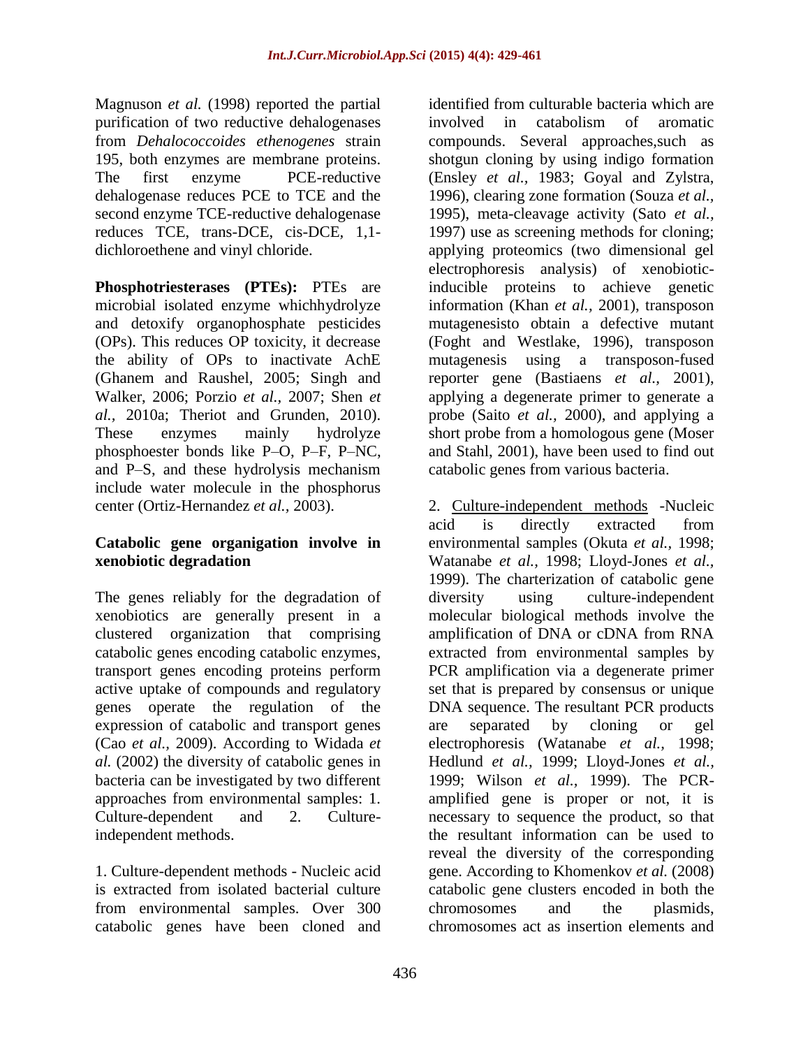Magnuson *et al.* (1998) reported the partial purification of two reductive dehalogenases from *Dehalococcoides ethenogenes* strain 195, both enzymes are membrane proteins. The first enzyme PCE-reductive dehalogenase reduces PCE to TCE and the second enzyme TCE-reductive dehalogenase reduces TCE, trans-DCE, cis-DCE, 1,1-dichloroethene and vinyl chloride.

**Phosphotriesterases (PTEs):** PTEs are microbial isolated enzyme whichhydrolyze and detoxify organophosphate pesticides (OPs). This reduces OP toxicity, it decrease the ability of OPs to inactivate AchE (Ghanem and Raushel, 2005; Singh and Walker, 2006; Porzio *et al.,* 2007; Shen *et al.,* 2010a; Theriot and Grunden, 2010). These enzymes mainly hydrolyze phosphoester bonds like P–O, P–F, P–NC, and P–S, and these hydrolysis mechanism include water molecule in the phosphorus center (Ortiz-Hernandez *et al.,* 2003).

### Catabolic gene organigation involve in xenobiotic degradation

The genes reliably for the degradation of xenobiotics are generally present in a clustered organization that comprising catabolic genes encoding catabolic enzymes, transport genes encoding proteins perform active uptake of compounds and regulatory genes operate the regulation of the expression of catabolic and transport genes (Cao *et al.,* 2009). According to Widada *et al.* (2002) the diversity of catabolic genes in bacteria can be investigated by two different approaches from environmental samples: 1. Culture-dependent and 2. Culture-independent methods.

1. Culture-dependent methods - Nucleic acid is extracted from isolated bacterial culture from environmental samples. Over 300 catabolic genes have been cloned and identified from culturable bacteria which are involved in catabolism of aromatic compounds. Several approaches,such as shotgun cloning by using indigo formation (Ensley *et al.,* 1983; Goyal and Zylstra, 1996), clearing zone formation (Souza *et al.,* 1995), meta-cleavage activity (Sato *et al.,* 1997) use as screening methods for cloning; applying proteomics (two dimensional gel electrophoresis analysis) of xenobiotic-inducible proteins to achieve genetic information (Khan *et al.,* 2001), transposon mutagenesisto obtain a defective mutant (Foght and Westlake, 1996), transposon mutagenesis using a transposon-fused reporter gene (Bastiaens *et al.,* 2001), applying a degenerate primer to generate a probe (Saito *et al.,* 2000), and applying a short probe from a homologous gene (Moser and Stahl, 2001), have been used to find out catabolic genes from various bacteria.

2. Culture-independent methods -Nucleic acid is directly extracted from environmental samples (Okuta *et al.,* 1998; Watanabe *et al.,* 1998; Lloyd-Jones *et al.,* 1999). The charterization of catabolic gene diversity using culture-independent molecular biological methods involve the amplification of DNA or cDNA from RNA extracted from environmental samples by PCR amplification via a degenerate primer set that is prepared by consensus or unique DNA sequence. The resultant PCR products are separated by cloning or gel electrophoresis (Watanabe *et al.,* 1998; Hedlund *et al.,* 1999; Lloyd-Jones *et al.,* 1999; Wilson *et al.,* 1999). The PCR-amplified gene is proper or not, it is necessary to sequence the product, so that the resultant information can be used to reveal the diversity of the corresponding gene. According to Khomenkov *et al.* (2008) catabolic gene clusters encoded in both the chromosomes and the plasmids, chromosomes act as insertion elements and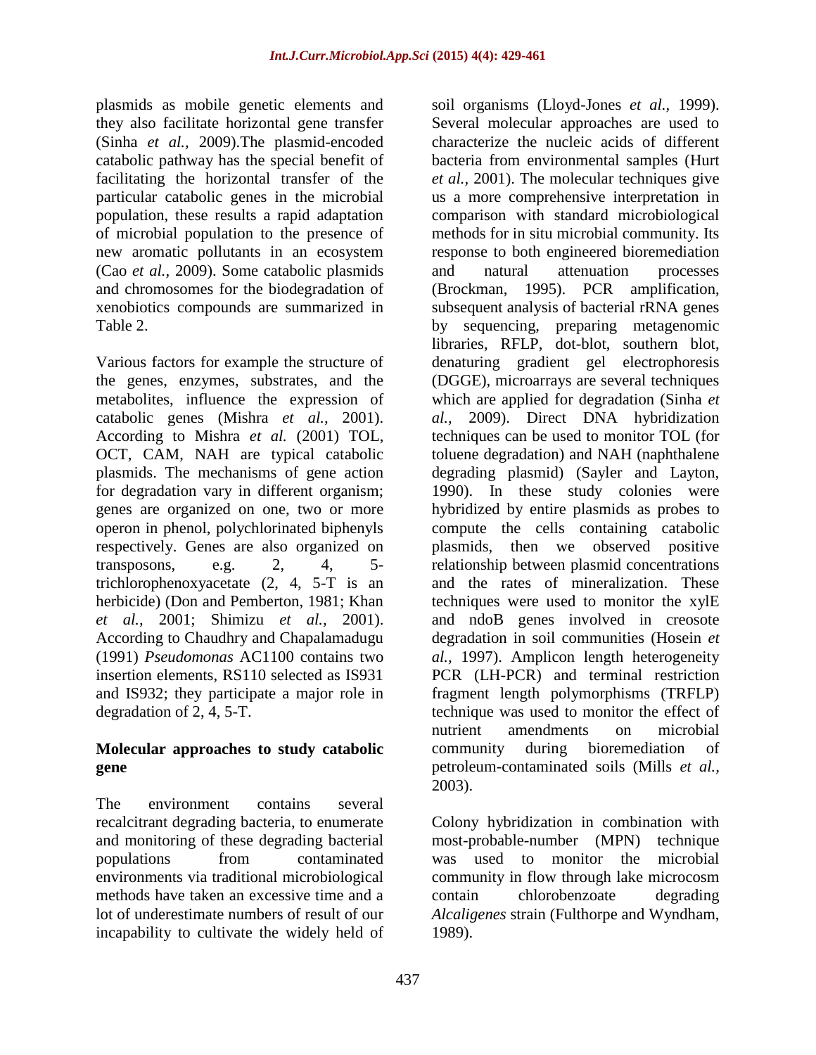plasmids as mobile genetic elements and they also facilitate horizontal gene transfer (Sinha *et al.,* 2009).The plasmid-encoded catabolic pathway has the special benefit of facilitating the horizontal transfer of the particular catabolic genes in the microbial population, these results a rapid adaptation of microbial population to the presence of new aromatic pollutants in an ecosystem (Cao *et al.,* 2009). Some catabolic plasmids and chromosomes for the biodegradation of xenobiotics compounds are summarized in Table 2.

Various factors for example the structure of the genes, enzymes, substrates, and the metabolites, influence the expression of catabolic genes (Mishra *et al.,* 2001). According to Mishra *et al.* (2001) TOL, OCT, CAM, NAH are typical catabolic plasmids. The mechanisms of gene action for degradation vary in different organism; genes are organized on one, two or more operon in phenol, polychlorinated biphenyls respectively. Genes are also organized on transposons, e.g. 2, 4, 5-trichlorophenoxyacetate (2, 4, 5-T is an herbicide) (Don and Pemberton, 1981; Khan *et al.,* 2001; Shimizu *et al.,* 2001). According to Chaudhry and Chapalamadugu (1991) *Pseudomonas* AC1100 contains two insertion elements, RS110 selected as IS931 and IS932; they participate a major role in degradation of 2, 4, 5-T.

## Molecular approaches to study catabolic gene

The environment contains several recalcitrant degrading bacteria, to enumerate and monitoring of these degrading bacterial populations from contaminated environments via traditional microbiological methods have taken an excessive time and a lot of underestimate numbers of result of our incapability to cultivate the widely held of soil organisms (Lloyd-Jones *et al.,* 1999). Several molecular approaches are used to characterize the nucleic acids of different bacteria from environmental samples (Hurt *et al.,* 2001). The molecular techniques give us a more comprehensive interpretation in comparison with standard microbiological methods for in situ microbial community. Its response to both engineered bioremediation and natural attenuation processes (Brockman, 1995). PCR amplification, subsequent analysis of bacterial rRNA genes by sequencing, preparing metagenomic libraries, RFLP, dot-blot, southern blot, denaturing gradient gel electrophoresis (DGGE), microarrays are several techniques which are applied for degradation (Sinha *et al.,* 2009). Direct DNA hybridization techniques can be used to monitor TOL (for toluene degradation) and NAH (naphthalene degrading plasmid) (Sayler and Layton, 1990). In these study colonies were hybridized by entire plasmids as probes to compute the cells containing catabolic plasmids, then we observed positive relationship between plasmid concentrations and the rates of mineralization. These techniques were used to monitor the xylE and ndoB genes involved in creosote degradation in soil communities (Hosein *et al.,* 1997). Amplicon length heterogeneity PCR (LH-PCR) and terminal restriction fragment length polymorphisms (TRFLP) technique was used to monitor the effect of nutrient amendments on microbial community during bioremediation of petroleum-contaminated soils (Mills *et al.,* 2003).

Colony hybridization in combination with most-probable-number (MPN) technique was used to monitor the microbial community in flow through lake microcosm contain chlorobenzoate degrading *Alcaligenes* strain (Fulthorpe and Wyndham, 1989).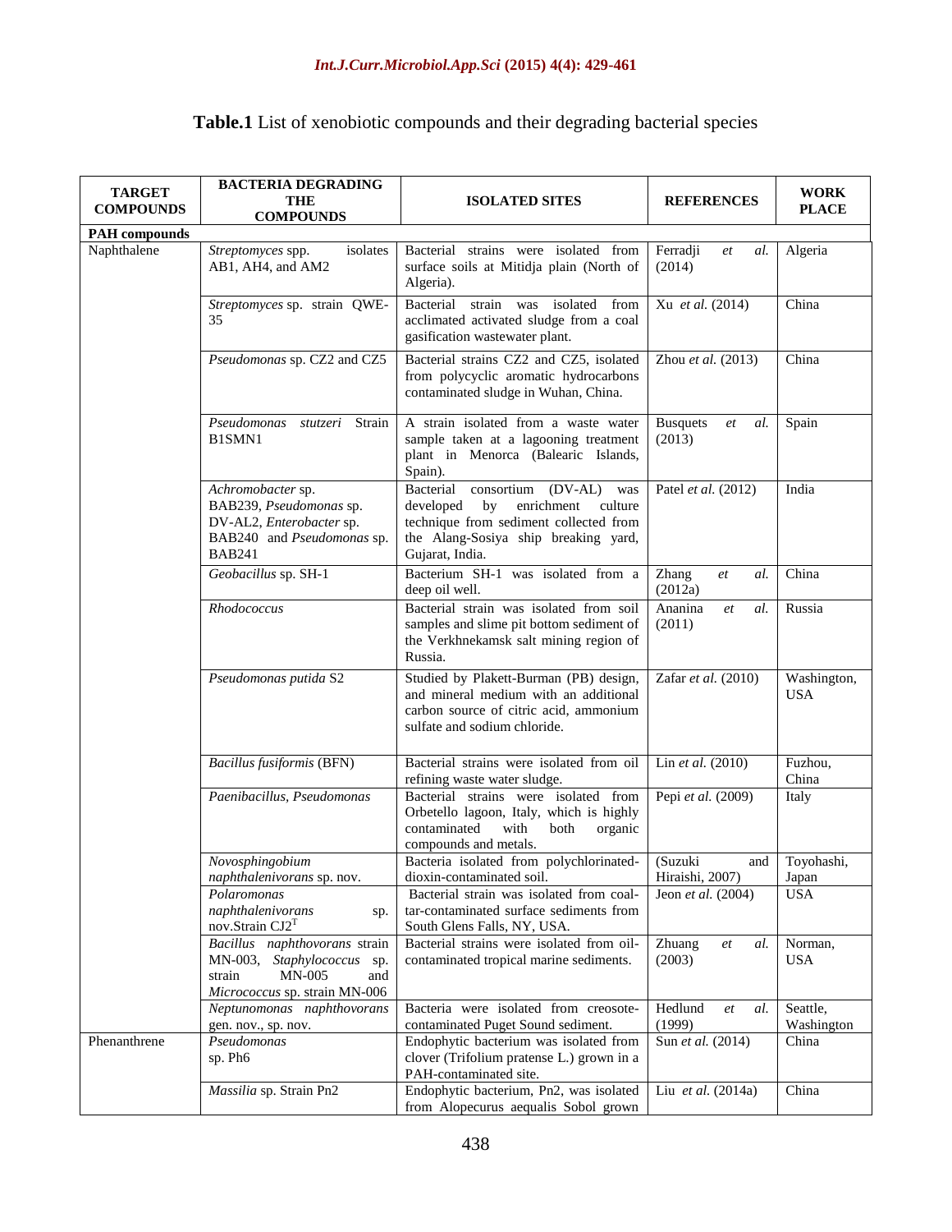**Table.1** List of xenobiotic compounds and their degrading bacterial species

| TARGET COMPOUNDS | BACTERIA DEGRADING THE COMPOUNDS | ISOLATED SITES | REFERENCES | WORK PLACE |
|---|---|---|---|---|
| **PAH compounds** | | | | |
| Naphthalene | *Streptomyces* spp. isolates AB1, AH4, and AM2 | Bacterial strains were isolated from surface soils at Mitidja plain (North of Algeria). | Ferradji *et al.* (2014) | Algeria |
| | *Streptomyces* sp. strain QWE-35 | Bacterial strain was isolated from acclimated activated sludge from a coal gasification wastewater plant. | Xu *et al.* (2014) | China |
| | *Pseudomonas* sp. CZ2 and CZ5 | Bacterial strains CZ2 and CZ5, isolated from polycyclic aromatic hydrocarbons contaminated sludge in Wuhan, China. | Zhou *et al.* (2013) | China |
| | *Pseudomonas stutzeri* Strain B1SMN1 | A strain isolated from a waste water sample taken at a lagooning treatment plant in Menorca (Balearic Islands, Spain). | Busquets *et al.* (2013) | Spain |
| | *Achromobacter* sp. BAB239, *Pseudomonas* sp. DV-AL2, *Enterobacter* sp. BAB240 and *Pseudomonas* sp. BAB241 | Bacterial consortium (DV-AL) was developed by enrichment culture technique from sediment collected from the Alang-Sosiya ship breaking yard, Gujarat, India. | Patel *et al.* (2012) | India |
| | *Geobacillus* sp. SH-1 | Bacterium SH-1 was isolated from a deep oil well. | Zhang *et al.* (2012a) | China |
| | *Rhodococcus* | Bacterial strain was isolated from soil samples and slime pit bottom sediment of the Verkhnekamsk salt mining region of Russia. | Ananina *et al.* (2011) | Russia |
| | *Pseudomonas putida* S2 | Studied by Plakett-Burman (PB) design, and mineral medium with an additional carbon source of citric acid, ammonium sulfate and sodium chloride. | Zafar *et al.* (2010) | Washington, USA |
| | *Bacillus fusiformis* (BFN) | Bacterial strains were isolated from oil refining waste water sludge. | Lin *et al.* (2010) | Fuzhou, China |
| | *Paenibacillus*, *Pseudomonas* | Bacterial strains were isolated from Orbetello lagoon, Italy, which is highly contaminated with both organic compounds and metals. | Pepi *et al.* (2009) | Italy |
| | *Novosphingobium naphthalenivorans* sp. nov. | Bacteria isolated from polychlorinated-dioxin-contaminated soil. | (Suzuki and Hiraishi, 2007) | Toyohashi, Japan |
| | *Polaromonas naphthalenivorans* sp. nov.Strain CJ2[T] | Bacterial strain was isolated from coal-tar-contaminated surface sediments from South Glens Falls, NY, USA. | Jeon *et al.* (2004) | USA |
| | *Bacillus naphthovorans* strain MN-003, *Staphylococcus* sp. strain MN-005 and *Micrococcus* sp. strain MN-006 | Bacterial strains were isolated from oil-contaminated tropical marine sediments. | Zhuang *et al.* (2003) | Norman, USA |
| | *Neptunomonas naphthovorans* gen. nov., sp. nov. | Bacteria were isolated from creosote-contaminated Puget Sound sediment. | Hedlund *et al.* (1999) | Seattle, Washington |
| Phenanthrene | *Pseudomonas* sp. Ph6 | Endophytic bacterium was isolated from clover (Trifolium pratense L.) grown in a PAH-contaminated site. | Sun *et al.* (2014) | China |
| | *Massilia* sp. Strain Pn2 | Endophytic bacterium, Pn2, was isolated from Alopecurus aequalis Sobol grown | Liu *et al.* (2014a) | China |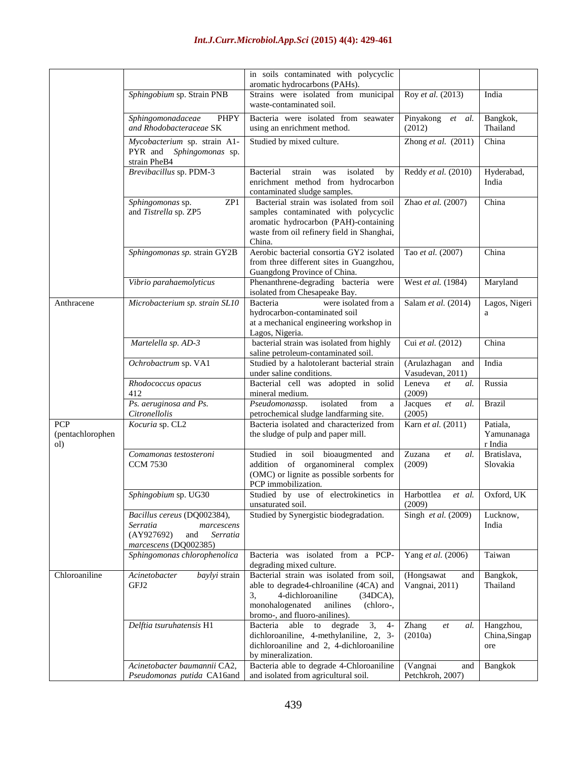| | | in soils contaminated with polycyclic aromatic hydrocarbons (PAHs). | | |
|---|---|---|---|---|
| | *Sphingobium* sp. Strain PNB | Strains were isolated from municipal waste-contaminated soil. | Roy *et al.* (2013) | India |
| | *Sphingomonadaceae* PHPY and *Rhodobacteraceae* SK | Bacteria were isolated from seawater using an enrichment method. | Pinyakong *et al.* (2012) | Bangkok, Thailand |
| | *Mycobacterium* sp. strain A1-PYR and *Sphingomonas* sp. strain PheB4 | Studied by mixed culture. | Zhong *et al.* (2011) | China |
| | *Brevibacillus* sp. PDM-3 | Bacterial strain was isolated by enrichment method from hydrocarbon contaminated sludge samples. | Reddy *et al.* (2010) | Hyderabad, India |
| | *Sphingomonas* sp. ZP1 and *Tistrella* sp. ZP5 | Bacterial strain was isolated from soil samples contaminated with polycyclic aromatic hydrocarbon (PAH)-containing waste from oil refinery field in Shanghai, China. | Zhao *et al.* (2007) | China |
| | *Sphingomonas sp.* strain GY2B | Aerobic bacterial consortia GY2 isolated from three different sites in Guangzhou, Guangdong Province of China. | Tao *et al.* (2007) | China |
| | *Vibrio parahaemolyticus* | Phenanthrene-degrading bacteria were isolated from Chesapeake Bay. | West *et al.* (1984) | Maryland |
| Anthracene | *Microbacterium sp. strain SL10* | Bacteria were isolated from a hydrocarbon-contaminated soil at a mechanical engineering workshop in Lagos, Nigeria. | Salam *et al.* (2014) | Lagos, Nigeria |
| | *Martelella sp. AD-3* | bacterial strain was isolated from highly saline petroleum-contaminated soil. | Cui *et al.* (2012) | China |
| | *Ochrobactrum* sp. VA1 | Studied by a halotolerant bacterial strain under saline conditions. | (Arulazhagan and Vasudevan, 2011) | India |
| | *Rhodococcus opacus* 412 | Bacterial cell was adopted in solid mineral medium. | Leneva *et al.* (2009) | Russia |
| | *Ps. aeruginosa and Ps. Citronellolis* | *Pseudomonas*sp. isolated from a petrochemical sludge landfarming site. | Jacques *et al.* (2005) | Brazil |
| PCP (pentachlorophenol) | *Kocuria* sp. CL2 | Bacteria isolated and characterized from the sludge of pulp and paper mill. | Karn *et al.* (2011) | Patiala, Yamunanagar India |
| | *Comamonas testosteroni* CCM 7530 | Studied in soil bioaugmented and addition of organomineral complex (OMC) or lignite as possible sorbents for PCP immobilization. | Zuzana *et al.* (2009) | Bratislava, Slovakia |
| | *Sphingobium* sp. UG30 | Studied by use of electrokinetics in unsaturated soil. | Harbottlea *et al.* (2009) | Oxford, UK |
| | *Bacillus cereus* (DQ002384), *Serratia marcescens* (AY927692) and *Serratia marcescens* (DQ002385) | Studied by Synergistic biodegradation. | Singh *et al.* (2009) | Lucknow, India |
| | *Sphingomonas chlorophenolica* | Bacteria was isolated from a PCP-degrading mixed culture. | Yang *et al.* (2006) | Taiwan |
| Chloroaniline | *Acinetobacter baylyi* strain GFJ2 | Bacterial strain was isolated from soil, able to degrade4-chlroaniline (4CA) and 3, 4-dichloroaniline (34DCA), monohalogenated anilines (chloro-, bromo-, and fluoro-anilines). | (Hongsawat and Vangnai, 2011) | Bangkok, Thailand |
| | *Delftia tsuruhatensis* H1 | Bacteria able to degrade 3, 4-dichloroaniline, 4-methylaniline, 2, 3-dichloroaniline and 2, 4-dichloroaniline by mineralization. | Zhang *et al.* (2010a) | Hangzhou, China,Singapore |
| | *Acinetobacter baumannii* CA2, *Pseudomonas putida* CA16and | Bacteria able to degrade 4-Chloroaniline and isolated from agricultural soil. | (Vangnai and Petchkroh, 2007) | Bangkok |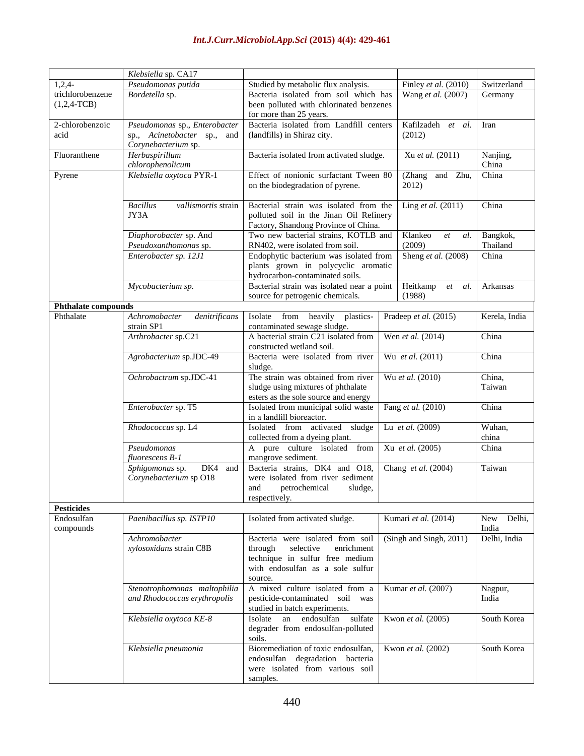| | | | | |
|---|---|---|---|---|
| | *Klebsiella* sp. CA17 | | | |
| 1,2,4-trichlorobenzene (1,2,4-TCB) | *Pseudomonas putida* | Studied by metabolic flux analysis. | Finley *et al.* (2010) | Switzerland |
| | *Bordetella* sp. | Bacteria isolated from soil which has been polluted with chlorinated benzenes for more than 25 years. | Wang *et al.* (2007) | Germany |
| 2-chlorobenzoic acid | *Pseudomonas* sp., *Enterobacter* sp., *Acinetobacter* sp., and *Corynebacterium* sp. | Bacteria isolated from Landfill centers (landfills) in Shiraz city. | Kafilzadeh *et al.* (2012) | Iran |
| Fluoranthene | *Herbaspirillum chlorophenolicum* | Bacteria isolated from activated sludge. | Xu *et al.* (2011) | Nanjing, China |
| Pyrene | *Klebsiella oxytoca* PYR-1 | Effect of nonionic surfactant Tween 80 on the biodegradation of pyrene. | (Zhang and Zhu, 2012) | China |
| | *Bacillus vallismortis* strain JY3A | Bacterial strain was isolated from the polluted soil in the Jinan Oil Refinery Factory, Shandong Province of China. | Ling *et al.* (2011) | China |
| | *Diaphorobacter* sp. And *Pseudoxanthomonas* sp. | Two new bacterial strains, KOTLB and RN402, were isolated from soil. | Klankeo *et al.* (2009) | Bangkok, Thailand |
| | *Enterobacter sp. 12J1* | Endophytic bacterium was isolated from plants grown in polycyclic aromatic hydrocarbon-contaminated soils. | Sheng *et al.* (2008) | China |
| | *Mycobacterium sp.* | Bacterial strain was isolated near a point source for petrogenic chemicals. | Heitkamp *et al.* (1988) | Arkansas |
| **Phthalate compounds** | | | | |
| Phthalate | *Achromobacter denitrificans* strain SP1 | Isolate from heavily plastics-contaminated sewage sludge. | Pradeep *et al.* (2015) | Kerela, India |
| | *Arthrobacter* sp.C21 | A bacterial strain C21 isolated from constructed wetland soil. | Wen *et al.* (2014) | China |
| | *Agrobacterium* sp.JDC-49 | Bacteria were isolated from river sludge. | Wu *et al.* (2011) | China |
| | *Ochrobactrum* sp.JDC-41 | The strain was obtained from river sludge using mixtures of phthalate esters as the sole source and energy | Wu *et al.* (2010) | China, Taiwan |
| | *Enterobacter* sp. T5 | Isolated from municipal solid waste in a landfill bioreactor. | Fang *et al.* (2010) | China |
| | *Rhodococcus* sp. L4 | Isolated from activated sludge collected from a dyeing plant. | Lu *et al.* (2009) | Wuhan, china |
| | *Pseudomonas fluorescens B-1* | A pure culture isolated from mangrove sediment. | Xu *et al.* (2005) | China |
| | *Sphigomonas* sp. DK4 and *Corynebacterium* sp O18 | Bacteria strains, DK4 and O18, were isolated from river sediment and petrochemical sludge, respectively. | Chang *et al.* (2004) | Taiwan |
| **Pesticides** | | | | |
| Endosulfan compounds | *Paenibacillus sp. ISTP10* | Isolated from activated sludge. | Kumari *et al.* (2014) | New Delhi, India |
| | *Achromobacter xylosoxidans* strain C8B | Bacteria were isolated from soil through selective enrichment technique in sulfur free medium with endosulfan as a sole sulfur source. | (Singh and Singh, 2011) | Delhi, India |
| | *Stenotrophomonas maltophilia and Rhodococcus erythropolis* | A mixed culture isolated from a pesticide-contaminated soil was studied in batch experiments. | Kumar *et al.* (2007) | Nagpur, India |
| | *Klebsiella oxytoca KE-8* | Isolate an endosulfan sulfate degrader from endosulfan-polluted soils. | Kwon *et al.* (2005) | South Korea |
| | *Klebsiella pneumonia* | Bioremediation of toxic endosulfan, endosulfan degradation bacteria were isolated from various soil samples. | Kwon *et al.* (2002) | South Korea |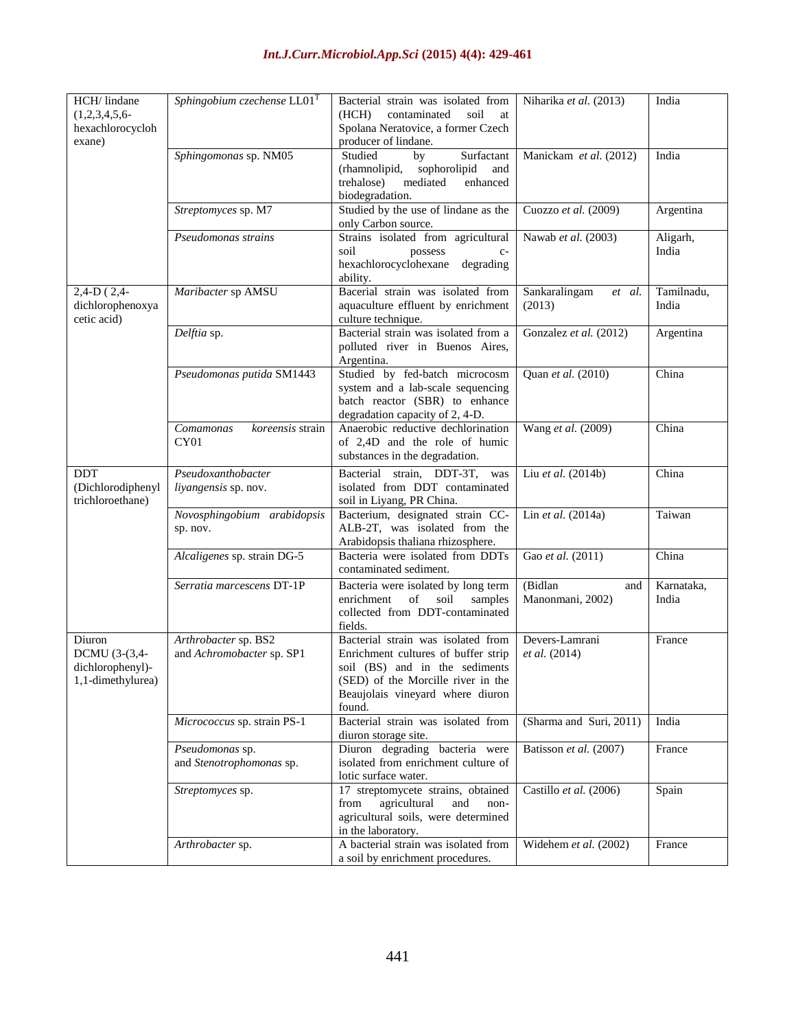| | | | | |
|---|---|---|---|---|
| HCH/ lindane (1,2,3,4,5,6-hexachlorocyclohexane) | *Sphingobium czechense* LL01[T] | Bacterial strain was isolated from (HCH) contaminated soil at Spolana Neratovice, a former Czech producer of lindane. | Niharika *et al.* (2013) | India |
| | *Sphingomonas* sp. NM05 | Studied by Surfactant (rhamnolipid, sophorolipid and trehalose) mediated enhanced biodegradation. | Manickam *et al.* (2012) | India |
| | *Streptomyces* sp. M7 | Studied by the use of lindane as the only Carbon source. | Cuozzo *et al.* (2009) | Argentina |
| | *Pseudomonas strains* | Strains isolated from agricultural soil possess c-hexachlorocyclohexane degrading ability. | Nawab *et al.* (2003) | Aligarh, India |
| 2,4-D ( 2,4-dichlorophenoxyacetic acid) | *Maribacter* sp AMSU | Bacerial strain was isolated from aquaculture effluent by enrichment culture technique. | Sankaralingam *et al.* (2013) | Tamilnadu, India |
| | *Delftia* sp. | Bacterial strain was isolated from a polluted river in Buenos Aires, Argentina. | Gonzalez *et al.* (2012) | Argentina |
| | *Pseudomonas putida* SM1443 | Studied by fed-batch microcosm system and a lab-scale sequencing batch reactor (SBR) to enhance degradation capacity of 2, 4-D. | Quan *et al.* (2010) | China |
| | *Comamonas koreensis* strain CY01 | Anaerobic reductive dechlorination of 2,4D and the role of humic substances in the degradation. | Wang *et al.* (2009) | China |
| DDT (Dichlorodiphenyl trichloroethane) | *Pseudoxanthobacter liyangensis* sp. nov. | Bacterial strain, DDT-3T, was isolated from DDT contaminated soil in Liyang, PR China. | Liu *et al.* (2014b) | China |
| | *Novosphingobium arabidopsis* sp. nov. | Bacterium, designated strain CC-ALB-2T, was isolated from the Arabidopsis thaliana rhizosphere. | Lin *et al.* (2014a) | Taiwan |
| | *Alcaligenes* sp. strain DG-5 | Bacteria were isolated from DDTs contaminated sediment. | Gao *et al.* (2011) | China |
| | *Serratia marcescens* DT-1P | Bacteria were isolated by long term enrichment of soil samples collected from DDT-contaminated fields. | (Bidlan and Manonmani, 2002) | Karnataka, India |
| Diuron DCMU (3-(3,4-dichlorophenyl)-1,1-dimethylurea) | *Arthrobacter* sp. BS2 and *Achromobacter* sp. SP1 | Bacterial strain was isolated from Enrichment cultures of buffer strip soil (BS) and in the sediments (SED) of the Morcille river in the Beaujolais vineyard where diuron found. | Devers-Lamrani *et al.* (2014) | France |
| | *Micrococcus* sp. strain PS-1 | Bacterial strain was isolated from diuron storage site. | (Sharma and Suri, 2011) | India |
| | *Pseudomonas* sp. and *Stenotrophomonas* sp. | Diuron degrading bacteria were isolated from enrichment culture of lotic surface water. | Batisson *et al.* (2007) | France |
| | *Streptomyces* sp. | 17 streptomycete strains, obtained from agricultural and non-agricultural soils, were determined in the laboratory. | Castillo *et al.* (2006) | Spain |
| | *Arthrobacter* sp. | A bacterial strain was isolated from a soil by enrichment procedures. | Widehem *et al.* (2002) | France |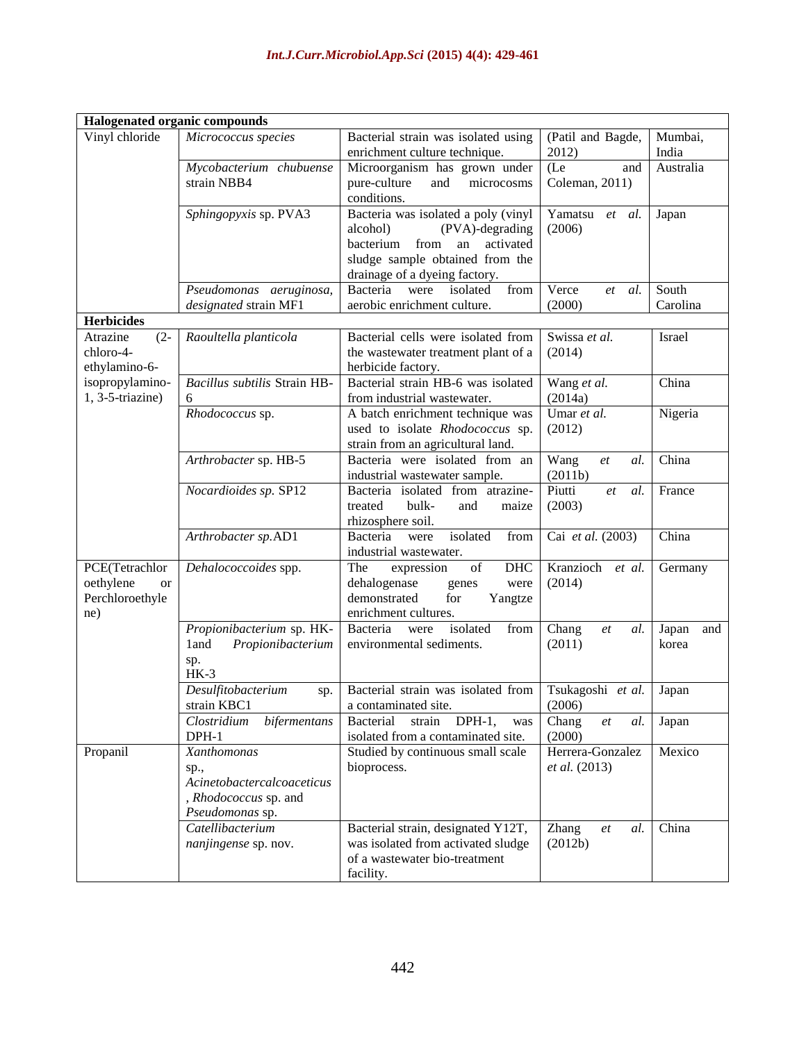| **Halogenated organic compounds** | | | | |
|---|---|---|---|---|
| Vinyl chloride | *Micrococcus species* | Bacterial strain was isolated using enrichment culture technique. | (Patil and Bagde, 2012) | Mumbai, India |
| | *Mycobacterium chubuense* strain NBB4 | Microorganism has grown under pure-culture and microcosms conditions. | (Le and Coleman, 2011) | Australia |
| | *Sphingopyxis* sp. PVA3 | Bacteria was isolated a poly (vinyl alcohol) (PVA)-degrading bacterium from an activated sludge sample obtained from the drainage of a dyeing factory. | Yamatsu *et al.* (2006) | Japan |
| | *Pseudomonas aeruginosa, designated* strain MF1 | Bacteria were isolated from aerobic enrichment culture. | Verce *et al.* (2000) | South Carolina |
| **Herbicides** | | | | |
| Atrazine (2-chloro-4-ethylamino-6-isopropylamino-1, 3-5-triazine) | *Raoultella planticola* | Bacterial cells were isolated from the wastewater treatment plant of a herbicide factory. | Swissa *et al.* (2014) | Israel |
| | *Bacillus subtilis* Strain HB-6 | Bacterial strain HB-6 was isolated from industrial wastewater. | Wang *et al.* (2014a) | China |
| | *Rhodococcus* sp. | A batch enrichment technique was used to isolate *Rhodococcus* sp. strain from an agricultural land. | Umar *et al.* (2012) | Nigeria |
| | *Arthrobacter* sp. HB-5 | Bacteria were isolated from an industrial wastewater sample. | Wang *et al.* (2011b) | China |
| | *Nocardioides sp.* SP12 | Bacteria isolated from atrazine-treated bulk- and maize rhizosphere soil. | Piutti *et al.* (2003) | France |
| | *Arthrobacter sp.*AD1 | Bacteria were isolated from industrial wastewater. | Cai *et al.* (2003) | China |
| PCE(Tetrachloroethylene or Perchloroethylene) | *Dehalococcoides* spp. | The expression of DHC dehalogenase genes were demonstrated for Yangtze enrichment cultures. | Kranzioch *et al.* (2014) | Germany |
| | *Propionibacterium* sp. HK-1and *Propionibacterium* sp. HK-3 | Bacteria were isolated from environmental sediments. | Chang *et al.* (2011) | Japan and korea |
| | *Desulfitobacterium* sp. strain KBC1 | Bacterial strain was isolated from a contaminated site. | Tsukagoshi *et al.* (2006) | Japan |
| | *Clostridium bifermentans* DPH-1 | Bacterial strain DPH-1, was isolated from a contaminated site. | Chang *et al.* (2000) | Japan |
| Propanil | *Xanthomonas* sp., *Acinetobactercalcoaceticus*, *Rhodococcus* sp. and *Pseudomonas* sp. | Studied by continuous small scale bioprocess. | Herrera-Gonzalez *et al.* (2013) | Mexico |
| | *Catellibacterium nanjingense* sp. nov. | Bacterial strain, designated Y12T, was isolated from activated sludge of a wastewater bio-treatment facility. | Zhang *et al.* (2012b) | China |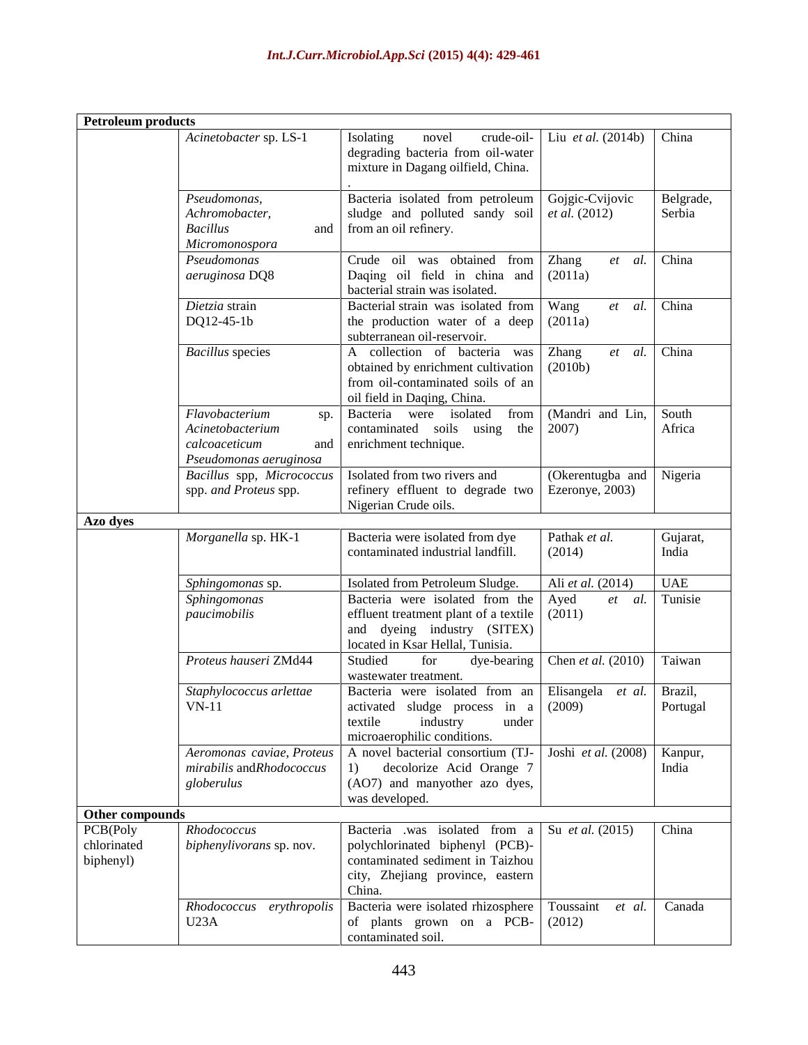| | | | | |
|---|---|---|---|---|
| **Petroleum products** | | | | |
| | *Acinetobacter* sp. LS-1 | Isolating novel crude-oil-degrading bacteria from oil-water mixture in Dagang oilfield, China. . | Liu *et al.* (2014b) | China |
| | *Pseudomonas, Achromobacter, Bacillus* and *Micromonospora* | Bacteria isolated from petroleum sludge and polluted sandy soil from an oil refinery. | Gojgic-Cvijovic *et al.* (2012) | Belgrade, Serbia |
| | *Pseudomonas aeruginosa* DQ8 | Crude oil was obtained from Daqing oil field in china and bacterial strain was isolated. | Zhang *et al.* (2011a) | China |
| | *Dietzia* strain DQ12-45-1b | Bacterial strain was isolated from the production water of a deep subterranean oil-reservoir. | Wang *et al.* (2011a) | China |
| | *Bacillus* species | A collection of bacteria was obtained by enrichment cultivation from oil-contaminated soils of an oil field in Daqing, China. | Zhang *et al.* (2010b) | China |
| | *Flavobacterium* sp. *Acinetobacterium calcoaceticum* and *Pseudomonas aeruginosa* | Bacteria were isolated from contaminated soils using the enrichment technique. | (Mandri and Lin, 2007) | South Africa |
| | *Bacillus* spp, *Micrococcus* spp. *and Proteus* spp. | Isolated from two rivers and refinery effluent to degrade two Nigerian Crude oils. | (Okerentugba and Ezeronye, 2003) | Nigeria |
| **Azo dyes** | | | | |
| | *Morganella* sp. HK-1 | Bacteria were isolated from dye contaminated industrial landfill. | Pathak *et al.* (2014) | Gujarat, India |
| | *Sphingomonas* sp. | Isolated from Petroleum Sludge. | Ali *et al.* (2014) | UAE |
| | *Sphingomonas paucimobilis* | Bacteria were isolated from the effluent treatment plant of a textile and dyeing industry (SITEX) located in Ksar Hellal, Tunisia. | Ayed *et al.* (2011) | Tunisie |
| | *Proteus hauseri* ZMd44 | Studied for dye-bearing wastewater treatment. | Chen *et al.* (2010) | Taiwan |
| | *Staphylococcus arlettae* VN-11 | Bacteria were isolated from an activated sludge process in a textile industry under microaerophilic conditions. | Elisangela *et al.* (2009) | Brazil, Portugal |
| | *Aeromonas caviae, Proteus mirabilis* and*Rhodococcus globerulus* | A novel bacterial consortium (TJ-1) decolorize Acid Orange 7 (AO7) and manyother azo dyes, was developed. | Joshi *et al.* (2008) | Kanpur, India |
| **Other compounds** | | | | |
| PCB(Poly chlorinated biphenyl) | *Rhodococcus biphenylivorans* sp. nov. | Bacteria .was isolated from a polychlorinated biphenyl (PCB)-contaminated sediment in Taizhou city, Zhejiang province, eastern China. | Su *et al.* (2015) | China |
| | *Rhodococcus erythropolis* U23A | Bacteria were isolated rhizosphere of plants grown on a PCB-contaminated soil. | Toussaint *et al.* (2012) | Canada |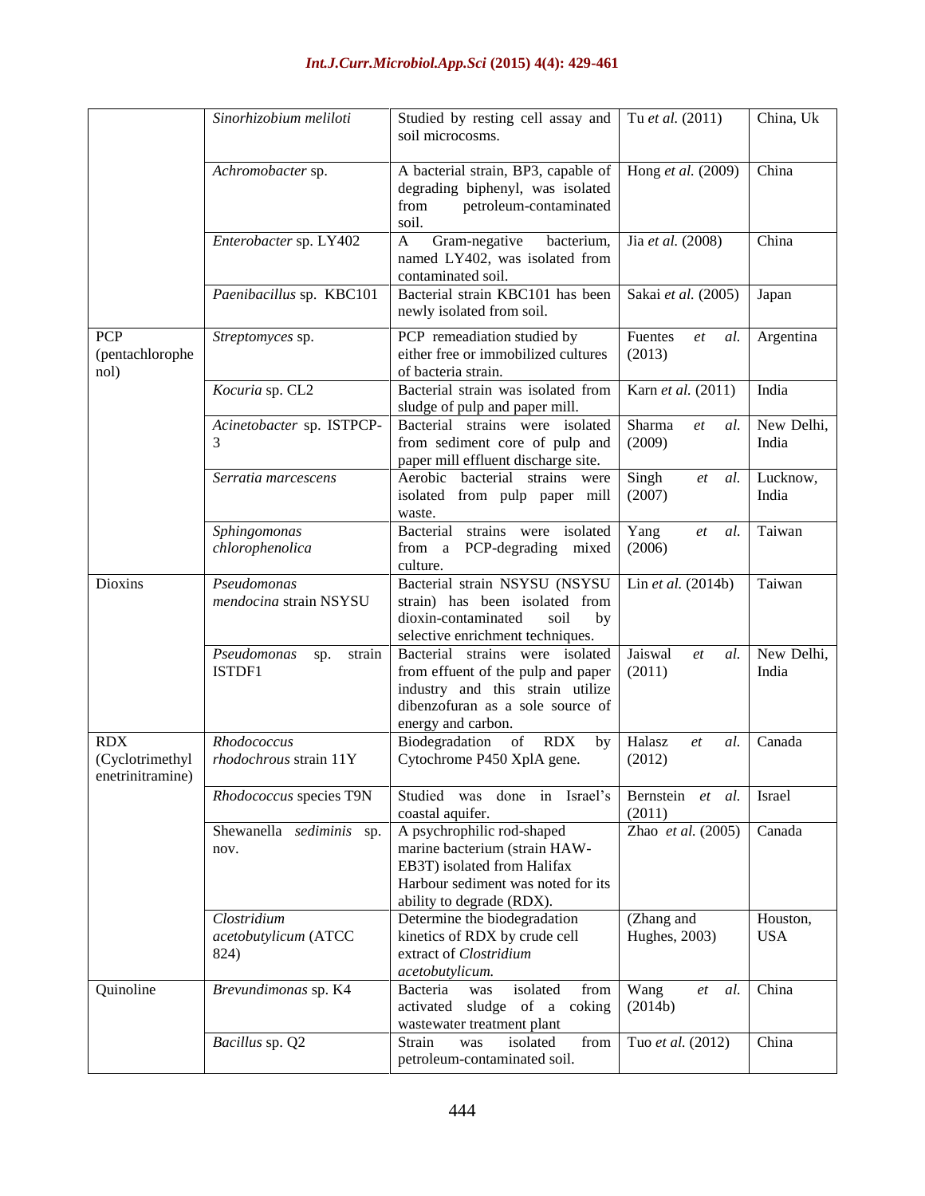| | | | | |
|---|---|---|---|---|
| | *Sinorhizobium meliloti* | Studied by resting cell assay and soil microcosms. | Tu *et al.* (2011) | China, Uk |
| | *Achromobacter* sp. | A bacterial strain, BP3, capable of degrading biphenyl, was isolated from petroleum-contaminated soil. | Hong *et al.* (2009) | China |
| | *Enterobacter* sp. LY402 | A Gram-negative bacterium, named LY402, was isolated from contaminated soil. | Jia *et al.* (2008) | China |
| | *Paenibacillus* sp. KBC101 | Bacterial strain KBC101 has been newly isolated from soil. | Sakai *et al.* (2005) | Japan |
| PCP (pentachlorophenol) | *Streptomyces* sp. | PCP remeadiation studied by either free or immobilized cultures of bacteria strain. | Fuentes *et al.* (2013) | Argentina |
| | *Kocuria* sp. CL2 | Bacterial strain was isolated from sludge of pulp and paper mill. | Karn *et al.* (2011) | India |
| | *Acinetobacter* sp. ISTPCP-3 | Bacterial strains were isolated from sediment core of pulp and paper mill effluent discharge site. | Sharma *et al.* (2009) | New Delhi, India |
| | *Serratia marcescens* | Aerobic bacterial strains were isolated from pulp paper mill waste. | Singh *et al.* (2007) | Lucknow, India |
| | *Sphingomonas chlorophenolica* | Bacterial strains were isolated from a PCP-degrading mixed culture. | Yang *et al.* (2006) | Taiwan |
| Dioxins | *Pseudomonas mendocina* strain NSYSU | Bacterial strain NSYSU (NSYSU strain) has been isolated from dioxin-contaminated soil by selective enrichment techniques. | Lin *et al.* (2014b) | Taiwan |
| | *Pseudomonas* sp. strain ISTDF1 | Bacterial strains were isolated from effuent of the pulp and paper industry and this strain utilize dibenzofuran as a sole source of energy and carbon. | Jaiswal *et al.* (2011) | New Delhi, India |
| RDX (Cyclotrimethylenetrinitramine) | *Rhodococcus rhodochrous* strain 11Y | Biodegradation of RDX by Cytochrome P450 XplA gene. | Halasz *et al.* (2012) | Canada |
| | *Rhodococcus* species T9N | Studied was done in Israel's coastal aquifer. | Bernstein *et al.* (2011) | Israel |
| | Shewanella *sediminis* sp. nov. | A psychrophilic rod-shaped marine bacterium (strain HAW-EB3T) isolated from Halifax Harbour sediment was noted for its ability to degrade (RDX). | Zhao *et al.* (2005) | Canada |
| | *Clostridium acetobutylicum* (ATCC 824) | Determine the biodegradation kinetics of RDX by crude cell extract of *Clostridium acetobutylicum.* | (Zhang and Hughes, 2003) | Houston, USA |
| Quinoline | *Brevundimonas* sp. K4 | Bacteria was isolated from activated sludge of a coking wastewater treatment plant | Wang *et al.* (2014b) | China |
| | *Bacillus* sp. Q2 | Strain was isolated from petroleum-contaminated soil. | Tuo *et al.* (2012) | China |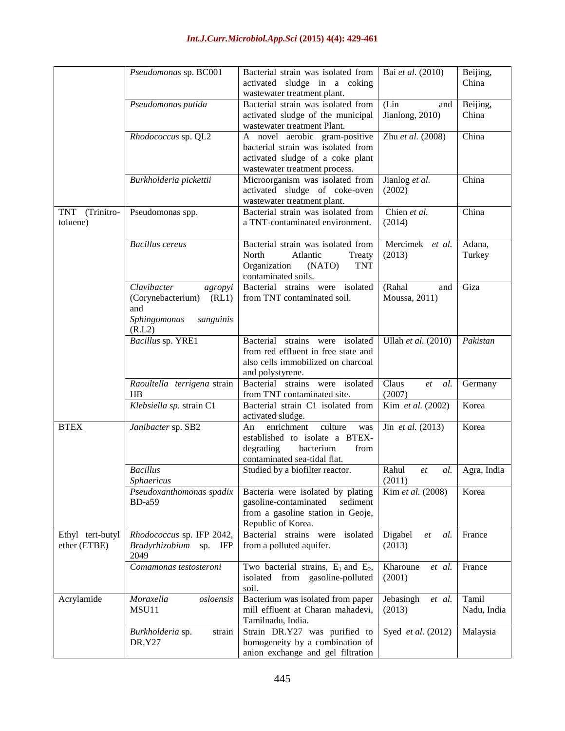| | | | | |
|---|---|---|---|---|
| | *Pseudomonas* sp. BC001 | Bacterial strain was isolated from activated sludge in a coking wastewater treatment plant. | Bai *et al.* (2010) | Beijing, China |
| | *Pseudomonas putida* | Bacterial strain was isolated from activated sludge of the municipal wastewater treatment Plant. | (Lin and Jianlong, 2010) | Beijing, China |
| | *Rhodococcus* sp. QL2 | A novel aerobic gram-positive bacterial strain was isolated from activated sludge of a coke plant wastewater treatment process. | Zhu *et al.* (2008) | China |
| | *Burkholderia pickettii* | Microorganism was isolated from activated sludge of coke-oven wastewater treatment plant. | Jianlog *et al.* (2002) | China |
| TNT (Trinitro-toluene) | Pseudomonas spp. | Bacterial strain was isolated from a TNT-contaminated environment. | Chien *et al.* (2014) | China |
| | *Bacillus cereus* | Bacterial strain was isolated from North Atlantic Treaty Organization (NATO) TNT contaminated soils. | Mercimek *et al.* (2013) | Adana, Turkey |
| | *Clavibacter agropyi* (Corynebacterium) (RL1) and *Sphingomonas sanguinis* (R.L2) | Bacterial strains were isolated from TNT contaminated soil. | (Rahal and Moussa, 2011) | Giza |
| | *Bacillus* sp. YRE1 | Bacterial strains were isolated from red effluent in free state and also cells immobilized on charcoal and polystyrene. | Ullah *et al.* (2010) | *Pakistan* |
| | *Raoultella terrigena* strain HB | Bacterial strains were isolated from TNT contaminated site. | Claus *et al.* (2007) | Germany |
| | *Klebsiella sp.* strain C1 | Bacterial strain C1 isolated from activated sludge. | Kim *et al.* (2002) | Korea |
| BTEX | *Janibacter* sp. SB2 | An enrichment culture was established to isolate a BTEX-degrading bacterium from contaminated sea-tidal flat. | Jin *et al.* (2013) | Korea |
| | *Bacillus Sphaericus* | Studied by a biofilter reactor. | Rahul *et al.* (2011) | Agra, India |
| | *Pseudoxanthomonas spadix* BD-a59 | Bacteria were isolated by plating gasoline-contaminated sediment from a gasoline station in Geoje, Republic of Korea. | Kim *et al.* (2008) | Korea |
| Ethyl tert-butyl ether (ETBE) | *Rhodococcus* sp. IFP 2042, *Bradyrhizobium* sp. IFP 2049 | Bacterial strains were isolated from a polluted aquifer. | Digabel *et al.* (2013) | France |
| | *Comamonas testosteroni* | Two bacterial strains, $E_1$ and $E_2$, isolated from gasoline-polluted soil. | Kharoune *et al.* (2001) | France |
| Acrylamide | *Moraxella osloensis* MSU11 | Bacterium was isolated from paper mill effluent at Charan mahadevi, Tamilnadu, India. | Jebasingh *et al.* (2013) | Tamil Nadu, India |
| | *Burkholderia* sp. strain DR.Y27 | Strain DR.Y27 was purified to homogeneity by a combination of anion exchange and gel filtration | Syed *et al.* (2012) | Malaysia |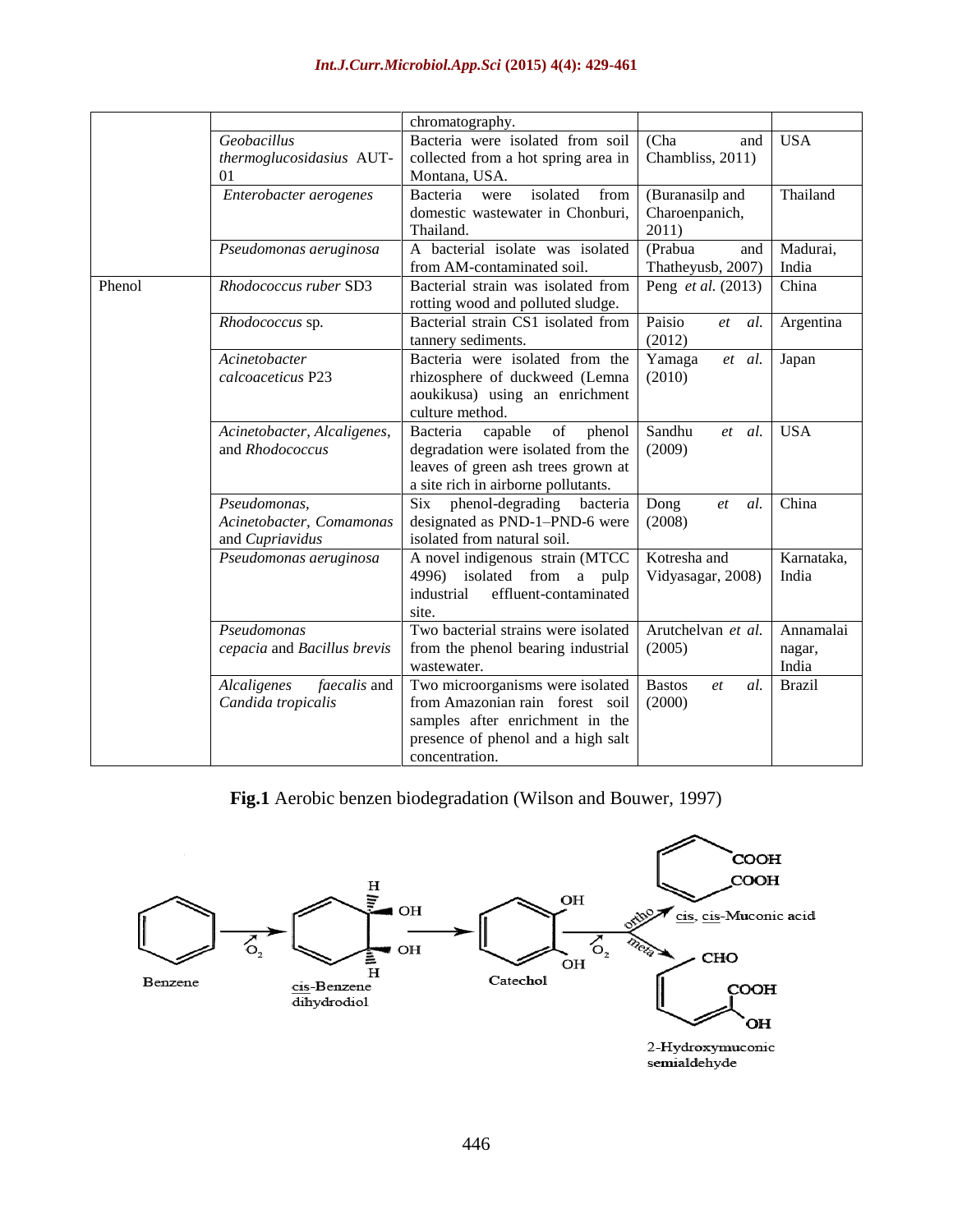| | | | | |
|---|---|---|---|---|
| | | chromatography. | | |
| | *Geobacillus thermoglucosidasius* AUT-01 | Bacteria were isolated from soil collected from a hot spring area in Montana, USA. | (Cha and Chambliss, 2011) | USA |
| | *Enterobacter aerogenes* | Bacteria were isolated from domestic wastewater in Chonburi, Thailand. | (Buranasilp and Charoenpanich, 2011) | Thailand |
| | *Pseudomonas aeruginosa* | A bacterial isolate was isolated from AM-contaminated soil. | (Prabua and Thatheyusb, 2007) | Madurai, India |
| Phenol | *Rhodococcus ruber* SD3 | Bacterial strain was isolated from rotting wood and polluted sludge. | Peng *et al.* (2013) | China |
| | *Rhodococcus* sp. | Bacterial strain CS1 isolated from tannery sediments. | Paisio *et al.* (2012) | Argentina |
| | *Acinetobacter calcoaceticus* P23 | Bacteria were isolated from the rhizosphere of duckweed (Lemna aoukikusa) using an enrichment culture method. | Yamaga *et al.* (2010) | Japan |
| | *Acinetobacter*, *Alcaligenes*, and *Rhodococcus* | Bacteria capable of phenol degradation were isolated from the leaves of green ash trees grown at a site rich in airborne pollutants. | Sandhu *et al.* (2009) | USA |
| | *Pseudomonas*, *Acinetobacter*, *Comamonas* and *Cupriavidus* | Six phenol-degrading bacteria designated as PND-1–PND-6 were isolated from natural soil. | Dong *et al.* (2008) | China |
| | *Pseudomonas aeruginosa* | A novel indigenous strain (MTCC 4996) isolated from a pulp industrial effluent-contaminated site. | Kotresha and Vidyasagar, 2008) | Karnataka, India |
| | *Pseudomonas cepacia* and *Bacillus brevis* | Two bacterial strains were isolated from the phenol bearing industrial wastewater. | Arutchelvan *et al.* (2005) | Annamalai nagar, India |
| | *Alcaligenes faecalis* and *Candida tropicalis* | Two microorganisms were isolated from Amazonian rain forest soil samples after enrichment in the presence of phenol and a high salt concentration. | Bastos *et al.* (2000) | Brazil |

**Fig.1** Aerobic benzen biodegradation (Wilson and Bouwer, 1997)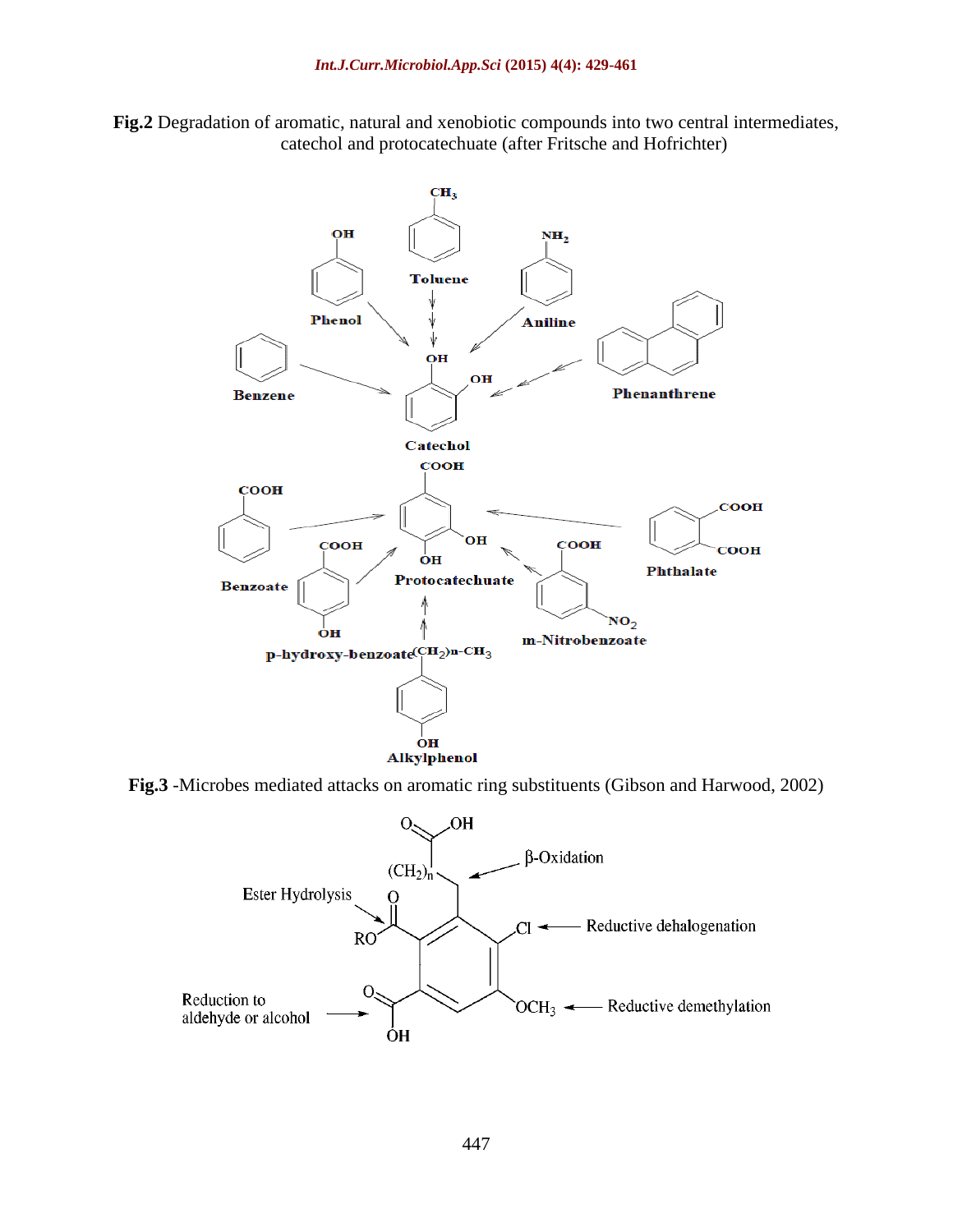**Fig.2** Degradation of aromatic, natural and xenobiotic compounds into two central intermediates, catechol and protocatechuate (after Fritsche and Hofrichter)

**Fig.3** -Microbes mediated attacks on aromatic ring substituents (Gibson and Harwood, 2002)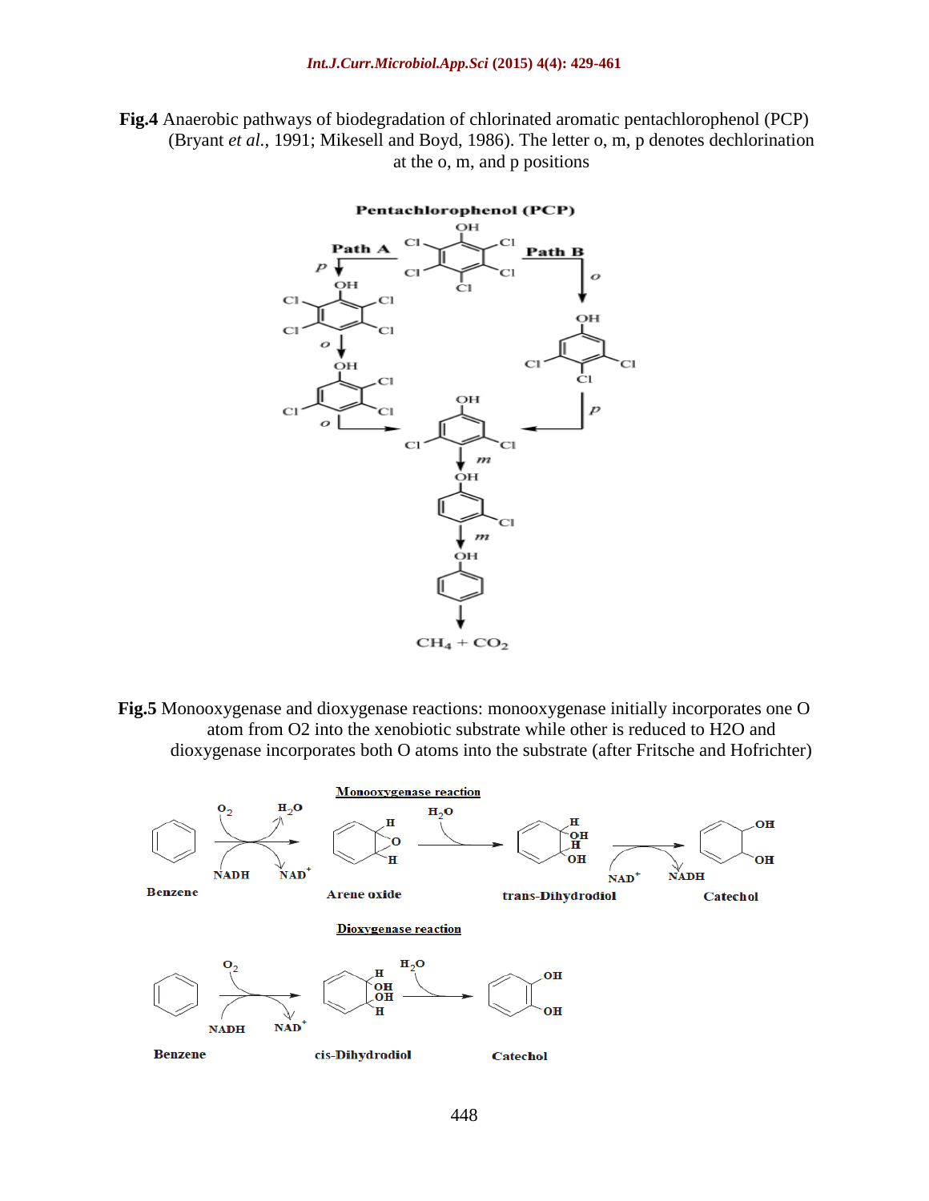**Fig.4** Anaerobic pathways of biodegradation of chlorinated aromatic pentachlorophenol (PCP) (Bryant *et al.,* 1991; Mikesell and Boyd, 1986). The letter o, m, p denotes dechlorination at the o, m, and p positions

**Fig.5** Monooxygenase and dioxygenase reactions: monooxygenase initially incorporates one O atom from O2 into the xenobiotic substrate while other is reduced to H2O and dioxygenase incorporates both O atoms into the substrate (after Fritsche and Hofrichter)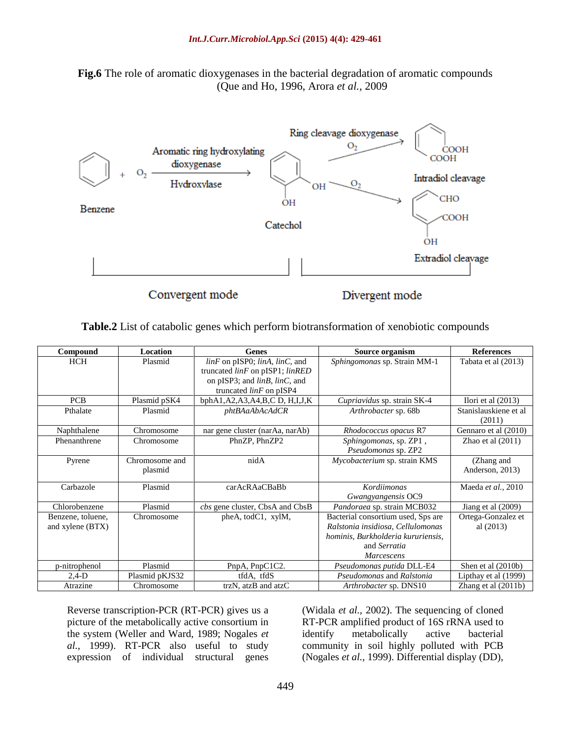**Fig.6** The role of aromatic dioxygenases in the bacterial degradation of aromatic compounds (Que and Ho, 1996, Arora *et al.*, 2009

**Table.2** List of catabolic genes which perform biotransformation of xenobiotic compounds

| Compound | Location | Genes | Source organism | References |
|---|---|---|---|---|
| HCH | Plasmid | *linF* on pISP0; *linA*, *linC*, and truncated *linF* on pISP1; *linRED* on pISP3; and *linB*, *linC*, and truncated *linF* on pISP4 | *Sphingomonas* sp. Strain MM-1 | Tabata et al (2013) |
| PCB | Plasmid pSK4 | bphA1,A2,A3,A4,B,C D, H,I,J,K | *Cupriavidus* sp. strain SK-4 | Ilori et al (2013) |
| Pthalate | Plasmid | *phtBAaAbAcAdCR* | *Arthrobacter* sp. 68b | Stanislauskiene et al (2011) |
| Naphthalene | Chromosome | nar gene cluster (narAa, narAb) | *Rhodococcus opacus* R7 | Gennaro et al (2010) |
| Phenanthrene | Chromosome | PhnZP, PhnZP2 | *Sphingomonas*, sp. ZP1 , *Pseudomonas* sp. ZP2 | Zhao et al (2011) |
| Pyrene | Chromosome and plasmid | nidA | *Mycobacterium* sp. strain KMS | (Zhang and Anderson, 2013) |
| Carbazole | Plasmid | carAcRAaCBaBb | *Kordiimonas Gwangyangensis* OC9 | Maeda *et al.*, 2010 |
| Chlorobenzene | Plasmid | *cbs* gene cluster, CbsA and CbsB | *Pandoraea* sp. strain MCB032 | Jiang et al (2009) |
| Benzene, toluene, and xylene (BTX) | Chromosome | pheA, todC1, xylM, | Bacterial consortium used, Sps are *Ralstonia insidiosa, Cellulomonas hominis, Burkholderia kururiensis,* and *Serratia Marcescens* | Ortega-Gonzalez et al (2013) |
| p-nitrophenol | Plasmid | PnpA, PnpC1C2. | *Pseudomonas putida* DLL-E4 | Shen et al (2010b) |
| 2,4-D | Plasmid pKJS32 | tfdA, tfdS | *Pseudomonas* and *Ralstonia* | Lipthay et al (1999) |
| Atrazine | Chromosome | trzN, atzB and atzC | *Arthrobacter* sp. DNS10 | Zhang et al (2011b) |

Reverse transcription-PCR (RT-PCR) gives us a picture of the metabolically active consortium in the system (Weller and Ward, 1989; Nogales *et al.*, 1999). RT-PCR also useful to study expression of individual structural genes (Widala *et al.*, 2002). The sequencing of cloned RT-PCR amplified product of 16S rRNA used to identify metabolically active bacterial community in soil highly polluted with PCB (Nogales *et al.*, 1999). Differential display (DD),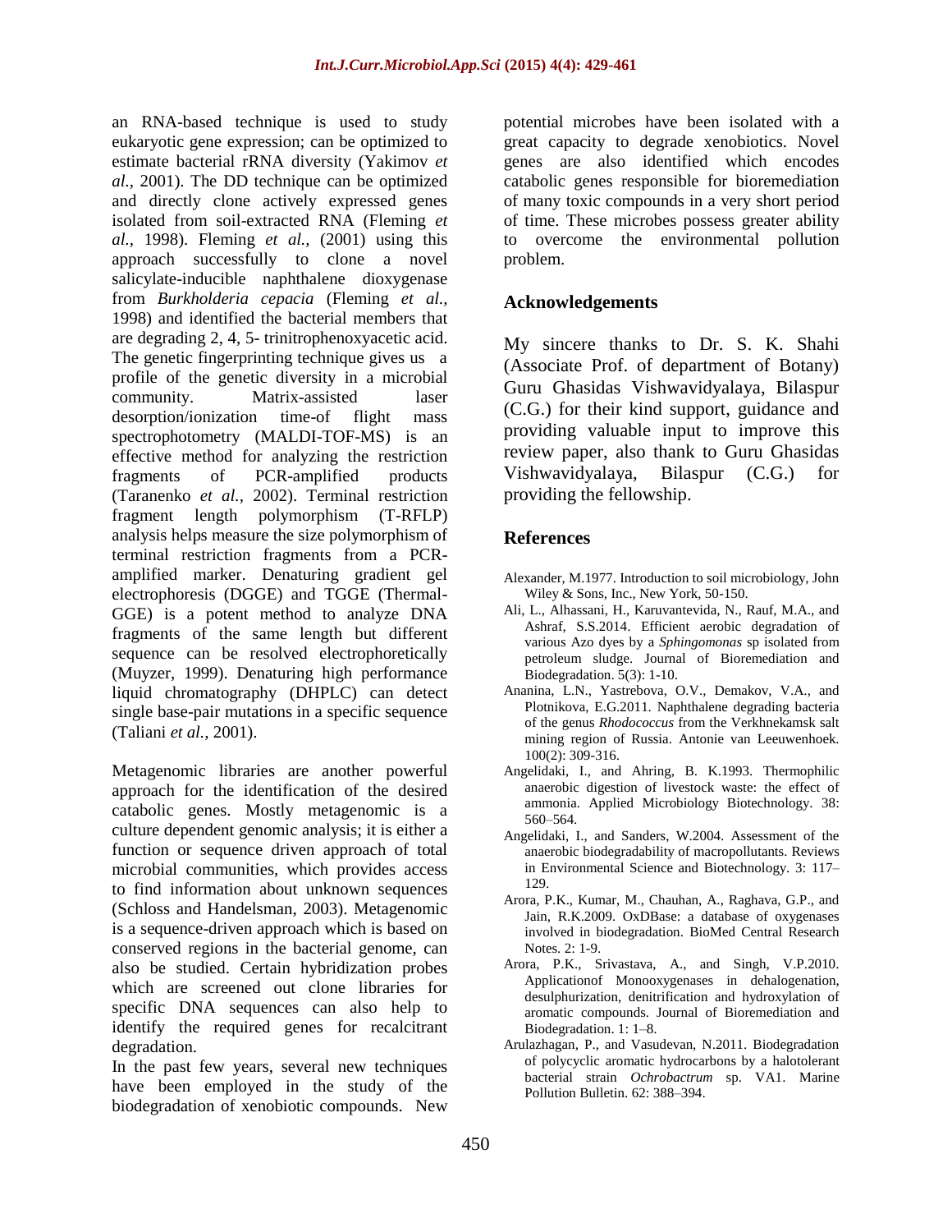an RNA-based technique is used to study eukaryotic gene expression; can be optimized to estimate bacterial rRNA diversity (Yakimov *et al.*, 2001). The DD technique can be optimized and directly clone actively expressed genes isolated from soil-extracted RNA (Fleming *et al.*, 1998). Fleming *et al.,* (2001) using this approach successfully to clone a novel salicylate-inducible naphthalene dioxygenase from *Burkholderia cepacia* (Fleming *et al.,* 1998) and identified the bacterial members that are degrading 2, 4, 5- trinitrophenoxyacetic acid. The genetic fingerprinting technique gives us a profile of the genetic diversity in a microbial community. Matrix-assisted laser desorption/ionization time-of flight mass spectrophotometry (MALDI-TOF-MS) is an effective method for analyzing the restriction fragments of PCR-amplified products (Taranenko *et al.,* 2002). Terminal restriction fragment length polymorphism (T-RFLP) analysis helps measure the size polymorphism of terminal restriction fragments from a PCR-amplified marker. Denaturing gradient gel electrophoresis (DGGE) and TGGE (Thermal-GGE) is a potent method to analyze DNA fragments of the same length but different sequence can be resolved electrophoretically (Muyzer, 1999). Denaturing high performance liquid chromatography (DHPLC) can detect single base-pair mutations in a specific sequence (Taliani *et al.,* 2001).

Metagenomic libraries are another powerful approach for the identification of the desired catabolic genes. Mostly metagenomic is a culture dependent genomic analysis; it is either a function or sequence driven approach of total microbial communities, which provides access to find information about unknown sequences (Schloss and Handelsman, 2003). Metagenomic is a sequence-driven approach which is based on conserved regions in the bacterial genome, can also be studied. Certain hybridization probes which are screened out clone libraries for specific DNA sequences can also help to identify the required genes for recalcitrant degradation.

In the past few years, several new techniques have been employed in the study of the biodegradation of xenobiotic compounds. New potential microbes have been isolated with a great capacity to degrade xenobiotics. Novel genes are also identified which encodes catabolic genes responsible for bioremediation of many toxic compounds in a very short period of time. These microbes possess greater ability to overcome the environmental pollution problem.

## Acknowledgements

My sincere thanks to Dr. S. K. Shahi (Associate Prof. of department of Botany) Guru Ghasidas Vishwavidyalaya, Bilaspur (C.G.) for their kind support, guidance and providing valuable input to improve this review paper, also thank to Guru Ghasidas Vishwavidyalaya, Bilaspur (C.G.) for providing the fellowship.

## References

Alexander, M.1977. Introduction to soil microbiology, John Wiley & Sons, Inc., New York, 50-150.

Ali, L., Alhassani, H., Karuvantevida, N., Rauf, M.A., and Ashraf, S.S.2014. Efficient aerobic degradation of various Azo dyes by a *Sphingomonas* sp isolated from petroleum sludge. Journal of Bioremediation and Biodegradation. 5(3): 1-10.

Ananina, L.N., Yastrebova, O.V., Demakov, V.A., and Plotnikova, E.G.2011. Naphthalene degrading bacteria of the genus *Rhodococcus* from the Verkhnekamsk salt mining region of Russia. Antonie van Leeuwenhoek. 100(2): 309-316.

Angelidaki, I., and Ahring, B. K.1993. Thermophilic anaerobic digestion of livestock waste: the effect of ammonia. Applied Microbiology Biotechnology. 38: 560–564.

Angelidaki, I., and Sanders, W.2004. Assessment of the anaerobic biodegradability of macropollutants. Reviews in Environmental Science and Biotechnology. 3: 117–129.

Arora, P.K., Kumar, M., Chauhan, A., Raghava, G.P., and Jain, R.K.2009. OxDBase: a database of oxygenases involved in biodegradation. BioMed Central Research Notes. 2: 1-9.

Arora, P.K., Srivastava, A., and Singh, V.P.2010. Applicationof Monooxygenases in dehalogenation, desulphurization, denitrification and hydroxylation of aromatic compounds. Journal of Bioremediation and Biodegradation. 1: 1–8.

Arulazhagan, P., and Vasudevan, N.2011. Biodegradation of polycyclic aromatic hydrocarbons by a halotolerant bacterial strain *Ochrobactrum* sp. VA1. Marine Pollution Bulletin. 62: 388–394.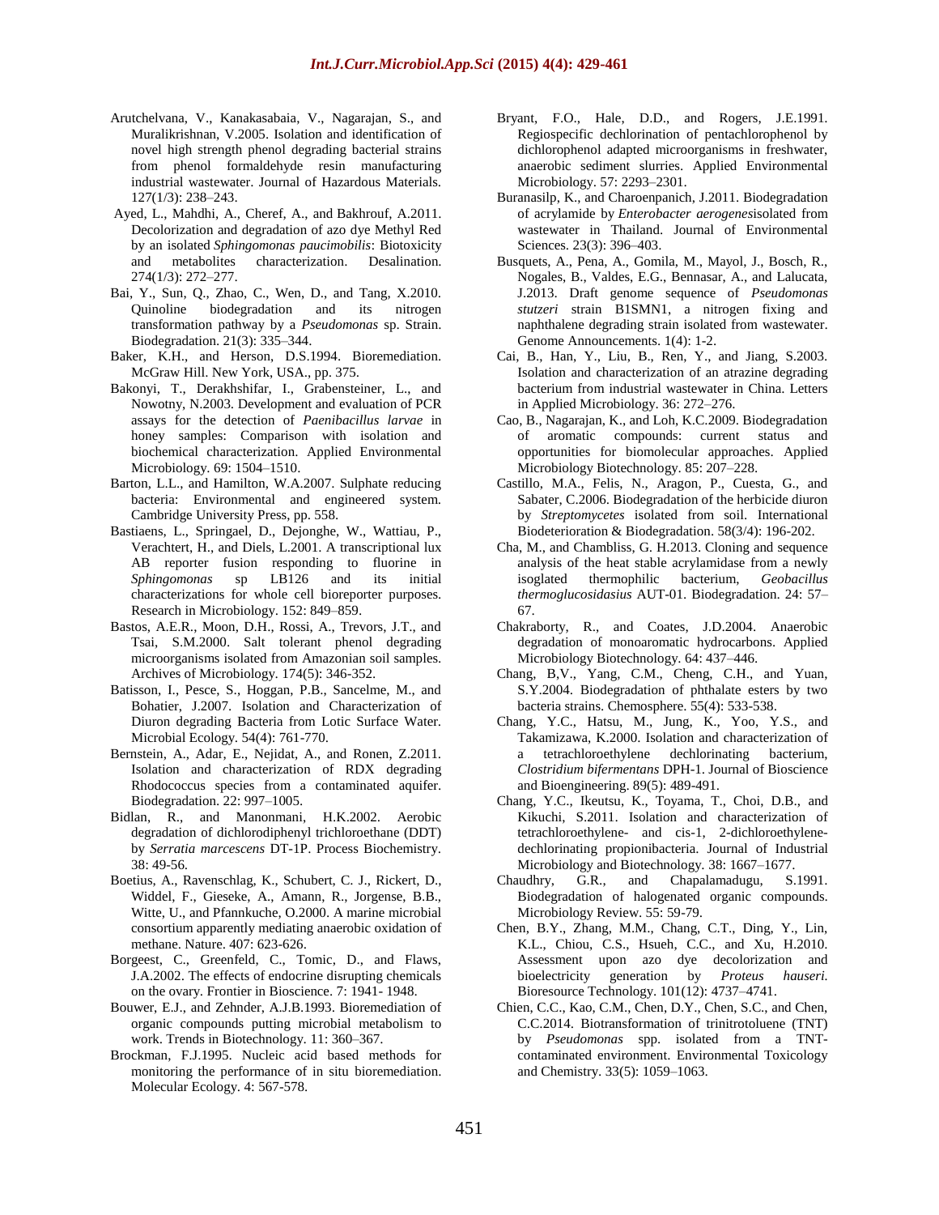Arutchelvana, V., Kanakasabaia, V., Nagarajan, S., and Muralikrishnan, V.2005. Isolation and identification of novel high strength phenol degrading bacterial strains from phenol formaldehyde resin manufacturing industrial wastewater. Journal of Hazardous Materials. 127(1/3): 238–243.

Ayed, L., Mahdhi, A., Cheref, A., and Bakhrouf, A.2011. Decolorization and degradation of azo dye Methyl Red by an isolated *Sphingomonas paucimobilis*: Biotoxicity and metabolites characterization. Desalination. 274(1/3): 272–277.

Bai, Y., Sun, Q., Zhao, C., Wen, D., and Tang, X.2010. Quinoline biodegradation and its nitrogen transformation pathway by a *Pseudomonas* sp. Strain. Biodegradation. 21(3): 335–344.

Baker, K.H., and Herson, D.S.1994. Bioremediation. McGraw Hill. New York, USA., pp. 375.

Bakonyi, T., Derakhshifar, I., Grabensteiner, L., and Nowotny, N.2003. Development and evaluation of PCR assays for the detection of *Paenibacillus larvae* in honey samples: Comparison with isolation and biochemical characterization. Applied Environmental Microbiology. 69: 1504–1510.

Barton, L.L., and Hamilton, W.A.2007. Sulphate reducing bacteria: Environmental and engineered system. Cambridge University Press, pp. 558.

Bastiaens, L., Springael, D., Dejonghe, W., Wattiau, P., Verachtert, H., and Diels, L.2001. A transcriptional lux AB reporter fusion responding to fluorine in *Sphingomonas* sp LB126 and its initial characterizations for whole cell bioreporter purposes. Research in Microbiology. 152: 849–859.

Bastos, A.E.R., Moon, D.H., Rossi, A., Trevors, J.T., and Tsai, S.M.2000. Salt tolerant phenol degrading microorganisms isolated from Amazonian soil samples. Archives of Microbiology. 174(5): 346-352.

Batisson, I., Pesce, S., Hoggan, P.B., Sancelme, M., and Bohatier, J.2007. Isolation and Characterization of Diuron degrading Bacteria from Lotic Surface Water. Microbial Ecology. 54(4): 761-770.

Bernstein, A., Adar, E., Nejidat, A., and Ronen, Z.2011. Isolation and characterization of RDX degrading Rhodococcus species from a contaminated aquifer. Biodegradation. 22: 997–1005.

Bidlan, R., and Manonmani, H.K.2002. Aerobic degradation of dichlorodiphenyl trichloroethane (DDT) by *Serratia marcescens* DT-1P. Process Biochemistry. 38: 49-56.

Boetius, A., Ravenschlag, K., Schubert, C. J., Rickert, D., Widdel, F., Gieseke, A., Amann, R., Jorgense, B.B., Witte, U., and Pfannkuche, O.2000. A marine microbial consortium apparently mediating anaerobic oxidation of methane. Nature. 407: 623-626.

Borgeest, C., Greenfeld, C., Tomic, D., and Flaws, J.A.2002. The effects of endocrine disrupting chemicals on the ovary. Frontier in Bioscience. 7: 1941- 1948.

Bouwer, E.J., and Zehnder, A.J.B.1993. Bioremediation of organic compounds putting microbial metabolism to work. Trends in Biotechnology. 11: 360–367.

Brockman, F.J.1995. Nucleic acid based methods for monitoring the performance of in situ bioremediation. Molecular Ecology. 4: 567-578.

Bryant, F.O., Hale, D.D., and Rogers, J.E.1991. Regiospecific dechlorination of pentachlorophenol by dichlorophenol adapted microorganisms in freshwater, anaerobic sediment slurries. Applied Environmental Microbiology. 57: 2293–2301.

Buranasilp, K., and Charoenpanich, J.2011. Biodegradation of acrylamide by *Enterobacter aerogenes*isolated from wastewater in Thailand. Journal of Environmental Sciences. 23(3): 396–403.

Busquets, A., Pena, A., Gomila, M., Mayol, J., Bosch, R., Nogales, B., Valdes, E.G., Bennasar, A., and Lalucata, J.2013. Draft genome sequence of *Pseudomonas stutzeri* strain B1SMN1, a nitrogen fixing and naphthalene degrading strain isolated from wastewater. Genome Announcements. 1(4): 1-2.

Cai, B., Han, Y., Liu, B., Ren, Y., and Jiang, S.2003. Isolation and characterization of an atrazine degrading bacterium from industrial wastewater in China. Letters in Applied Microbiology. 36: 272–276.

Cao, B., Nagarajan, K., and Loh, K.C.2009. Biodegradation of aromatic compounds: current status and opportunities for biomolecular approaches. Applied Microbiology Biotechnology. 85: 207–228.

Castillo, M.A., Felis, N., Aragon, P., Cuesta, G., and Sabater, C.2006. Biodegradation of the herbicide diuron by *Streptomycetes* isolated from soil. International Biodeterioration & Biodegradation. 58(3/4): 196-202.

Cha, M., and Chambliss, G. H.2013. Cloning and sequence analysis of the heat stable acrylamidase from a newly isoglated thermophilic bacterium, *Geobacillus thermoglucosidasius* AUT-01. Biodegradation. 24: 57–67.

Chakraborty, R., and Coates, J.D.2004. Anaerobic degradation of monoaromatic hydrocarbons. Applied Microbiology Biotechnology. 64: 437–446.

Chang, B,V., Yang, C.M., Cheng, C.H., and Yuan, S.Y.2004. Biodegradation of phthalate esters by two bacteria strains. Chemosphere. 55(4): 533-538.

Chang, Y.C., Hatsu, M., Jung, K., Yoo, Y.S., and Takamizawa, K.2000. Isolation and characterization of a tetrachloroethylene dechlorinating bacterium, *Clostridium bifermentans* DPH-1. Journal of Bioscience and Bioengineering. 89(5): 489-491.

Chang, Y.C., Ikeutsu, K., Toyama, T., Choi, D.B., and Kikuchi, S.2011. Isolation and characterization of tetrachloroethylene- and cis-1, 2-dichloroethylene-dechlorinating propionibacteria. Journal of Industrial Microbiology and Biotechnology. 38: 1667–1677.

Chaudhry, G.R., and Chapalamadugu, S.1991. Biodegradation of halogenated organic compounds. Microbiology Review. 55: 59-79.

Chen, B.Y., Zhang, M.M., Chang, C.T., Ding, Y., Lin, K.L., Chiou, C.S., Hsueh, C.C., and Xu, H.2010. Assessment upon azo dye decolorization and bioelectricity generation by *Proteus hauseri.* Bioresource Technology. 101(12): 4737–4741.

Chien, C.C., Kao, C.M., Chen, D.Y., Chen, S.C., and Chen, C.C.2014. Biotransformation of trinitrotoluene (TNT) by *Pseudomonas* spp. isolated from a TNT-contaminated environment. Environmental Toxicology and Chemistry. 33(5): 1059–1063.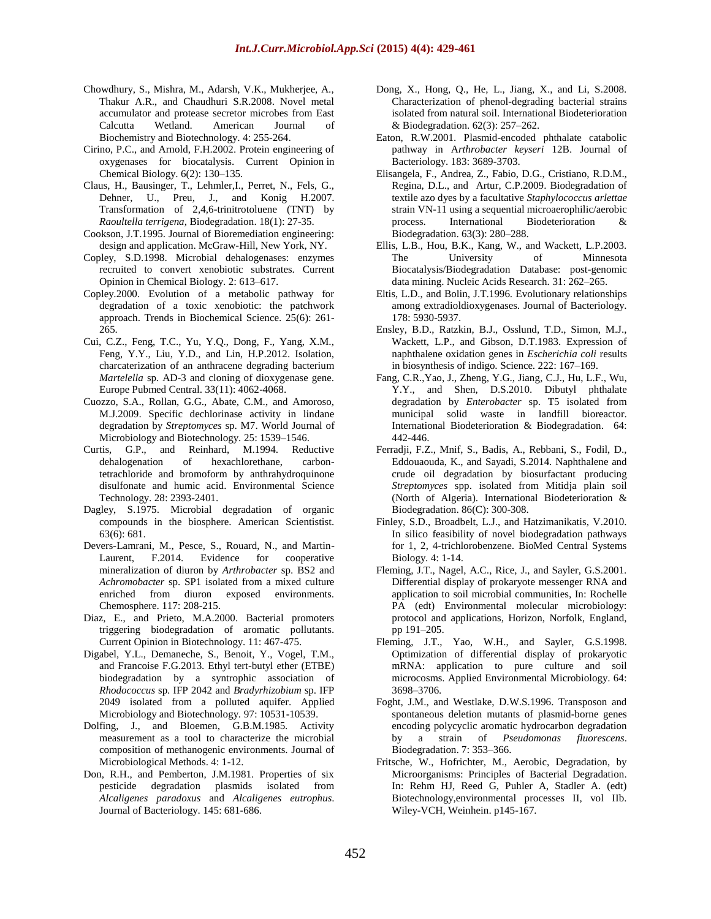Chowdhury, S., Mishra, M., Adarsh, V.K., Mukherjee, A., Thakur A.R., and Chaudhuri S.R.2008. Novel metal accumulator and protease secretor microbes from East Calcutta Wetland. American Journal of Biochemistry and Biotechnology. 4: 255-264.

Cirino, P.C., and Arnold, F.H.2002. Protein engineering of oxygenases for biocatalysis. Current Opinion in Chemical Biology. 6(2): 130–135.

Claus, H., Bausinger, T., Lehmler,I., Perret, N., Fels, G., Dehner, U., Preu, J., and Konig H.2007. Transformation of 2,4,6-trinitrotoluene (TNT) by *Raoultella terrigena*, Biodegradation. 18(1): 27-35.

Cookson, J.T.1995. Journal of Bioremediation engineering: design and application. McGraw-Hill, New York, NY.

Copley, S.D.1998. Microbial dehalogenases: enzymes recruited to convert xenobiotic substrates. Current Opinion in Chemical Biology. 2: 613–617.

Copley.2000. Evolution of a metabolic pathway for degradation of a toxic xenobiotic: the patchwork approach. Trends in Biochemical Science. 25(6): 261-265.

Cui, C.Z., Feng, T.C., Yu, Y.Q., Dong, F., Yang, X.M., Feng, Y.Y., Liu, Y.D., and Lin, H.P.2012. Isolation, charcaterization of an anthracene degrading bacterium *Martelella* sp. AD-3 and cloning of dioxygenase gene. Europe Pubmed Central. 33(11): 4062-4068.

Cuozzo, S.A., Rollan, G.G., Abate, C.M., and Amoroso, M.J.2009. Specific dechlorinase activity in lindane degradation by *Streptomyces* sp. M7. World Journal of Microbiology and Biotechnology. 25: 1539–1546.

Curtis, G.P., and Reinhard, M.1994. Reductive dehalogenation of hexachlorethane, carbon-tetrachloride and bromoform by anthrahydroquinone disulfonate and humic acid. Environmental Science Technology. 28: 2393-2401.

Dagley, S.1975. Microbial degradation of organic compounds in the biosphere. American Scientistist. 63(6): 681.

Devers-Lamrani, M., Pesce, S., Rouard, N., and Martin-Laurent, F.2014. Evidence for cooperative mineralization of diuron by *Arthrobacter* sp. BS2 and *Achromobacter* sp. SP1 isolated from a mixed culture enriched from diuron exposed environments. Chemosphere. 117: 208-215.

Diaz, E., and Prieto, M.A.2000. Bacterial promoters triggering biodegradation of aromatic pollutants. Current Opinion in Biotechnology. 11: 467-475.

Digabel, Y.L., Demaneche, S., Benoit, Y., Vogel, T.M., and Francoise F.G.2013. Ethyl tert-butyl ether (ETBE) biodegradation by a syntrophic association of *Rhodococcus* sp. IFP 2042 and *Bradyrhizobium* sp. IFP 2049 isolated from a polluted aquifer. Applied Microbiology and Biotechnology. 97: 10531-10539.

Dolfing, J., and Bloemen, G.B.M.1985. Activity measurement as a tool to characterize the microbial composition of methanogenic environments. Journal of Microbiological Methods. 4: 1-12.

Don, R.H., and Pemberton, J.M.1981. Properties of six pesticide degradation plasmids isolated from *Alcaligenes paradoxus* and *Alcaligenes eutrophus*. Journal of Bacteriology. 145: 681-686.

Dong, X., Hong, Q., He, L., Jiang, X., and Li, S.2008. Characterization of phenol-degrading bacterial strains isolated from natural soil. International Biodeterioration & Biodegradation. 62(3): 257–262.

Eaton, R.W.2001. Plasmid-encoded phthalate catabolic pathway in A*rthrobacter keyseri* 12B. Journal of Bacteriology. 183: 3689-3703.

Elisangela, F., Andrea, Z., Fabio, D.G., Cristiano, R.D.M., Regina, D.L., and Artur, C.P.2009. Biodegradation of textile azo dyes by a facultative *Staphylococcus arlettae* strain VN-11 using a sequential microaerophilic/aerobic process. International Biodeterioration & Biodegradation. 63(3): 280–288.

Ellis, L.B., Hou, B.K., Kang, W., and Wackett, L.P.2003. The University of Minnesota Biocatalysis/Biodegradation Database: post-genomic data mining. Nucleic Acids Research. 31: 262–265.

Eltis, L.D., and Bolin, J.T.1996. Evolutionary relationships among extradioldioxygenases. Journal of Bacteriology. 178: 5930-5937.

Ensley, B.D., Ratzkin, B.J., Osslund, T.D., Simon, M.J., Wackett, L.P., and Gibson, D.T.1983. Expression of naphthalene oxidation genes in *Escherichia coli* results in biosynthesis of indigo. Science. 222: 167–169.

Fang, C.R.,Yao, J., Zheng, Y.G., Jiang, C.J., Hu, L.F., Wu, Y.Y., and Shen, D.S.2010. Dibutyl phthalate degradation by *Enterobacter* sp. T5 isolated from municipal solid waste in landfill bioreactor. International Biodeterioration & Biodegradation. 64: 442-446.

Ferradji, F.Z., Mnif, S., Badis, A., Rebbani, S., Fodil, D., Eddouaouda, K., and Sayadi, S.2014. Naphthalene and crude oil degradation by biosurfactant producing *Streptomyces* spp. isolated from Mitidja plain soil (North of Algeria). International Biodeterioration & Biodegradation. 86(C): 300-308.

Finley, S.D., Broadbelt, L.J., and Hatzimanikatis, V.2010. In silico feasibility of novel biodegradation pathways for 1, 2, 4-trichlorobenzene. BioMed Central Systems Biology. 4: 1-14.

Fleming, J.T., Nagel, A.C., Rice, J., and Sayler, G.S.2001. Differential display of prokaryote messenger RNA and application to soil microbial communities, In: Rochelle PA (edt) Environmental molecular microbiology: protocol and applications, Horizon, Norfolk, England, pp 191–205.

Fleming, J.T., Yao, W.H., and Sayler, G.S.1998. Optimization of differential display of prokaryotic mRNA: application to pure culture and soil microcosms. Applied Environmental Microbiology. 64: 3698–3706.

Foght, J.M., and Westlake, D.W.S.1996. Transposon and spontaneous deletion mutants of plasmid-borne genes encoding polycyclic aromatic hydrocarbon degradation by a strain of *Pseudomonas fluorescens*. Biodegradation. 7: 353–366.

Fritsche, W., Hofrichter, M., Aerobic, Degradation, by Microorganisms: Principles of Bacterial Degradation. In: Rehm HJ, Reed G, Puhler A, Stadler A. (edt) Biotechnology,environmental processes II, vol IIb. Wiley-VCH, Weinhein. p145-167.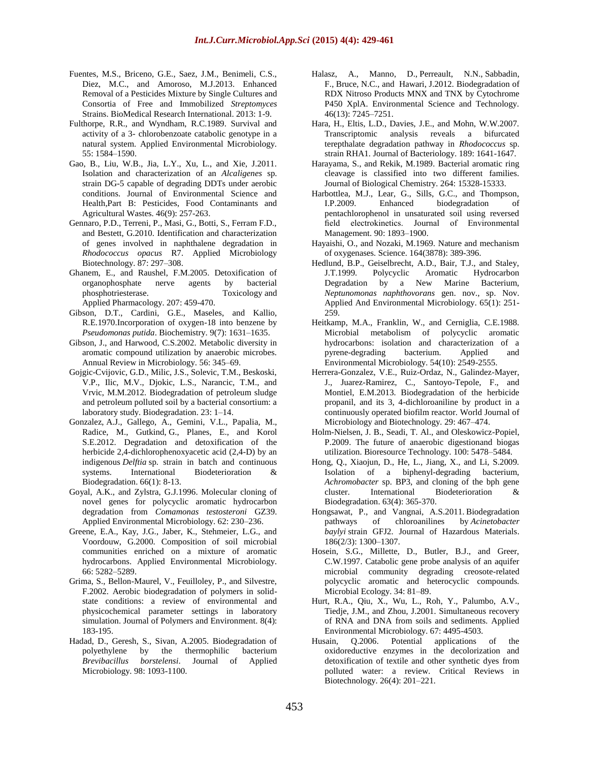Fuentes, M.S., Briceno, G.E., Saez, J.M., Benimeli, C.S., Diez, M.C., and Amoroso, M.J.2013. Enhanced Removal of a Pesticides Mixture by Single Cultures and Consortia of Free and Immobilized *Streptomyces* Strains. BioMedical Research International. 2013: 1-9.

Fulthorpe, R.R., and Wyndham, R.C.1989. Survival and activity of a 3- chlorobenzoate catabolic genotype in a natural system. Applied Environmental Microbiology. 55: 1584–1590.

Gao, B., Liu, W.B., Jia, L.Y., Xu, L., and Xie, J.2011. Isolation and characterization of an *Alcaligenes* sp. strain DG-5 capable of degrading DDTs under aerobic conditions. Journal of Environmental Science and Health,Part B: Pesticides, Food Contaminants and Agricultural Wastes. 46(9): 257-263.

Gennaro, P.D., Terreni, P., Masi, G., Botti, S., Ferram F.D., and Bestett, G.2010. Identification and characterization of genes involved in naphthalene degradation in *Rhodococcus opacus* R7. Applied Microbiology Biotechnology. 87: 297–308.

Ghanem, E., and Raushel, F.M.2005. Detoxification of organophosphate nerve agents by bacterial phosphotriesterase. Toxicology and Applied Pharmacology. 207: 459-470.

Gibson, D.T., Cardini, G.E., Maseles, and Kallio, R.E.1970.Incorporation of oxygen-18 into benzene by *Pseudomonas putida*. Biochemistry. 9(7): 1631–1635.

Gibson, J., and Harwood, C.S.2002. Metabolic diversity in aromatic compound utilization by anaerobic microbes. Annual Review in Microbiology. 56: 345–69.

Gojgic-Cvijovic, G.D., Milic, J.S., Solevic, T.M., Beskoski, V.P., Ilic, M.V., Djokic, L.S., Narancic, T.M., and Vrvic, M.M.2012. Biodegradation of petroleum sludge and petroleum polluted soil by a bacterial consortium: a laboratory study. Biodegradation. 23: 1–14.

Gonzalez, A.J., Gallego, A., Gemini, V.L., Papalia, M., Radice, M., Gutkind, G., Planes, E., and Korol S.E.2012. Degradation and detoxification of the herbicide 2,4-dichlorophenoxyacetic acid (2,4-D) by an indigenous *Delftia* sp. strain in batch and continuous systems. International Biodeterioration & Biodegradation. 66(1): 8-13.

Goyal, A.K., and Zylstra, G.J.1996. Molecular cloning of novel genes for polycyclic aromatic hydrocarbon degradation from *Comamonas testosteroni* GZ39. Applied Environmental Microbiology. 62: 230–236.

Greene, E.A., Kay, J.G., Jaber, K., Stehmeier, L.G., and Voordouw, G.2000. Composition of soil microbial communities enriched on a mixture of aromatic hydrocarbons. Applied Environmental Microbiology. 66: 5282–5289.

Grima, S., Bellon-Maurel, V., Feuilloley, P., and Silvestre, F.2002. Aerobic biodegradation of polymers in solid-state conditions: a review of environmental and physicochemical parameter settings in laboratory simulation. Journal of Polymers and Environment. 8(4): 183-195.

Hadad, D., Geresh, S., Sivan, A.2005. Biodegradation of polyethylene by the thermophilic bacterium *Brevibacillus borstelensi*. Journal of Applied Microbiology. 98: 1093-1100.

Halasz, A., Manno, D., Perreault, N.N., Sabbadin, F., Bruce, N.C., and Hawari, J.2012. Biodegradation of RDX Nitroso Products MNX and TNX by Cytochrome P450 XplA. Environmental Science and Technology. 46(13): 7245–7251.

Hara, H., Eltis, L.D., Davies, J.E., and Mohn, W.W.2007. Transcriptomic analysis reveals a bifurcated terepthalate degradation pathway in *Rhodococcus* sp. strain RHA1. Journal of Bacteriology. 189: 1641-1647.

Harayama, S., and Rekik, M.1989. Bacterial aromatic ring cleavage is classified into two different families. Journal of Biological Chemistry. 264: 15328-15333.

Harbottlea, M.J., Lear, G., Sills, G.C., and Thompson, I.P.2009. Enhanced biodegradation of pentachlorophenol in unsaturated soil using reversed field electrokinetics. Journal of Environmental Management. 90: 1893–1900.

Hayaishi, O., and Nozaki, M.1969. Nature and mechanism of oxygenases. Science. 164(3878): 389-396.

Hedlund, B.P., Geiselbrecht, A.D., Bair, T.J., and Staley, J.T.1999. Polycyclic Aromatic Hydrocarbon Degradation by a New Marine Bacterium, *Neptunomonas naphthovorans* gen. nov., sp. Nov. Applied And Environmental Microbiology. 65(1): 251-259.

Heitkamp, M.A., Franklin, W., and Cerniglia, C.E.1988. Microbial metabolism of polycyclic aromatic hydrocarbons: isolation and characterization of a pyrene-degrading bacterium. Applied and Environmental Microbiology. 54(10): 2549-2555.

Herrera-Gonzalez, V.E., Ruiz-Ordaz, N., Galindez-Mayer, J., Juarez-Ramirez, C., Santoyo-Tepole, F., and Montiel, E.M.2013. Biodegradation of the herbicide propanil, and its 3, 4-dichloroaniline by product in a continuously operated biofilm reactor. World Journal of Microbiology and Biotechnology. 29: 467–474.

Holm-Nielsen, J. B., Seadi, T. Al., and Oleskowicz-Popiel, P.2009. The future of anaerobic digestionand biogas utilization. Bioresource Technology. 100: 5478–5484.

Hong, Q., Xiaojun, D., He, L., Jiang, X., and Li, S.2009. Isolation of a biphenyl-degrading bacterium, *Achromobacter* sp. BP3, and cloning of the bph gene cluster. International Biodeterioration & Biodegradation. 63(4): 365-370.

Hongsawat, P., and Vangnai, A.S.2011. Biodegradation pathways of chloroanilines by *Acinetobacter baylyi* strain GFJ2. Journal of Hazardous Materials. 186(2/3): 1300–1307.

Hosein, S.G., Millette, D., Butler, B.J., and Greer, C.W.1997. Catabolic gene probe analysis of an aquifer microbial community degrading creosote-related polycyclic aromatic and heterocyclic compounds. Microbial Ecology. 34: 81–89.

Hurt, R.A., Qiu, X., Wu, L., Roh, Y., Palumbo, A.V., Tiedje, J.M., and Zhou, J.2001. Simultaneous recovery of RNA and DNA from soils and sediments. Applied Environmental Microbiology. 67: 4495-4503.

Husain, Q.2006. Potential applications of the oxidoreductive enzymes in the decolorization and detoxification of textile and other synthetic dyes from polluted water: a review. Critical Reviews in Biotechnology. 26(4): 201–221.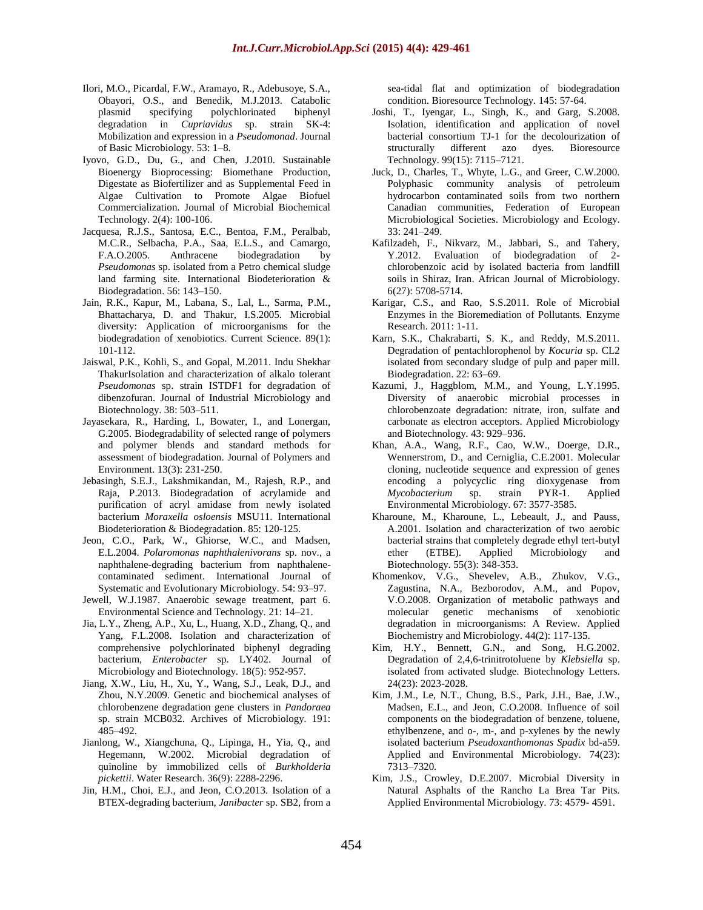Ilori, M.O., Picardal, F.W., Aramayo, R., Adebusoye, S.A., Obayori, O.S., and Benedik, M.J.2013. Catabolic plasmid specifying polychlorinated biphenyl degradation in *Cupriavidus* sp. strain SK-4: Mobilization and expression in a *Pseudomonad*. Journal of Basic Microbiology. 53: 1–8.

Iyovo, G.D., Du, G., and Chen, J.2010. Sustainable Bioenergy Bioprocessing: Biomethane Production, Digestate as Biofertilizer and as Supplemental Feed in Algae Cultivation to Promote Algae Biofuel Commercialization. Journal of Microbial Biochemical Technology. 2(4): 100-106.

Jacquesa, R.J.S., Santosa, E.C., Bentoa, F.M., Peralbab, M.C.R., Selbacha, P.A., Saa, E.L.S., and Camargo, F.A.O.2005. Anthracene biodegradation by *Pseudomonas* sp. isolated from a Petro chemical sludge land farming site. International Biodeterioration & Biodegradation. 56: 143–150.

Jain, R.K., Kapur, M., Labana, S., Lal, L., Sarma, P.M., Bhattacharya, D. and Thakur, I.S.2005. Microbial diversity: Application of microorganisms for the biodegradation of xenobiotics. Current Science. 89(1): 101-112.

Jaiswal, P.K., Kohli, S., and Gopal, M.2011. Indu Shekhar ThakurIsolation and characterization of alkalo tolerant *Pseudomonas* sp. strain ISTDF1 for degradation of dibenzofuran. Journal of Industrial Microbiology and Biotechnology. 38: 503–511.

Jayasekara, R., Harding, I., Bowater, I., and Lonergan, G.2005. Biodegradability of selected range of polymers and polymer blends and standard methods for assessment of biodegradation. Journal of Polymers and Environment. 13(3): 231-250.

Jebasingh, S.E.J., Lakshmikandan, M., Rajesh, R.P., and Raja, P.2013. Biodegradation of acrylamide and purification of acryl amidase from newly isolated bacterium *Moraxella osloensis* MSU11. International Biodeterioration & Biodegradation. 85: 120-125.

Jeon, C.O., Park, W., Ghiorse, W.C., and Madsen, E.L.2004. *Polaromonas naphthalenivorans* sp. nov., a naphthalene-degrading bacterium from naphthalene-contaminated sediment. International Journal of Systematic and Evolutionary Microbiology. 54: 93–97.

Jewell, W.J.1987. Anaerobic sewage treatment, part 6. Environmental Science and Technology. 21: 14–21.

Jia, L.Y., Zheng, A.P., Xu, L., Huang, X.D., Zhang, Q., and Yang, F.L.2008. Isolation and characterization of comprehensive polychlorinated biphenyl degrading bacterium, *Enterobacter* sp. LY402. Journal of Microbiology and Biotechnology. 18(5): 952-957.

Jiang, X.W., Liu, H., Xu, Y., Wang, S.J., Leak, D.J., and Zhou, N.Y.2009. Genetic and biochemical analyses of chlorobenzene degradation gene clusters in *Pandoraea* sp. strain MCB032. Archives of Microbiology. 191: 485–492.

Jianlong, W., Xiangchuna, Q., Lipinga, H., Yia, Q., and Hegemann, W.2002. Microbial degradation of quinoline by immobilized cells of *Burkholderia pickettii*. Water Research. 36(9): 2288-2296.

Jin, H.M., Choi, E.J., and Jeon, C.O.2013. Isolation of a BTEX-degrading bacterium, *Janibacter* sp. SB2, from a sea-tidal flat and optimization of biodegradation condition. Bioresource Technology. 145: 57-64.

Joshi, T., Iyengar, L., Singh, K., and Garg, S.2008. Isolation, identification and application of novel bacterial consortium TJ-1 for the decolourization of structurally different azo dyes. Bioresource Technology. 99(15): 7115–7121.

Juck, D., Charles, T., Whyte, L.G., and Greer, C.W.2000. Polyphasic community analysis of petroleum hydrocarbon contaminated soils from two northern Canadian communities, Federation of European Microbiological Societies. Microbiology and Ecology. 33: 241–249.

Kafilzadeh, F., Nikvarz, M., Jabbari, S., and Tahery, Y.2012. Evaluation of biodegradation of 2-chlorobenzoic acid by isolated bacteria from landfill soils in Shiraz, Iran. African Journal of Microbiology. 6(27): 5708-5714.

Karigar, C.S., and Rao, S.S.2011. Role of Microbial Enzymes in the Bioremediation of Pollutants. Enzyme Research. 2011: 1-11.

Karn, S.K., Chakrabarti, S. K., and Reddy, M.S.2011. Degradation of pentachlorophenol by *Kocuria* sp. CL2 isolated from secondary sludge of pulp and paper mill. Biodegradation. 22: 63–69.

Kazumi, J., Haggblom, M.M., and Young, L.Y.1995. Diversity of anaerobic microbial processes in chlorobenzoate degradation: nitrate, iron, sulfate and carbonate as electron acceptors. Applied Microbiology and Biotechnology. 43: 929–936.

Khan, A.A., Wang, R.F., Cao, W.W., Doerge, D.R., Wennerstrom, D., and Cerniglia, C.E.2001. Molecular cloning, nucleotide sequence and expression of genes encoding a polycyclic ring dioxygenase from *Mycobacterium* sp. strain PYR-1. Applied Environmental Microbiology. 67: 3577-3585.

Kharoune, M., Kharoune, L., Lebeault, J., and Pauss, A.2001. Isolation and characterization of two aerobic bacterial strains that completely degrade ethyl tert-butyl ether (ETBE). Applied Microbiology and Biotechnology. 55(3): 348-353.

Khomenkov, V.G., Shevelev, A.B., Zhukov, V.G., Zagustina, N.A., Bezborodov, A.M., and Popov, V.O.2008. Organization of metabolic pathways and molecular genetic mechanisms of xenobiotic degradation in microorganisms: A Review. Applied Biochemistry and Microbiology. 44(2): 117-135.

Kim, H.Y., Bennett, G.N., and Song, H.G.2002. Degradation of 2,4,6-trinitrotoluene by *Klebsiella* sp. isolated from activated sludge. Biotechnology Letters. 24(23): 2023-2028.

Kim, J.M., Le, N.T., Chung, B.S., Park, J.H., Bae, J.W., Madsen, E.L., and Jeon, C.O.2008. Influence of soil components on the biodegradation of benzene, toluene, ethylbenzene, and o-, m-, and p-xylenes by the newly isolated bacterium *Pseudoxanthomonas Spadix* bd-a59. Applied and Environmental Microbiology. 74(23): 7313–7320.

Kim, J.S., Crowley, D.E.2007. Microbial Diversity in Natural Asphalts of the Rancho La Brea Tar Pits. Applied Environmental Microbiology. 73: 4579- 4591.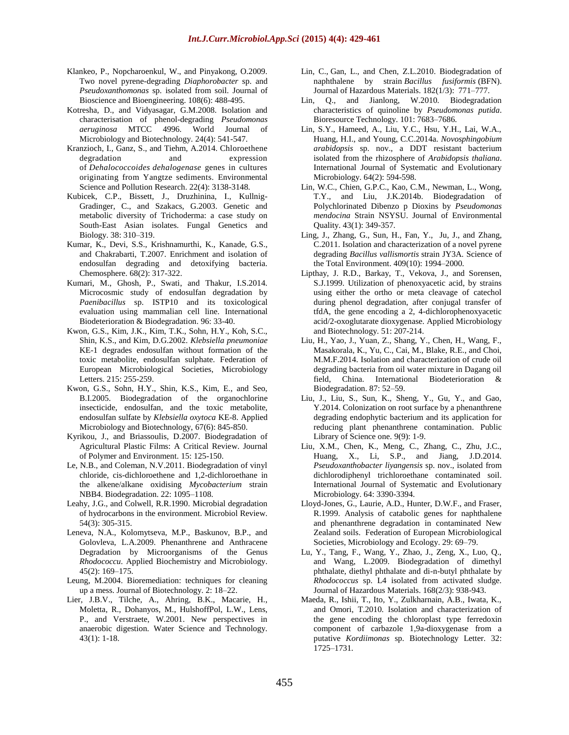Klankeo, P., Nopcharoenkul, W., and Pinyakong, O.2009. Two novel pyrene-degrading *Diaphorobacter* sp. and *Pseudoxanthomonas* sp. isolated from soil. Journal of Bioscience and Bioengineering. 108(6): 488-495.

Kotresha, D., and Vidyasagar, G.M.2008. Isolation and characterisation of phenol-degrading *Pseudomonas aeruginosa* MTCC 4996. World Journal of Microbiology and Biotechnology. 24(4): 541-547.

Kranzioch, I., Ganz, S., and Tiehm, A.2014. Chloroethene degradation and expression of *Dehalococcoides dehalogenase* genes in cultures originating from Yangtze sediments. Environmental Science and Pollution Research. 22(4): 3138-3148.

Kubicek, C.P., Bissett, J., Druzhinina, I., Kullnig-Gradinger, C., and Szakacs, G.2003. Genetic and metabolic diversity of Trichoderma: a case study on South-East Asian isolates. Fungal Genetics and Biology. 38: 310–319.

Kumar, K., Devi, S.S., Krishnamurthi, K., Kanade, G.S., and Chakrabarti, T.2007. Enrichment and isolation of endosulfan degrading and detoxifying bacteria. Chemosphere. 68(2): 317-322.

Kumari, M., Ghosh, P., Swati, and Thakur, I.S.2014. Microcosmic study of endosulfan degradation by *Paenibacillus* sp. ISTP10 and its toxicological evaluation using mammalian cell line. International Biodeterioration & Biodegradation. 96: 33-40.

Kwon, G.S., Kim, J.K., Kim, T.K., Sohn, H.Y., Koh, S.C., Shin, K.S., and Kim, D.G.2002. *Klebsiella pneumoniae* KE-1 degrades endosulfan without formation of the toxic metabolite, endosulfan sulphate. Federation of European Microbiological Societies, Microbiology Letters. 215: 255-259.

Kwon, G.S., Sohn, H.Y., Shin, K.S., Kim, E., and Seo, B.I.2005. Biodegradation of the organochlorine insecticide, endosulfan, and the toxic metabolite, endosulfan sulfate by *Klebsiella oxytoca* KE-8. Applied Microbiology and Biotechnology, 67(6): 845-850.

Kyrikou, J., and Briassoulis, D.2007. Biodegradation of Agricultural Plastic Films: A Critical Review. Journal of Polymer and Environment. 15: 125-150.

Le, N.B., and Coleman, N.V.2011. Biodegradation of vinyl chloride, cis-dichloroethene and 1,2-dichloroethane in the alkene/alkane oxidising *Mycobacterium* strain NBB4. Biodegradation. 22: 1095–1108.

Leahy, J.G., and Colwell, R.R.1990. Microbial degradation of hydrocarbons in the environment. Microbiol Review. 54(3): 305-315.

Leneva, N.A., Kolomytseva, M.P., Baskunov, B.P., and Golovleva, L.A.2009. Phenanthrene and Anthracene Degradation by Microorganisms of the Genus *Rhodococcu*. Applied Biochemistry and Microbiology. 45(2): 169–175.

Leung, M.2004. Bioremediation: techniques for cleaning up a mess. Journal of Biotechnology. 2: 18–22.

Lier, J.B.V., Tilche, A., Ahring, B.K., Macarie, H., Moletta, R., Dohanyos, M., HulshoffPol, L.W., Lens, P., and Verstraete, W.2001. New perspectives in anaerobic digestion. Water Science and Technology. 43(1): 1-18.

Lin, C., Gan, L., and Chen, Z.L.2010. Biodegradation of naphthalene by strain *Bacillus fusiformis* (BFN). Journal of Hazardous Materials. 182(1/3): 771–777.

Lin, Q., and Jianlong, W.2010. Biodegradation characteristics of quinoline by *Pseudomonas putida*. Bioresource Technology. 101: 7683–7686.

Lin, S.Y., Hameed, A., Liu, Y.C., Hsu, Y.H., Lai, W.A., Huang, H.I., and Young, C.C.2014a. *Novosphingobium arabidopsis* sp. nov., a DDT resistant bacterium isolated from the rhizosphere of *Arabidopsis thaliana*. International Journal of Systematic and Evolutionary Microbiology. 64(2): 594-598.

Lin, W.C., Chien, G.P.C., Kao, C.M., Newman, L., Wong, T.Y., and Liu, J.K.2014b. Biodegradation of Polychlorinated Dibenzo p Dioxins by *Pseudomonas mendocina* Strain NSYSU. Journal of Environmental Quality. 43(1): 349-357.

Ling, J., Zhang, G., Sun, H., Fan, Y., Ju, J., and Zhang, C.2011. Isolation and characterization of a novel pyrene degrading *Bacillus vallismortis* strain JY3A. Science of the Total Environment. 409(10): 1994–2000.

Lipthay, J. R.D., Barkay, T., Vekova, J., and Sorensen, S.J.1999. Utilization of phenoxyacetic acid, by strains using either the ortho or meta cleavage of catechol during phenol degradation, after conjugal transfer of tfdA, the gene encoding a 2, 4-dichlorophenoxyacetic acid/2-oxoglutarate dioxygenase. Applied Microbiology and Biotechnology. 51: 207-214.

Liu, H., Yao, J., Yuan, Z., Shang, Y., Chen, H., Wang, F., Masakorala, K., Yu, C., Cai, M., Blake, R.E., and Choi, M.M.F.2014. Isolation and characterization of crude oil degrading bacteria from oil water mixture in Dagang oil field, China. International Biodeterioration & Biodegradation. 87: 52–59.

Liu, J., Liu, S., Sun, K., Sheng, Y., Gu, Y., and Gao, Y.2014. Colonization on root surface by a phenanthrene degrading endophytic bacterium and its application for reducing plant phenanthrene contamination. Public Library of Science one. 9(9): 1-9.

Liu, X.M., Chen, K., Meng, C., Zhang, C., Zhu, J.C., Huang, X., Li, S.P., and Jiang, J.D.2014. *Pseudoxanthobacter liyangensis* sp. nov., isolated from dichlorodiphenyl trichloroethane contaminated soil. International Journal of Systematic and Evolutionary Microbiology. 64: 3390-3394.

Lloyd-Jones, G., Laurie, A.D., Hunter, D.W.F., and Fraser, R.1999. Analysis of catabolic genes for naphthalene and phenanthrene degradation in contaminated New Zealand soils. Federation of European Microbiological Societies, Microbiology and Ecology. 29: 69–79.

Lu, Y., Tang, F., Wang, Y., Zhao, J., Zeng, X., Luo, Q., and Wang, L.2009. Biodegradation of dimethyl phthalate, diethyl phthalate and di-n-butyl phthalate by *Rhodococcus* sp. L4 isolated from activated sludge. Journal of Hazardous Materials. 168(2/3): 938-943.

Maeda, R., Ishii, T., Ito, Y., Zulkharnain, A.B., Iwata, K., and Omori, T.2010. Isolation and characterization of the gene encoding the chloroplast type ferredoxin component of carbazole 1,9a-dioxygenase from a putative *Kordiimonas* sp. Biotechnology Letter. 32: 1725–1731.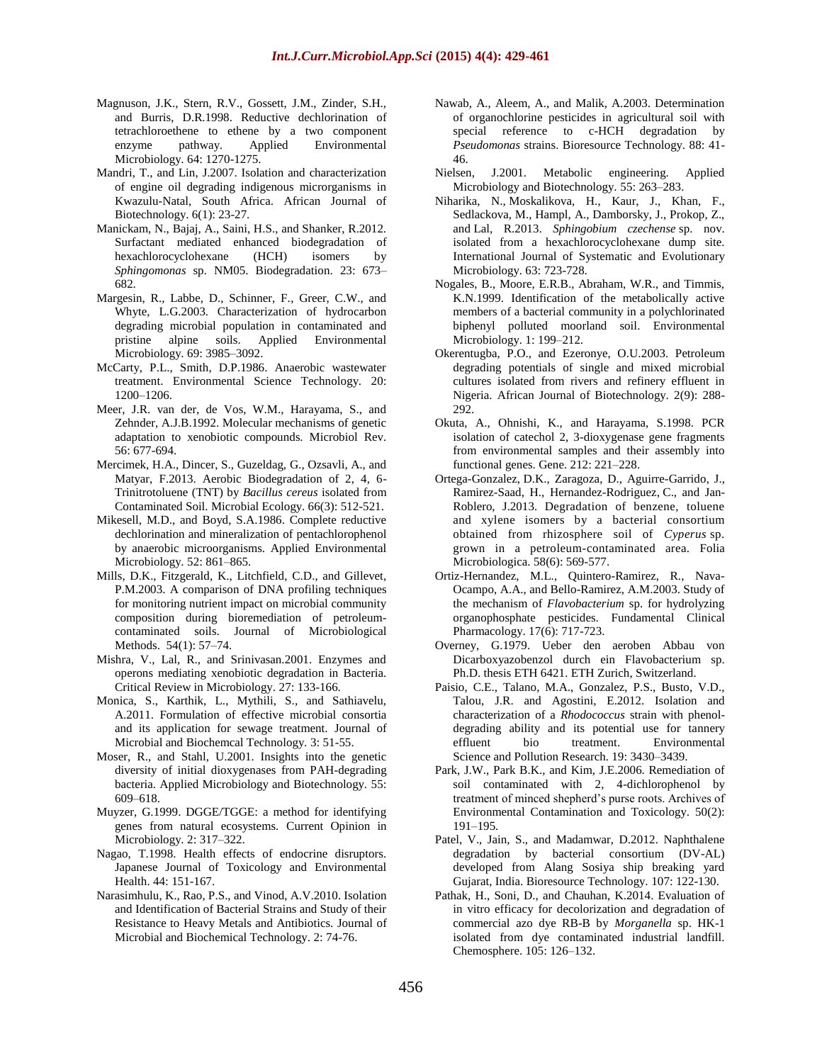Magnuson, J.K., Stern, R.V., Gossett, J.M., Zinder, S.H., and Burris, D.R.1998. Reductive dechlorination of tetrachloroethene to ethene by a two component enzyme pathway. Applied Environmental Microbiology. 64: 1270-1275.

Mandri, T., and Lin, J.2007. Isolation and characterization of engine oil degrading indigenous microrganisms in Kwazulu-Natal, South Africa. African Journal of Biotechnology. 6(1): 23-27.

Manickam, N., Bajaj, A., Saini, H.S., and Shanker, R.2012. Surfactant mediated enhanced biodegradation of hexachlorocyclohexane (HCH) isomers by *Sphingomonas* sp. NM05. Biodegradation. 23: 673–682.

Margesin, R., Labbe, D., Schinner, F., Greer, C.W., and Whyte, L.G.2003. Characterization of hydrocarbon degrading microbial population in contaminated and pristine alpine soils. Applied Environmental Microbiology. 69: 3985–3092.

McCarty, P.L., Smith, D.P.1986. Anaerobic wastewater treatment. Environmental Science Technology. 20: 1200–1206.

Meer, J.R. van der, de Vos, W.M., Harayama, S., and Zehnder, A.J.B.1992. Molecular mechanisms of genetic adaptation to xenobiotic compounds. Microbiol Rev. 56: 677-694.

Mercimek, H.A., Dincer, S., Guzeldag, G., Ozsavli, A., and Matyar, F.2013. Aerobic Biodegradation of 2, 4, 6-Trinitrotoluene (TNT) by *Bacillus cereus* isolated from Contaminated Soil. Microbial Ecology. 66(3): 512-521.

Mikesell, M.D., and Boyd, S.A.1986. Complete reductive dechlorination and mineralization of pentachlorophenol by anaerobic microorganisms. Applied Environmental Microbiology. 52: 861–865.

Mills, D.K., Fitzgerald, K., Litchfield, C.D., and Gillevet, P.M.2003. A comparison of DNA profiling techniques for monitoring nutrient impact on microbial community composition during bioremediation of petroleum-contaminated soils. Journal of Microbiological Methods. 54(1): 57–74.

Mishra, V., Lal, R., and Srinivasan.2001. Enzymes and operons mediating xenobiotic degradation in Bacteria. Critical Review in Microbiology. 27: 133-166.

Monica, S., Karthik, L., Mythili, S., and Sathiavelu, A.2011. Formulation of effective microbial consortia and its application for sewage treatment. Journal of Microbial and Biochemcal Technology. 3: 51-55.

Moser, R., and Stahl, U.2001. Insights into the genetic diversity of initial dioxygenases from PAH-degrading bacteria. Applied Microbiology and Biotechnology. 55: 609–618.

Muyzer, G.1999. DGGE/TGGE: a method for identifying genes from natural ecosystems. Current Opinion in Microbiology. 2: 317–322.

Nagao, T.1998. Health effects of endocrine disruptors. Japanese Journal of Toxicology and Environmental Health. 44: 151-167.

Narasimhulu, K., Rao, P.S., and Vinod, A.V.2010. Isolation and Identification of Bacterial Strains and Study of their Resistance to Heavy Metals and Antibiotics. Journal of Microbial and Biochemical Technology. 2: 74-76.

Nawab, A., Aleem, A., and Malik, A.2003. Determination of organochlorine pesticides in agricultural soil with special reference to c-HCH degradation by *Pseudomonas* strains. Bioresource Technology. 88: 41-46.

Nielsen, J.2001. Metabolic engineering. Applied Microbiology and Biotechnology. 55: 263–283.

Niharika, N., Moskalikova, H., Kaur, J., Khan, F., Sedlackova, M., Hampl, A., Damborsky, J., Prokop, Z., and Lal, R.2013. *Sphingobium czechense* sp. nov. isolated from a hexachlorocyclohexane dump site. International Journal of Systematic and Evolutionary Microbiology. 63: 723-728.

Nogales, B., Moore, E.R.B., Abraham, W.R., and Timmis, K.N.1999. Identification of the metabolically active members of a bacterial community in a polychlorinated biphenyl polluted moorland soil. Environmental Microbiology. 1: 199–212.

Okerentugba, P.O., and Ezeronye, O.U.2003. Petroleum degrading potentials of single and mixed microbial cultures isolated from rivers and refinery effluent in Nigeria. African Journal of Biotechnology. 2(9): 288-292.

Okuta, A., Ohnishi, K., and Harayama, S.1998. PCR isolation of catechol 2, 3-dioxygenase gene fragments from environmental samples and their assembly into functional genes. Gene. 212: 221–228.

Ortega-Gonzalez, D.K., Zaragoza, D., Aguirre-Garrido, J., Ramirez-Saad, H., Hernandez-Rodriguez, C., and Jan-Roblero, J.2013. Degradation of benzene, toluene and xylene isomers by a bacterial consortium obtained from rhizosphere soil of *Cyperus* sp. grown in a petroleum-contaminated area. Folia Microbiologica. 58(6): 569-577.

Ortiz-Hernandez, M.L., Quintero-Ramirez, R., Nava-Ocampo, A.A., and Bello-Ramirez, A.M.2003. Study of the mechanism of *Flavobacterium* sp. for hydrolyzing organophosphate pesticides. Fundamental Clinical Pharmacology. 17(6): 717-723.

Overney, G.1979. Ueber den aeroben Abbau von Dicarboxyazobenzol durch ein Flavobacterium sp. Ph.D. thesis ETH 6421. ETH Zurich, Switzerland.

Paisio, C.E., Talano, M.A., Gonzalez, P.S., Busto, V.D., Talou, J.R. and Agostini, E.2012. Isolation and characterization of a *Rhodococcus* strain with phenol-degrading ability and its potential use for tannery effluent bio treatment. Environmental Science and Pollution Research. 19: 3430–3439.

Park, J.W., Park B.K., and Kim, J.E.2006. Remediation of soil contaminated with 2, 4-dichlorophenol by treatment of minced shepherd's purse roots. Archives of Environmental Contamination and Toxicology. 50(2): 191–195.

Patel, V., Jain, S., and Madamwar, D.2012. Naphthalene degradation by bacterial consortium (DV-AL) developed from Alang Sosiya ship breaking yard Gujarat, India. Bioresource Technology. 107: 122-130.

Pathak, H., Soni, D., and Chauhan, K.2014. Evaluation of in vitro efficacy for decolorization and degradation of commercial azo dye RB-B by *Morganella* sp. HK-1 isolated from dye contaminated industrial landfill. Chemosphere. 105: 126–132.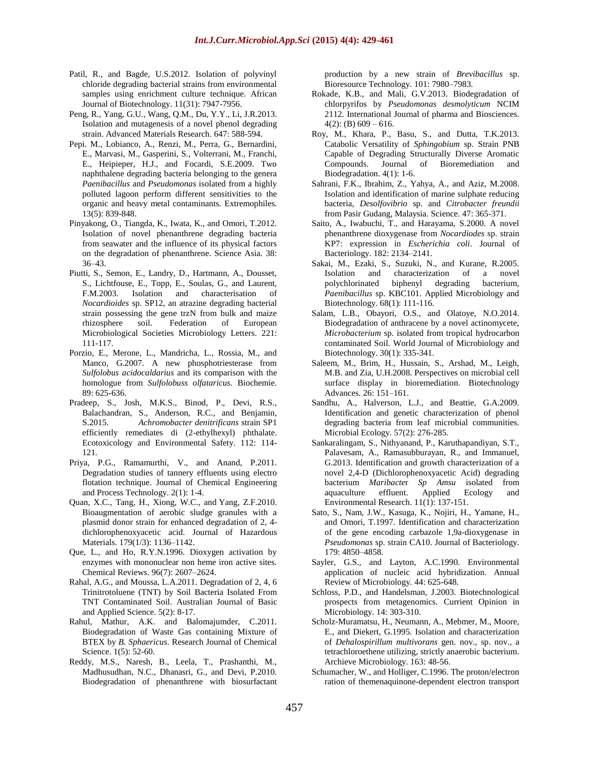Patil, R., and Bagde, U.S.2012. Isolation of polyvinyl chloride degrading bacterial strains from environmental samples using enrichment culture technique. African Journal of Biotechnology. 11(31): 7947-7956.

Peng, R., Yang, G.U., Wang, Q.M., Du, Y.Y., Li, J.R.2013. Isolation and mutagenesis of a novel phenol degrading strain. Advanced Materials Research. 647: 588-594.

Pepi. M., Lobianco, A., Renzi, M., Perra, G., Bernardini, E., Marvasi, M., Gasperini, S., Volterrani, M., Franchi, E., Heipieper, H.J., and Focardi, S.E.2009. Two naphthalene degrading bacteria belonging to the genera *Paenibacillus* and *Pseudomonas* isolated from a highly polluted lagoon perform different sensitivities to the organic and heavy metal contaminants. Extremophiles. 13(5): 839-848.

Pinyakong, O., Tiangda, K., Iwata, K., and Omori, T.2012. Isolation of novel phenanthrene degrading bacteria from seawater and the influence of its physical factors on the degradation of phenanthrene. Science Asia. 38: 36–43.

Piutti, S., Semon, E., Landry, D., Hartmann, A., Dousset, S., Lichtfouse, E., Topp, E., Soulas, G., and Laurent, F.M.2003. Isolation and characterisation of *Nocardioides* sp. SP12, an atrazine degrading bacterial strain possessing the gene trzN from bulk and maize rhizosphere soil. Federation of European Microbiological Societies Microbiology Letters. 221: 111-117.

Porzio, E., Merone, L., Mandricha, L., Rossia, M., and Manco, G.2007. A new phosphotriesterase from *Sulfolobus acidocaldarius* and its comparison with the homologue from *Sulfolobuss olfataricus*. Biochemie. 89: 625-636.

Pradeep, S., Josh, M.K.S., Binod, P., Devi, R.S., Balachandran, S., Anderson, R.C., and Benjamin, S.2015. *Achromobacter denitrificans* strain SP1 efficiently remediates di (2-ethylhexyl) phthalate. Ecotoxicology and Environmental Safety. 112: 114-121.

Priya, P.G., Ramamurthi, V., and Anand, P.2011. Degradation studies of tannery effluents using electro flotation technique. Journal of Chemical Engineering and Process Technology. 2(1): 1-4.

Quan, X.C., Tang, H., Xiong, W.C., and Yang, Z.F.2010. Bioaugmentation of aerobic sludge granules with a plasmid donor strain for enhanced degradation of 2, 4-dichlorophenoxyacetic acid. Journal of Hazardous Materials. 179(1/3): 1136–1142.

Que, L., and Ho, R.Y.N.1996. Dioxygen activation by enzymes with mononuclear non heme iron active sites. Chemical Reviews. 96(7): 2607–2624.

Rahal, A.G., and Moussa, L.A.2011. Degradation of 2, 4, 6 Trinitrotoluene (TNT) by Soil Bacteria Isolated From TNT Contaminated Soil. Australian Journal of Basic and Applied Science. 5(2): 8-17.

Rahul, Mathur, A.K. and Balomajumder, C.2011. Biodegradation of Waste Gas containing Mixture of BTEX by *B. Sphaericus*. Research Journal of Chemical Science. 1(5): 52-60.

Reddy, M.S., Naresh, B., Leela, T., Prashanthi, M., Madhusudhan, N.C., Dhanasri, G., and Devi, P.2010. Biodegradation of phenanthrene with biosurfactant production by a new strain of *Brevibacillus* sp. Bioresource Technology. 101: 7980–7983.

Rokade, K.B., and Mali, G.V.2013. Biodegradation of chlorpyrifos by *Pseudomonas desmolyticum* NCIM 2112. International Journal of pharma and Biosciences. 4(2): (B) 609 – 616.

Roy, M., Khara, P., Basu, S., and Dutta, T.K.2013. Catabolic Versatility of *Sphingobium* sp. Strain PNB Capable of Degrading Structurally Diverse Aromatic Compounds. Journal of Bioremediation and Biodegradation. 4(1): 1-6.

Sahrani, F.K., Ibrahim, Z., Yahya, A., and Aziz, M.2008. Isolation and identification of marine sulphate reducing bacteria, *Desolfovibrio* sp. and *Citrobacter freundii* from Pasir Gudang, Malaysia. Science. 47: 365-371.

Saito, A., Iwabuchi, T., and Harayama, S.2000. A novel phenanthrene dioxygenase from *Nocardiodes* sp. strain KP7: expression in *Escherichia coli*. Journal of Bacteriology. 182: 2134–2141.

Sakai, M., Ezaki, S., Suzuki, N., and Kurane, R.2005. Isolation and characterization of a novel polychlorinated biphenyl degrading bacterium, *Paenibacillus* sp. KBC101. Applied Microbiology and Biotechnology. 68(1): 111-116.

Salam, L.B., Obayori, O.S., and Olatoye, N.O.2014. Biodegradation of anthracene by a novel actinomycete, *Microbacterium* sp. isolated from tropical hydrocarbon contaminated Soil. World Journal of Microbiology and Biotechnology. 30(1): 335-341.

Saleem, M., Brim, H., Hussain, S., Arshad, M., Leigh, M.B. and Zia, U.H.2008. Perspectives on microbial cell surface display in bioremediation. Biotechnology Advances. 26: 151–161.

Sandhu, A., Halverson, L.J., and Beattie, G.A.2009. Identification and genetic characterization of phenol degrading bacteria from leaf microbial communities. Microbial Ecology. 57(2): 276-285.

Sankaralingam, S., Nithyanand, P., Karuthapandiyan, S.T., Palavesam, A., Ramasubburayan, R., and Immanuel, G.2013. Identification and growth characterization of a novel 2,4-D (Dichlorophenoxyacetic Acid) degrading bacterium *Maribacter Sp Amsu* isolated from aquaculture effluent. Applied Ecology and Environmental Research. 11(1): 137-151.

Sato, S., Nam, J.W., Kasuga, K., Nojiri, H., Yamane, H., and Omori, T.1997. Identification and characterization of the gene encoding carbazole 1,9a-dioxygenase in *Pseudomonas* sp. strain CA10. Journal of Bacteriology. 179: 4850–4858.

Sayler, G.S., and Layton, A.C.1990. Environmental application of nucleic acid hybridization. Annual Review of Microbiology. 44: 625-648.

Schloss, P.D., and Handelsman, J.2003. Biotechnological prospects from metagenomics. Current Opinion in Microbiology. 14: 303-310.

Scholz-Muramatsu, H., Neumann, A., Mebmer, M., Moore, E., and Diekert, G.1995. Isolation and characterization of *Dehalospirillum multivorans* gen. nov., sp. nov., a tetrachloroethene utilizing, strictly anaerobic bacterium. Archieve Microbiology. 163: 48-56.

Schumacher, W., and Holliger, C.1996. The proton/electron ration of themenaquinone-dependent electron transport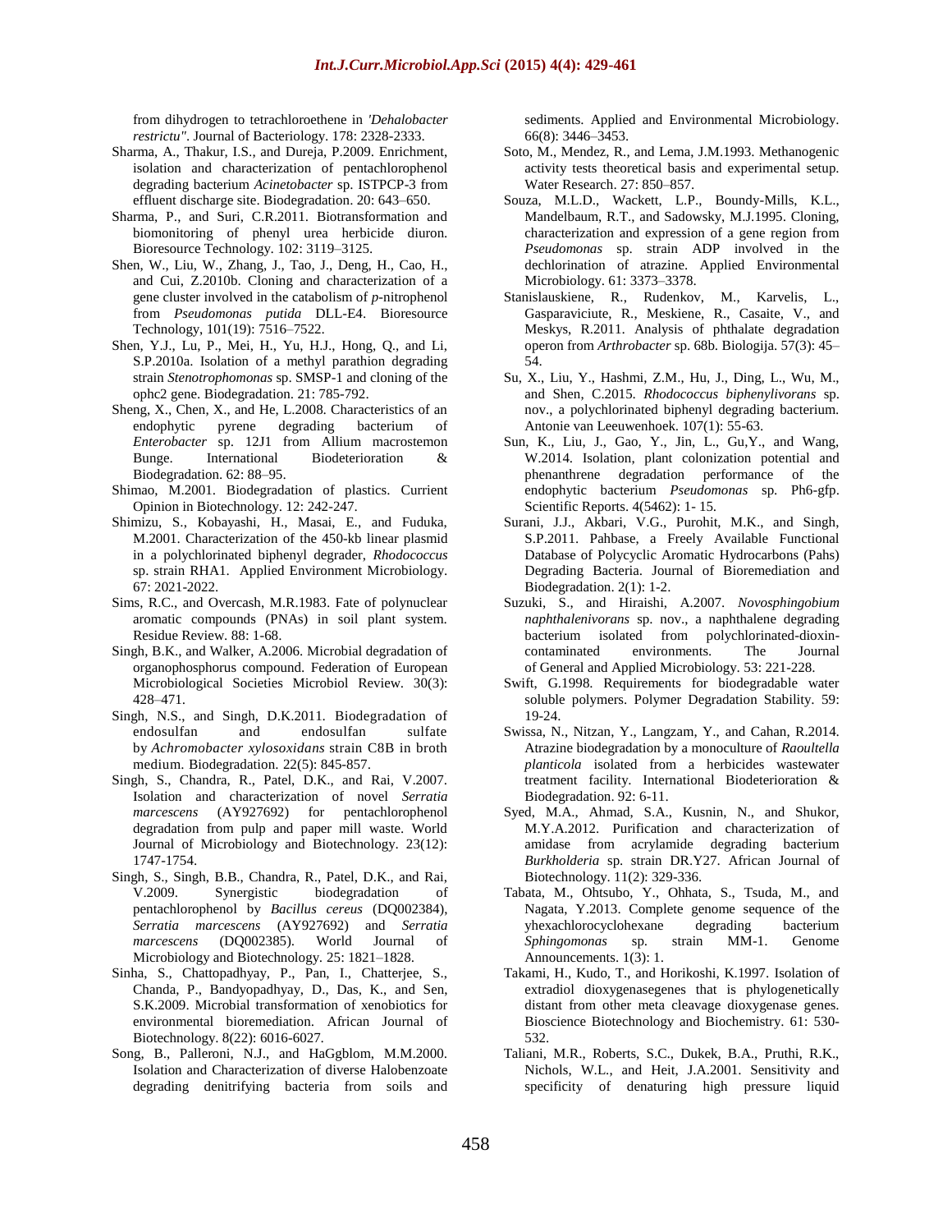from dihydrogen to tetrachloroethene in *'Dehalobacter restrictu"*. Journal of Bacteriology. 178: 2328-2333.

Sharma, A., Thakur, I.S., and Dureja, P.2009. Enrichment, isolation and characterization of pentachlorophenol degrading bacterium *Acinetobacter* sp. ISTPCP-3 from effluent discharge site. Biodegradation. 20: 643–650.

Sharma, P., and Suri, C.R.2011. Biotransformation and biomonitoring of phenyl urea herbicide diuron. Bioresource Technology. 102: 3119–3125.

Shen, W., Liu, W., Zhang, J., Tao, J., Deng, H., Cao, H., and Cui, Z.2010b. Cloning and characterization of a gene cluster involved in the catabolism of *p*-nitrophenol from *Pseudomonas putida* DLL-E4. Bioresource Technology, 101(19): 7516–7522.

Shen, Y.J., Lu, P., Mei, H., Yu, H.J., Hong, Q., and Li, S.P.2010a. Isolation of a methyl parathion degrading strain *Stenotrophomonas* sp. SMSP-1 and cloning of the ophc2 gene. Biodegradation. 21: 785-792.

Sheng, X., Chen, X., and He, L.2008. Characteristics of an endophytic pyrene degrading bacterium of *Enterobacter* sp. 12J1 from Allium macrostemon Bunge. International Biodeterioration & Biodegradation. 62: 88–95.

Shimao, M.2001. Biodegradation of plastics. Current Opinion in Biotechnology. 12: 242-247.

Shimizu, S., Kobayashi, H., Masai, E., and Fuduka, M.2001. Characterization of the 450-kb linear plasmid in a polychlorinated biphenyl degrader, *Rhodococcus* sp. strain RHA1. Applied Environment Microbiology. 67: 2021-2022.

Sims, R.C., and Overcash, M.R.1983. Fate of polynuclear aromatic compounds (PNAs) in soil plant system. Residue Review. 88: 1-68.

Singh, B.K., and Walker, A.2006. Microbial degradation of organophosphorus compound. Federation of European Microbiological Societies Microbiol Review. 30(3): 428–471.

Singh, N.S., and Singh, D.K.2011. Biodegradation of endosulfan and endosulfan sulfate by *Achromobacter xylosoxidans* strain C8B in broth medium. Biodegradation. 22(5): 845-857.

Singh, S., Chandra, R., Patel, D.K., and Rai, V.2007. Isolation and characterization of novel *Serratia marcescens* (AY927692) for pentachlorophenol degradation from pulp and paper mill waste. World Journal of Microbiology and Biotechnology. 23(12): 1747-1754.

Singh, S., Singh, B.B., Chandra, R., Patel, D.K., and Rai, V.2009. Synergistic biodegradation of pentachlorophenol by *Bacillus cereus* (DQ002384), *Serratia marcescens* (AY927692) and *Serratia marcescens* (DQ002385). World Journal of Microbiology and Biotechnology. 25: 1821–1828.

Sinha, S., Chattopadhyay, P., Pan, I., Chatterjee, S., Chanda, P., Bandyopadhyay, D., Das, K., and Sen, S.K.2009. Microbial transformation of xenobiotics for environmental bioremediation. African Journal of Biotechnology. 8(22): 6016-6027.

Song, B., Palleroni, N.J., and HaGgblom, M.M.2000. Isolation and Characterization of diverse Halobenzoate degrading denitrifying bacteria from soils and sediments. Applied and Environmental Microbiology. 66(8): 3446–3453.

Soto, M., Mendez, R., and Lema, J.M.1993. Methanogenic activity tests theoretical basis and experimental setup. Water Research. 27: 850–857.

Souza, M.L.D., Wackett, L.P., Boundy-Mills, K.L., Mandelbaum, R.T., and Sadowsky, M.J.1995. Cloning, characterization and expression of a gene region from *Pseudomonas* sp. strain ADP involved in the dechlorination of atrazine. Applied Environmental Microbiology. 61: 3373–3378.

Stanislauskiene, R., Rudenkov, M., Karvelis, L., Gasparaviciute, R., Meskiene, R., Casaite, V., and Meskys, R.2011. Analysis of phthalate degradation operon from *Arthrobacter* sp. 68b. Biologija. 57(3): 45–54.

Su, X., Liu, Y., Hashmi, Z.M., Hu, J., Ding, L., Wu, M., and Shen, C.2015. *Rhodococcus biphenylivorans* sp. nov., a polychlorinated biphenyl degrading bacterium. Antonie van Leeuwenhoek. 107(1): 55-63.

Sun, K., Liu, J., Gao, Y., Jin, L., Gu,Y., and Wang, W.2014. Isolation, plant colonization potential and phenanthrene degradation performance of the endophytic bacterium *Pseudomonas* sp. Ph6-gfp. Scientific Reports. 4(5462): 1- 15.

Surani, J.J., Akbari, V.G., Purohit, M.K., and Singh, S.P.2011. Pahbase, a Freely Available Functional Database of Polycyclic Aromatic Hydrocarbons (Pahs) Degrading Bacteria. Journal of Bioremediation and Biodegradation. 2(1): 1-2.

Suzuki, S., and Hiraishi, A.2007. *Novosphingobium naphthalenivorans* sp. nov., a naphthalene degrading bacterium isolated from polychlorinated-dioxin-contaminated environments. The Journal of General and Applied Microbiology. 53: 221-228.

Swift, G.1998. Requirements for biodegradable water soluble polymers. Polymer Degradation Stability. 59: 19-24.

Swissa, N., Nitzan, Y., Langzam, Y., and Cahan, R.2014. Atrazine biodegradation by a monoculture of *Raoultella planticola* isolated from a herbicides wastewater treatment facility. International Biodeterioration & Biodegradation. 92: 6-11.

Syed, M.A., Ahmad, S.A., Kusnin, N., and Shukor, M.Y.A.2012. Purification and characterization of amidase from acrylamide degrading bacterium *Burkholderia* sp. strain DR.Y27. African Journal of Biotechnology. 11(2): 329-336.

Tabata, M., Ohtsubo, Y., Ohhata, S., Tsuda, M., and Nagata, Y.2013. Complete genome sequence of the yhexachlorocyclohexane degrading bacterium *Sphingomonas* sp. strain MM-1. Genome Announcements. 1(3): 1.

Takami, H., Kudo, T., and Horikoshi, K.1997. Isolation of extradiol dioxygenasegenes that is phylogenetically distant from other meta cleavage dioxygenase genes. Bioscience Biotechnology and Biochemistry. 61: 530-532.

Taliani, M.R., Roberts, S.C., Dukek, B.A., Pruthi, R.K., Nichols, W.L., and Heit, J.A.2001. Sensitivity and specificity of denaturing high pressure liquid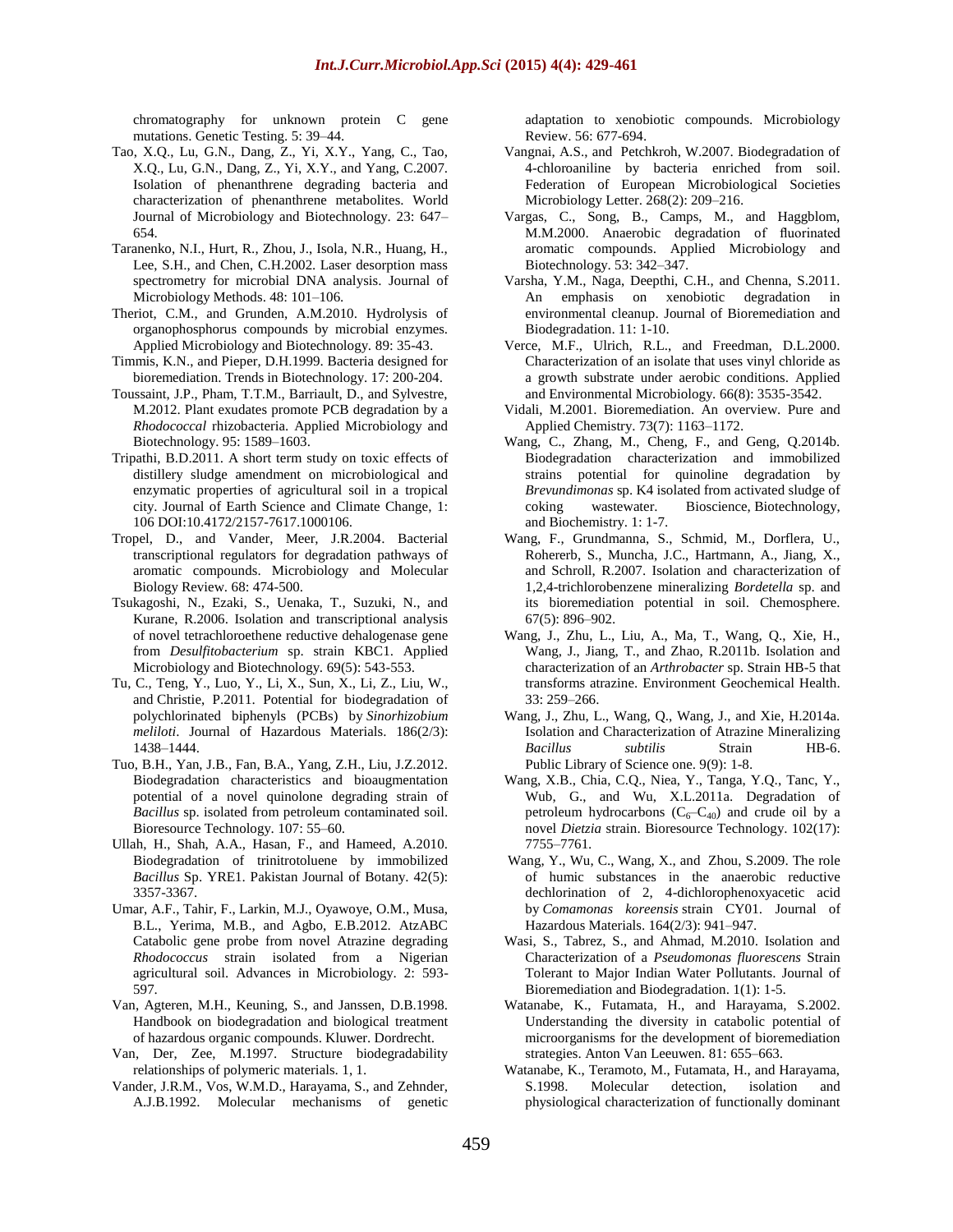chromatography for unknown protein C gene mutations. Genetic Testing. 5: 39–44.

Tao, X.Q., Lu, G.N., Dang, Z., Yi, X.Y., Yang, C., Tao, X.Q., Lu, G.N., Dang, Z., Yi, X.Y., and Yang, C.2007. Isolation of phenanthrene degrading bacteria and characterization of phenanthrene metabolites. World Journal of Microbiology and Biotechnology. 23: 647–654.

Taranenko, N.I., Hurt, R., Zhou, J., Isola, N.R., Huang, H., Lee, S.H., and Chen, C.H.2002. Laser desorption mass spectrometry for microbial DNA analysis. Journal of Microbiology Methods. 48: 101–106.

Theriot, C.M., and Grunden, A.M.2010. Hydrolysis of organophosphorus compounds by microbial enzymes. Applied Microbiology and Biotechnology. 89: 35-43.

Timmis, K.N., and Pieper, D.H.1999. Bacteria designed for bioremediation. Trends in Biotechnology. 17: 200-204.

Toussaint, J.P., Pham, T.T.M., Barriault, D., and Sylvestre, M.2012. Plant exudates promote PCB degradation by a *Rhodococcal* rhizobacteria. Applied Microbiology and Biotechnology. 95: 1589–1603.

Tripathi, B.D.2011. A short term study on toxic effects of distillery sludge amendment on microbiological and enzymatic properties of agricultural soil in a tropical city. Journal of Earth Science and Climate Change, 1: 106 DOI:10.4172/2157-7617.1000106.

Tropel, D., and Vander, Meer, J.R.2004. Bacterial transcriptional regulators for degradation pathways of aromatic compounds. Microbiology and Molecular Biology Review. 68: 474-500.

Tsukagoshi, N., Ezaki, S., Uenaka, T., Suzuki, N., and Kurane, R.2006. Isolation and transcriptional analysis of novel tetrachloroethene reductive dehalogenase gene from *Desulfitobacterium* sp. strain KBC1. Applied Microbiology and Biotechnology. 69(5): 543-553.

Tu, C., Teng, Y., Luo, Y., Li, X., Sun, X., Li, Z., Liu, W., and Christie, P.2011. Potential for biodegradation of polychlorinated biphenyls (PCBs) by *Sinorhizobium meliloti*. Journal of Hazardous Materials. 186(2/3): 1438–1444.

Tuo, B.H., Yan, J.B., Fan, B.A., Yang, Z.H., Liu, J.Z.2012. Biodegradation characteristics and bioaugmentation potential of a novel quinolone degrading strain of *Bacillus* sp. isolated from petroleum contaminated soil. Bioresource Technology. 107: 55–60.

Ullah, H., Shah, A.A., Hasan, F., and Hameed, A.2010. Biodegradation of trinitrotoluene by immobilized *Bacillus* Sp. YRE1. Pakistan Journal of Botany. 42(5): 3357-3367.

Umar, A.F., Tahir, F., Larkin, M.J., Oyawoye, O.M., Musa, B.L., Yerima, M.B., and Agbo, E.B.2012. AtzABC Catabolic gene probe from novel Atrazine degrading *Rhodococcus* strain isolated from a Nigerian agricultural soil. Advances in Microbiology. 2: 593-597.

Van, Agteren, M.H., Keuning, S., and Janssen, D.B.1998. Handbook on biodegradation and biological treatment of hazardous organic compounds. Kluwer. Dordrecht.

Van, Der, Zee, M.1997. Structure biodegradability relationships of polymeric materials. 1, 1.

Vander, J.R.M., Vos, W.M.D., Harayama, S., and Zehnder, A.J.B.1992. Molecular mechanisms of genetic adaptation to xenobiotic compounds. Microbiology Review. 56: 677-694.

Vangnai, A.S., and Petchkroh, W.2007. Biodegradation of 4-chloroaniline by bacteria enriched from soil. Federation of European Microbiological Societies Microbiology Letter. 268(2): 209–216.

Vargas, C., Song, B., Camps, M., and Haggblom, M.M.2000. Anaerobic degradation of fluorinated aromatic compounds. Applied Microbiology and Biotechnology. 53: 342–347.

Varsha, Y.M., Naga, Deepthi, C.H., and Chenna, S.2011. An emphasis on xenobiotic degradation in environmental cleanup. Journal of Bioremediation and Biodegradation. 11: 1-10.

Verce, M.F., Ulrich, R.L., and Freedman, D.L.2000. Characterization of an isolate that uses vinyl chloride as a growth substrate under aerobic conditions. Applied and Environmental Microbiology. 66(8): 3535-3542.

Vidali, M.2001. Bioremediation. An overview. Pure and Applied Chemistry. 73(7): 1163–1172.

Wang, C., Zhang, M., Cheng, F., and Geng, Q.2014b. Biodegradation characterization and immobilized strains potential for quinoline degradation by *Brevundimonas* sp. K4 isolated from activated sludge of coking wastewater. Bioscience, Biotechnology, and Biochemistry. 1: 1-7.

Wang, F., Grundmanna, S., Schmid, M., Dorflera, U., Rohererb, S., Muncha, J.C., Hartmann, A., Jiang, X., and Schroll, R.2007. Isolation and characterization of 1,2,4-trichlorobenzene mineralizing *Bordetella* sp. and its bioremediation potential in soil. Chemosphere. 67(5): 896–902.

Wang, J., Zhu, L., Liu, A., Ma, T., Wang, Q., Xie, H., Wang, J., Jiang, T., and Zhao, R.2011b. Isolation and characterization of an *Arthrobacter* sp. Strain HB-5 that transforms atrazine. Environment Geochemical Health. 33: 259–266.

Wang, J., Zhu, L., Wang, Q., Wang, J., and Xie, H.2014a. Isolation and Characterization of Atrazine Mineralizing *Bacillus subtilis* Strain HB-6. Public Library of Science one. 9(9): 1-8.

Wang, X.B., Chia, C.Q., Niea, Y., Tanga, Y.Q., Tanc, Y., Wub, G., and Wu, X.L.2011a. Degradation of petroleum hydrocarbons ($C_6$–$C_{40}$) and crude oil by a novel *Dietzia* strain. Bioresource Technology. 102(17): 7755–7761.

Wang, Y., Wu, C., Wang, X., and Zhou, S.2009. The role of humic substances in the anaerobic reductive dechlorination of 2, 4-dichlorophenoxyacetic acid by *Comamonas koreensis* strain CY01. Journal of Hazardous Materials. 164(2/3): 941–947.

Wasi, S., Tabrez, S., and Ahmad, M.2010. Isolation and Characterization of a *Pseudomonas fluorescens* Strain Tolerant to Major Indian Water Pollutants. Journal of Bioremediation and Biodegradation. 1(1): 1-5.

Watanabe, K., Futamata, H., and Harayama, S.2002. Understanding the diversity in catabolic potential of microorganisms for the development of bioremediation strategies. Anton Van Leeuwen. 81: 655–663.

Watanabe, K., Teramoto, M., Futamata, H., and Harayama, S.1998. Molecular detection, isolation and physiological characterization of functionally dominant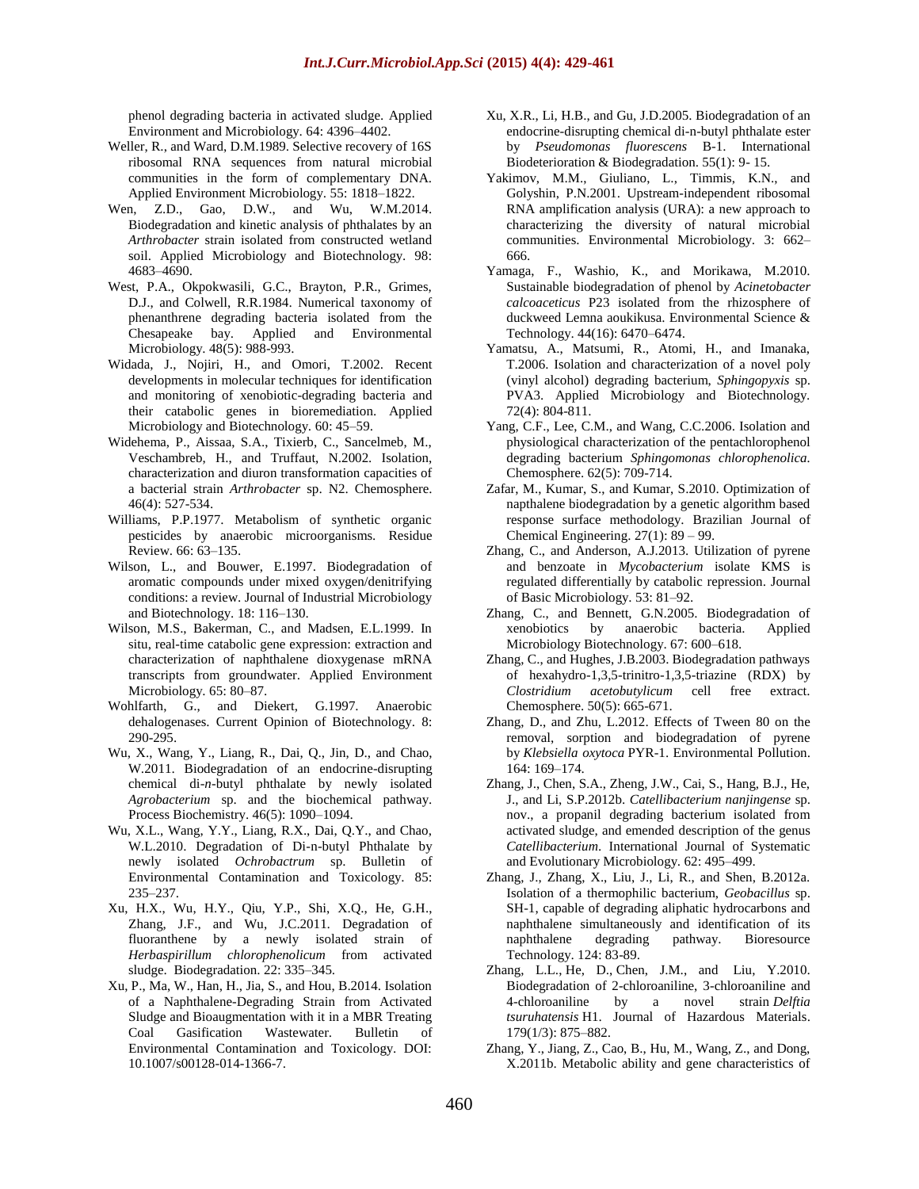phenol degrading bacteria in activated sludge. Applied Environment and Microbiology. 64: 4396–4402.

Weller, R., and Ward, D.M.1989. Selective recovery of 16S ribosomal RNA sequences from natural microbial communities in the form of complementary DNA. Applied Environment Microbiology. 55: 1818–1822.

Wen, Z.D., Gao, D.W., and Wu, W.M.2014. Biodegradation and kinetic analysis of phthalates by an *Arthrobacter* strain isolated from constructed wetland soil. Applied Microbiology and Biotechnology. 98: 4683–4690.

West, P.A., Okpokwasili, G.C., Brayton, P.R., Grimes, D.J., and Colwell, R.R.1984. Numerical taxonomy of phenanthrene degrading bacteria isolated from the Chesapeake bay. Applied and Environmental Microbiology. 48(5): 988-993.

Widada, J., Nojiri, H., and Omori, T.2002. Recent developments in molecular techniques for identification and monitoring of xenobiotic-degrading bacteria and their catabolic genes in bioremediation. Applied Microbiology and Biotechnology. 60: 45–59.

Widehema, P., Aissaa, S.A., Tixierb, C., Sancelmeb, M., Veschambreb, H., and Truffaut, N.2002. Isolation, characterization and diuron transformation capacities of a bacterial strain *Arthrobacter* sp. N2. Chemosphere. 46(4): 527-534.

Williams, P.P.1977. Metabolism of synthetic organic pesticides by anaerobic microorganisms. Residue Review. 66: 63–135.

Wilson, L., and Bouwer, E.1997. Biodegradation of aromatic compounds under mixed oxygen/denitrifying conditions: a review. Journal of Industrial Microbiology and Biotechnology. 18: 116–130.

Wilson, M.S., Bakerman, C., and Madsen, E.L.1999. In situ, real-time catabolic gene expression: extraction and characterization of naphthalene dioxygenase mRNA transcripts from groundwater. Applied Environment Microbiology. 65: 80–87.

Wohlfarth, G., and Diekert, G.1997. Anaerobic dehalogenases. Current Opinion of Biotechnology. 8: 290-295.

Wu, X., Wang, Y., Liang, R., Dai, Q., Jin, D., and Chao, W.2011. Biodegradation of an endocrine-disrupting chemical di-*n*-butyl phthalate by newly isolated *Agrobacterium* sp. and the biochemical pathway. Process Biochemistry. 46(5): 1090–1094.

Wu, X.L., Wang, Y.Y., Liang, R.X., Dai, Q.Y., and Chao, W.L.2010. Degradation of Di-n-butyl Phthalate by newly isolated *Ochrobactrum* sp. Bulletin of Environmental Contamination and Toxicology. 85: 235–237.

Xu, H.X., Wu, H.Y., Qiu, Y.P., Shi, X.Q., He, G.H., Zhang, J.F., and Wu, J.C.2011. Degradation of fluoranthene by a newly isolated strain of *Herbaspirillum chlorophenolicum* from activated sludge. Biodegradation. 22: 335–345.

Xu, P., Ma, W., Han, H., Jia, S., and Hou, B.2014. Isolation of a Naphthalene-Degrading Strain from Activated Sludge and Bioaugmentation with it in a MBR Treating Coal Gasification Wastewater. Bulletin of Environmental Contamination and Toxicology. DOI: 10.1007/s00128-014-1366-7.

Xu, X.R., Li, H.B., and Gu, J.D.2005. Biodegradation of an endocrine-disrupting chemical di-n-butyl phthalate ester by *Pseudomonas fluorescens* B-1. International Biodeterioration & Biodegradation. 55(1): 9- 15.

Yakimov, M.M., Giuliano, L., Timmis, K.N., and Golyshin, P.N.2001. Upstream-independent ribosomal RNA amplification analysis (URA): a new approach to characterizing the diversity of natural microbial communities. Environmental Microbiology. 3: 662–666.

Yamaga, F., Washio, K., and Morikawa, M.2010. Sustainable biodegradation of phenol by *Acinetobacter calcoaceticus* P23 isolated from the rhizosphere of duckweed Lemna aoukikusa. Environmental Science & Technology. 44(16): 6470–6474.

Yamatsu, A., Matsumi, R., Atomi, H., and Imanaka, T.2006. Isolation and characterization of a novel poly (vinyl alcohol) degrading bacterium, *Sphingopyxis* sp. PVA3. Applied Microbiology and Biotechnology. 72(4): 804-811.

Yang, C.F., Lee, C.M., and Wang, C.C.2006. Isolation and physiological characterization of the pentachlorophenol degrading bacterium *Sphingomonas chlorophenolica*. Chemosphere. 62(5): 709-714.

Zafar, M., Kumar, S., and Kumar, S.2010. Optimization of napthalene biodegradation by a genetic algorithm based response surface methodology. Brazilian Journal of Chemical Engineering. 27(1): 89 – 99.

Zhang, C., and Anderson, A.J.2013. Utilization of pyrene and benzoate in *Mycobacterium* isolate KMS is regulated differentially by catabolic repression. Journal of Basic Microbiology. 53: 81–92.

Zhang, C., and Bennett, G.N.2005. Biodegradation of xenobiotics by anaerobic bacteria. Applied Microbiology Biotechnology. 67: 600–618.

Zhang, C., and Hughes, J.B.2003. Biodegradation pathways of hexahydro-1,3,5-trinitro-1,3,5-triazine (RDX) by *Clostridium acetobutylicum* cell free extract. Chemosphere. 50(5): 665-671.

Zhang, D., and Zhu, L.2012. Effects of Tween 80 on the removal, sorption and biodegradation of pyrene by *Klebsiella oxytoca* PYR-1. Environmental Pollution. 164: 169–174.

Zhang, J., Chen, S.A., Zheng, J.W., Cai, S., Hang, B.J., He, J., and Li, S.P.2012b. *Catellibacterium nanjingense* sp. nov., a propanil degrading bacterium isolated from activated sludge, and emended description of the genus *Catellibacterium*. International Journal of Systematic and Evolutionary Microbiology. 62: 495–499.

Zhang, J., Zhang, X., Liu, J., Li, R., and Shen, B.2012a. Isolation of a thermophilic bacterium, *Geobacillus* sp. SH-1, capable of degrading aliphatic hydrocarbons and naphthalene simultaneously and identification of its naphthalene degrading pathway. Bioresource Technology. 124: 83-89.

Zhang, L.L., He, D., Chen, J.M., and Liu, Y.2010. Biodegradation of 2-chloroaniline, 3-chloroaniline and 4-chloroaniline by a novel strain *Delftia tsuruhatensis* H1. Journal of Hazardous Materials. 179(1/3): 875–882.

Zhang, Y., Jiang, Z., Cao, B., Hu, M., Wang, Z., and Dong, X.2011b. Metabolic ability and gene characteristics of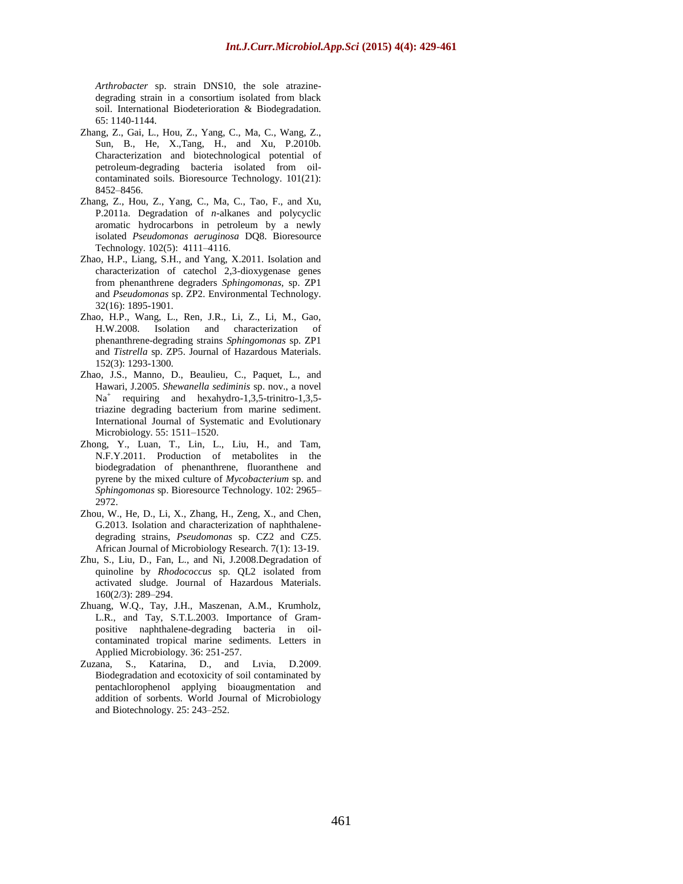*Arthrobacter* sp. strain DNS10, the sole atrazine-degrading strain in a consortium isolated from black soil. International Biodeterioration & Biodegradation. 65: 1140-1144.

Zhang, Z., Gai, L., Hou, Z., Yang, C., Ma, C., Wang, Z., Sun, B., He, X.,Tang, H., and Xu, P.2010b. Characterization and biotechnological potential of petroleum-degrading bacteria isolated from oil-contaminated soils. Bioresource Technology. 101(21): 8452–8456.

Zhang, Z., Hou, Z., Yang, C., Ma, C., Tao, F., and Xu, P.2011a. Degradation of *n*-alkanes and polycyclic aromatic hydrocarbons in petroleum by a newly isolated *Pseudomonas aeruginosa* DQ8. Bioresource Technology. 102(5): 4111–4116.

Zhao, H.P., Liang, S.H., and Yang, X.2011. Isolation and characterization of catechol 2,3-dioxygenase genes from phenanthrene degraders *Sphingomonas*, sp. ZP1 and *Pseudomonas* sp. ZP2. Environmental Technology. 32(16): 1895-1901.

Zhao, H.P., Wang, L., Ren, J.R., Li, Z., Li, M., Gao, H.W.2008. Isolation and characterization of phenanthrene-degrading strains *Sphingomonas* sp. ZP1 and *Tistrella* sp. ZP5. Journal of Hazardous Materials. 152(3): 1293-1300.

Zhao, J.S., Manno, D., Beaulieu, C., Paquet, L., and Hawari, J.2005. *Shewanella sediminis* sp. nov., a novel $Na^+$ requiring and hexahydro-1,3,5-trinitro-1,3,5-triazine degrading bacterium from marine sediment. International Journal of Systematic and Evolutionary Microbiology. 55: 1511–1520.

Zhong, Y., Luan, T., Lin, L., Liu, H., and Tam, N.F.Y.2011. Production of metabolites in the biodegradation of phenanthrene, fluoranthene and pyrene by the mixed culture of *Mycobacterium* sp. and *Sphingomonas* sp. Bioresource Technology. 102: 2965–2972.

Zhou, W., He, D., Li, X., Zhang, H., Zeng, X., and Chen, G.2013. Isolation and characterization of naphthalene-degrading strains, *Pseudomonas* sp. CZ2 and CZ5. African Journal of Microbiology Research. 7(1): 13-19.

Zhu, S., Liu, D., Fan, L., and Ni, J.2008.Degradation of quinoline by *Rhodococcus* sp. QL2 isolated from activated sludge. Journal of Hazardous Materials. 160(2/3): 289–294.

Zhuang, W.Q., Tay, J.H., Maszenan, A.M., Krumholz, L.R., and Tay, S.T.L.2003. Importance of Gram-positive naphthalene-degrading bacteria in oil-contaminated tropical marine sediments. Letters in Applied Microbiology. 36: 251-257.

Zuzana, S., Katarina, D., and Lıvia, D.2009. Biodegradation and ecotoxicity of soil contaminated by pentachlorophenol applying bioaugmentation and addition of sorbents. World Journal of Microbiology and Biotechnology. 25: 243–252.